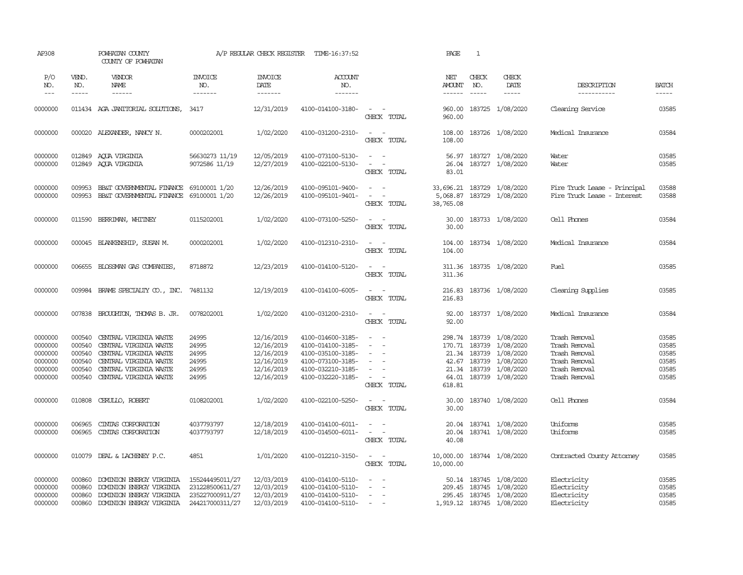AP308 POWHATAN COUNTY A/P REGULAR CHECK REGISTER TIME-16:37:52 PAGE 1

COUNTY OF POWHATAN

| P/O NO. | VEND. NO. | VENDOR NAME | INVOICE NO. | INVOICE DATE | ACCOUNT NO. | | NET AMOUNT | CHECK NO. | CHECK DATE | DESCRIPTION | BATCH |
|---|---|---|---|---|---|---|---|---|---|---|---|
| --- | ----- | ------ | ------- | ------- | ------- | | ------ | ----- | ----- | ----------- | ----- |
| 0000000 | 011434 | AGA JANITORIAL SOLUTIONS, | 3417 | 12/31/2019 | 4100-014100-3180- | - - | 960.00 | 183725 | 1/08/2020 | Cleaning Service | 03585 |
| | | | | | | CHECK TOTAL | 960.00 | | | | |
| 0000000 | 000020 | ALEXANDER, NANCY N. | 0000202001 | 1/02/2020 | 4100-031200-2310- | - - | 108.00 | 183726 | 1/08/2020 | Medical Insurance | 03584 |
| | | | | | | CHECK TOTAL | 108.00 | | | | |
| 0000000 | 012849 | AQUA VIRGINIA | 56630273 11/19 | 12/05/2019 | 4100-073100-5130- | - - | 56.97 | 183727 | 1/08/2020 | Water | 03585 |
| 0000000 | 012849 | AQUA VIRGINIA | 9072586 11/19 | 12/27/2019 | 4100-022100-5130- | - - | 26.04 | 183727 | 1/08/2020 | Water | 03585 |
| | | | | | | CHECK TOTAL | 83.01 | | | | |
| 0000000 | 009953 | BB&T GOVERNMENTAL FINANCE | 69100001 1/20 | 12/26/2019 | 4100-095101-9400- | - - | 33,696.21 | 183729 | 1/08/2020 | Fire Truck Lease - Principal | 03588 |
| 0000000 | 009953 | BB&T GOVERNMENTAL FINANCE | 69100001 1/20 | 12/26/2019 | 4100-095101-9401- | - - | 5,068.87 | 183729 | 1/08/2020 | Fire Truck Lease - Interest | 03588 |
| | | | | | | CHECK TOTAL | 38,765.08 | | | | |
| 0000000 | 011590 | BERRIMAN, WHITNEY | 0115202001 | 1/02/2020 | 4100-073100-5250- | - - | 30.00 | 183733 | 1/08/2020 | Cell Phones | 03584 |
| | | | | | | CHECK TOTAL | 30.00 | | | | |
| 0000000 | 000045 | BLANKENSHIP, SUSAN M. | 0000202001 | 1/02/2020 | 4100-012310-2310- | - - | 104.00 | 183734 | 1/08/2020 | Medical Insurance | 03584 |
| | | | | | | CHECK TOTAL | 104.00 | | | | |
| 0000000 | 006655 | BLOSSMAN GAS COMPANIES, | 8718872 | 12/23/2019 | 4100-014100-5120- | - - | 311.36 | 183735 | 1/08/2020 | Fuel | 03585 |
| | | | | | | CHECK TOTAL | 311.36 | | | | |
| 0000000 | 009984 | BRAME SPECIALTY CO., INC. | 7481132 | 12/19/2019 | 4100-014100-6005- | - - | 216.83 | 183736 | 1/08/2020 | Cleaning Supplies | 03585 |
| | | | | | | CHECK TOTAL | 216.83 | | | | |
| 0000000 | 007838 | BROUGHTON, THOMAS B. JR. | 0078202001 | 1/02/2020 | 4100-031200-2310- | - - | 92.00 | 183737 | 1/08/2020 | Medical Insurance | 03584 |
| | | | | | | CHECK TOTAL | 92.00 | | | | |
| 0000000 | 000540 | CENTRAL VIRGINIA WASTE | 24995 | 12/16/2019 | 4100-014600-3185- | - - | 298.74 | 183739 | 1/08/2020 | Trash Removal | 03585 |
| 0000000 | 000540 | CENTRAL VIRGINIA WASTE | 24995 | 12/16/2019 | 4100-014100-3185- | - - | 170.71 | 183739 | 1/08/2020 | Trash Removal | 03585 |
| 0000000 | 000540 | CENTRAL VIRGINIA WASTE | 24995 | 12/16/2019 | 4100-035100-3185- | - - | 21.34 | 183739 | 1/08/2020 | Trash Removal | 03585 |
| 0000000 | 000540 | CENTRAL VIRGINIA WASTE | 24995 | 12/16/2019 | 4100-073100-3185- | - - | 42.67 | 183739 | 1/08/2020 | Trash Removal | 03585 |
| 0000000 | 000540 | CENTRAL VIRGINIA WASTE | 24995 | 12/16/2019 | 4100-032210-3185- | - - | 21.34 | 183739 | 1/08/2020 | Trash Removal | 03585 |
| 0000000 | 000540 | CENTRAL VIRGINIA WASTE | 24995 | 12/16/2019 | 4100-032220-3185- | - - | 64.01 | 183739 | 1/08/2020 | Trash Removal | 03585 |
| | | | | | | CHECK TOTAL | 618.81 | | | | |
| 0000000 | 010808 | CERULLO, ROBERT | 0108202001 | 1/02/2020 | 4100-022100-5250- | - - | 30.00 | 183740 | 1/08/2020 | Cell Phones | 03584 |
| | | | | | | CHECK TOTAL | 30.00 | | | | |
| 0000000 | 006965 | CINTAS CORPORATION | 4037793797 | 12/18/2019 | 4100-014100-6011- | - - | 20.04 | 183741 | 1/08/2020 | Uniforms | 03585 |
| 0000000 | 006965 | CINTAS CORPORATION | 4037793797 | 12/18/2019 | 4100-014500-6011- | - - | 20.04 | 183741 | 1/08/2020 | Uniforms | 03585 |
| | | | | | | CHECK TOTAL | 40.08 | | | | |
| 0000000 | 010079 | DEAL & LACHENEY P.C. | 4851 | 1/01/2020 | 4100-012210-3150- | - - | 10,000.00 | 183744 | 1/08/2020 | Contracted County Attorney | 03585 |
| | | | | | | CHECK TOTAL | 10,000.00 | | | | |
| 0000000 | 000860 | DOMINION ENERGY VIRGINIA | 155244495011/27 | 12/03/2019 | 4100-014100-5110- | - - | 50.14 | 183745 | 1/08/2020 | Electricity | 03585 |
| 0000000 | 000860 | DOMINION ENERGY VIRGINIA | 231228500611/27 | 12/03/2019 | 4100-014100-5110- | - - | 209.45 | 183745 | 1/08/2020 | Electricity | 03585 |
| 0000000 | 000860 | DOMINION ENERGY VIRGINIA | 235227000911/27 | 12/03/2019 | 4100-014100-5110- | - - | 295.45 | 183745 | 1/08/2020 | Electricity | 03585 |
| 0000000 | 000860 | DOMINION ENERGY VIRGINIA | 244217000311/27 | 12/03/2019 | 4100-014100-5110- | - - | 1,919.12 | 183745 | 1/08/2020 | Electricity | 03585 |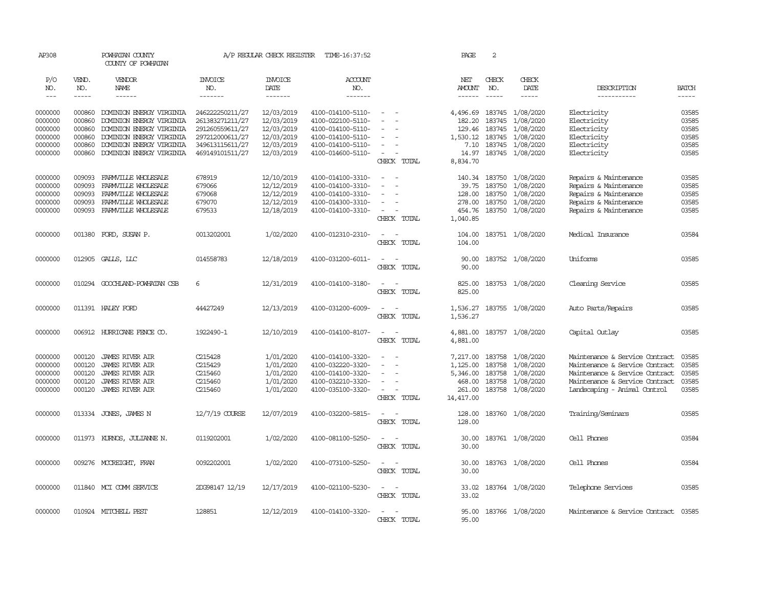AP308 POWHATAN COUNTY A/P REGULAR CHECK REGISTER TIME-16:37:52 PAGE 2

COUNTY OF POWHATAN

| P/O NO. | VEND. NO. | VENDOR NAME | INVOICE NO. | INVOICE DATE | ACCOUNT NO. | | NET AMOUNT | CHECK NO. | CHECK DATE | DESCRIPTION | BATCH |
|---|---|---|---|---|---|---|---|---|---|---|---|
| --- | ----- | ------ | ------- | ------- | ------- | | ------ | ----- | ----- | ----------- | ----- |
| 0000000 | 000860 | DOMINION ENERGY VIRGINIA | 246222250211/27 | 12/03/2019 | 4100-014100-5110- | - - | 4,496.69 | 183745 | 1/08/2020 | Electricity | 03585 |
| 0000000 | 000860 | DOMINION ENERGY VIRGINIA | 261383271211/27 | 12/03/2019 | 4100-022100-5110- | - - | 182.20 | 183745 | 1/08/2020 | Electricity | 03585 |
| 0000000 | 000860 | DOMINION ENERGY VIRGINIA | 291260559611/27 | 12/03/2019 | 4100-014100-5110- | - - | 129.46 | 183745 | 1/08/2020 | Electricity | 03585 |
| 0000000 | 000860 | DOMINION ENERGY VIRGINIA | 297212000611/27 | 12/03/2019 | 4100-014100-5110- | - - | 1,530.12 | 183745 | 1/08/2020 | Electricity | 03585 |
| 0000000 | 000860 | DOMINION ENERGY VIRGINIA | 349613115611/27 | 12/03/2019 | 4100-014100-5110- | - - | 7.10 | 183745 | 1/08/2020 | Electricity | 03585 |
| 0000000 | 000860 | DOMINION ENERGY VIRGINIA | 469149101511/27 | 12/03/2019 | 4100-014600-5110- | - - | 14.97 | 183745 | 1/08/2020 | Electricity | 03585 |
| | | | | | | CHECK TOTAL | 8,834.70 | | | | |
| 0000000 | 009093 | FARMVILLE WHOLESALE | 678919 | 12/10/2019 | 4100-014100-3310- | - - | 140.34 | 183750 | 1/08/2020 | Repairs & Maintenance | 03585 |
| 0000000 | 009093 | FARMVILLE WHOLESALE | 679066 | 12/12/2019 | 4100-014100-3310- | - - | 39.75 | 183750 | 1/08/2020 | Repairs & Maintenance | 03585 |
| 0000000 | 009093 | FARMVILLE WHOLESALE | 679068 | 12/12/2019 | 4100-014100-3310- | - - | 128.00 | 183750 | 1/08/2020 | Repairs & Maintenance | 03585 |
| 0000000 | 009093 | FARMVILLE WHOLESALE | 679070 | 12/12/2019 | 4100-014300-3310- | - - | 278.00 | 183750 | 1/08/2020 | Repairs & Maintenance | 03585 |
| 0000000 | 009093 | FARMVILLE WHOLESALE | 679533 | 12/18/2019 | 4100-014100-3310- | - - | 454.76 | 183750 | 1/08/2020 | Repairs & Maintenance | 03585 |
| | | | | | | CHECK TOTAL | 1,040.85 | | | | |
| 0000000 | 001380 | FORD, SUSAN P. | 0013202001 | 1/02/2020 | 4100-012310-2310- | - - | 104.00 | 183751 | 1/08/2020 | Medical Insurance | 03584 |
| | | | | | | CHECK TOTAL | 104.00 | | | | |
| 0000000 | 012905 | GALLS, LLC | 014558783 | 12/18/2019 | 4100-031200-6011- | - - | 90.00 | 183752 | 1/08/2020 | Uniforms | 03585 |
| | | | | | | CHECK TOTAL | 90.00 | | | | |
| 0000000 | 010294 | GOOCHLAND-POWHATAN CSB | 6 | 12/31/2019 | 4100-014100-3180- | - - | 825.00 | 183753 | 1/08/2020 | Cleaning Service | 03585 |
| | | | | | | CHECK TOTAL | 825.00 | | | | |
| 0000000 | 011391 | HALEY FORD | 44427249 | 12/13/2019 | 4100-031200-6009- | - - | 1,536.27 | 183755 | 1/08/2020 | Auto Parts/Repairs | 03585 |
| | | | | | | CHECK TOTAL | 1,536.27 | | | | |
| 0000000 | 006912 | HURRICANE FENCE CO. | 1922490-1 | 12/10/2019 | 4100-014100-8107- | - - | 4,881.00 | 183757 | 1/08/2020 | Capital Outlay | 03585 |
| | | | | | | CHECK TOTAL | 4,881.00 | | | | |
| 0000000 | 000120 | JAMES RIVER AIR | C215428 | 1/01/2020 | 4100-014100-3320- | - - | 7,217.00 | 183758 | 1/08/2020 | Maintenance & Service Contract | 03585 |
| 0000000 | 000120 | JAMES RIVER AIR | C215429 | 1/01/2020 | 4100-032220-3320- | - - | 1,125.00 | 183758 | 1/08/2020 | Maintenance & Service Contract | 03585 |
| 0000000 | 000120 | JAMES RIVER AIR | C215460 | 1/01/2020 | 4100-014100-3320- | - - | 5,346.00 | 183758 | 1/08/2020 | Maintenance & Service Contract | 03585 |
| 0000000 | 000120 | JAMES RIVER AIR | C215460 | 1/01/2020 | 4100-032210-3320- | - - | 468.00 | 183758 | 1/08/2020 | Maintenance & Service Contract | 03585 |
| 0000000 | 000120 | JAMES RIVER AIR | C215460 | 1/01/2020 | 4100-035100-3320- | - - | 261.00 | 183758 | 1/08/2020 | Landscaping - Animal Control | 03585 |
| | | | | | | CHECK TOTAL | 14,417.00 | | | | |
| 0000000 | 013334 | JONES, JAMES N | 12/7/19 COURSE | 12/07/2019 | 4100-032200-5815- | - - | 128.00 | 183760 | 1/08/2020 | Training/Seminars | 03585 |
| | | | | | | CHECK TOTAL | 128.00 | | | | |
| 0000000 | 011973 | KURNOS, JULIANNE N. | 0119202001 | 1/02/2020 | 4100-081100-5250- | - - | 30.00 | 183761 | 1/08/2020 | Cell Phones | 03584 |
| | | | | | | CHECK TOTAL | 30.00 | | | | |
| 0000000 | 009276 | MCCREIGHT, FRAN | 0092202001 | 1/02/2020 | 4100-073100-5250- | - - | 30.00 | 183763 | 1/08/2020 | Cell Phones | 03584 |
| | | | | | | CHECK TOTAL | 30.00 | | | | |
| 0000000 | 011840 | MCI COMM SERVICE | 2DG98147 12/19 | 12/17/2019 | 4100-021100-5230- | - - | 33.02 | 183764 | 1/08/2020 | Telephone Services | 03585 |
| | | | | | | CHECK TOTAL | 33.02 | | | | |
| 0000000 | 010924 | MITCHELL PEST | 128851 | 12/12/2019 | 4100-014100-3320- | - - | 95.00 | 183766 | 1/08/2020 | Maintenance & Service Contract | 03585 |
| | | | | | | CHECK TOTAL | 95.00 | | | | |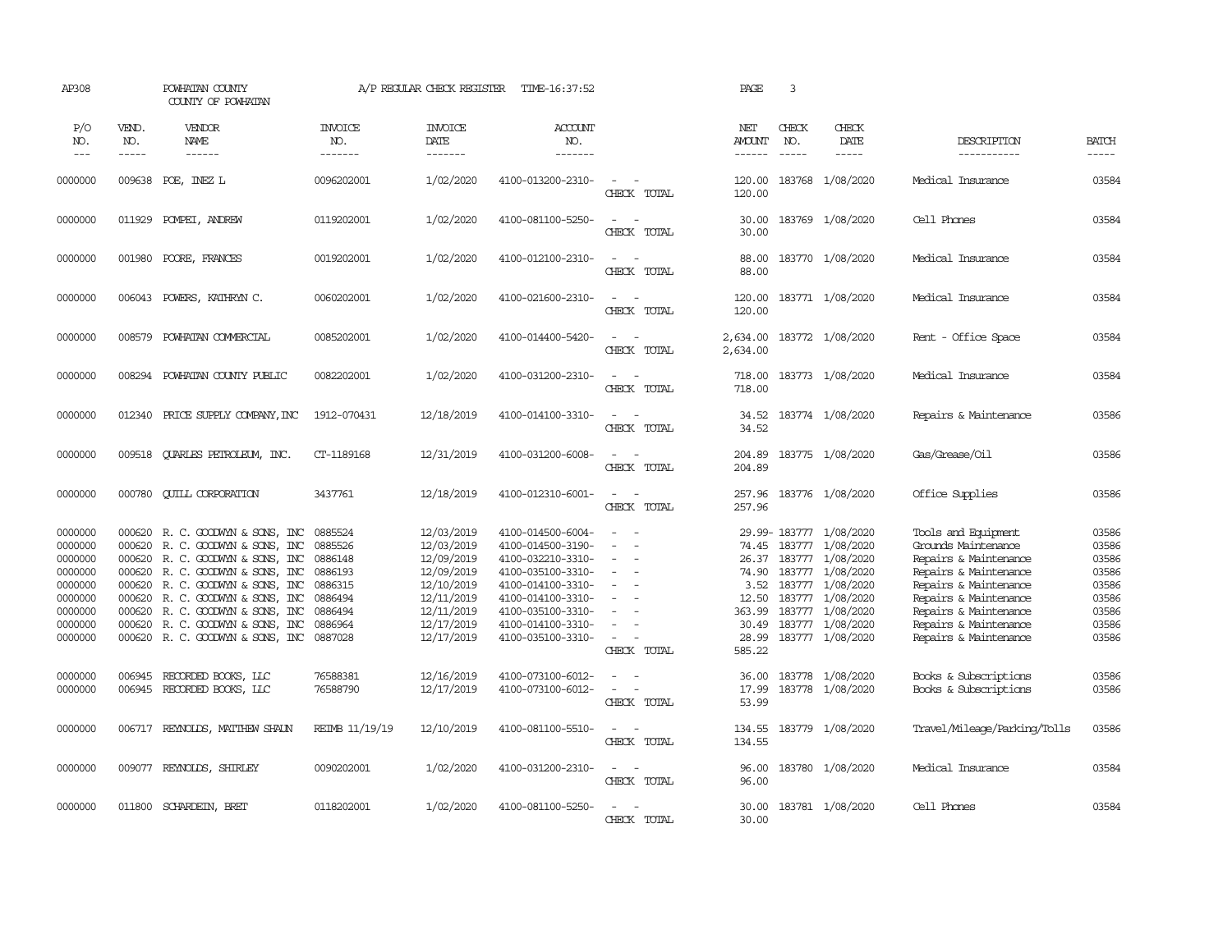AP308 POWHATAN COUNTY A/P REGULAR CHECK REGISTER TIME-16:37:52 PAGE 3

COUNTY OF POWHATAN

| P/O NO. | VEND. NO. | VENDOR NAME | INVOICE NO. | INVOICE DATE | ACCOUNT NO. | | NET AMOUNT | CHECK NO. | CHECK DATE | DESCRIPTION | BATCH |
|---|---|---|---|---|---|---|---|---|---|---|---|
| 0000000 | 009638 | POE, INEZ L | 0096202001 | 1/02/2020 | 4100-013200-2310- | - - | 120.00 | 183768 | 1/08/2020 | Medical Insurance | 03584 |
| | | | | | | CHECK TOTAL | 120.00 | | | | |
| 0000000 | 011929 | POMPEI, ANDREW | 0119202001 | 1/02/2020 | 4100-081100-5250- | - - | 30.00 | 183769 | 1/08/2020 | Cell Phones | 03584 |
| | | | | | | CHECK TOTAL | 30.00 | | | | |
| 0000000 | 001980 | POORE, FRANCES | 0019202001 | 1/02/2020 | 4100-012100-2310- | - - | 88.00 | 183770 | 1/08/2020 | Medical Insurance | 03584 |
| | | | | | | CHECK TOTAL | 88.00 | | | | |
| 0000000 | 006043 | POWERS, KATHRYN C. | 0060202001 | 1/02/2020 | 4100-021600-2310- | - - | 120.00 | 183771 | 1/08/2020 | Medical Insurance | 03584 |
| | | | | | | CHECK TOTAL | 120.00 | | | | |
| 0000000 | 008579 | POWHATAN COMMERCIAL | 0085202001 | 1/02/2020 | 4100-014400-5420- | - - | 2,634.00 | 183772 | 1/08/2020 | Rent - Office Space | 03584 |
| | | | | | | CHECK TOTAL | 2,634.00 | | | | |
| 0000000 | 008294 | POWHATAN COUNTY PUBLIC | 0082202001 | 1/02/2020 | 4100-031200-2310- | - - | 718.00 | 183773 | 1/08/2020 | Medical Insurance | 03584 |
| | | | | | | CHECK TOTAL | 718.00 | | | | |
| 0000000 | 012340 | PRICE SUPPLY COMPANY,INC | 1912-070431 | 12/18/2019 | 4100-014100-3310- | - - | 34.52 | 183774 | 1/08/2020 | Repairs & Maintenance | 03586 |
| | | | | | | CHECK TOTAL | 34.52 | | | | |
| 0000000 | 009518 | QUARLES PETROLEUM, INC. | CT-1189168 | 12/31/2019 | 4100-031200-6008- | - - | 204.89 | 183775 | 1/08/2020 | Gas/Grease/Oil | 03586 |
| | | | | | | CHECK TOTAL | 204.89 | | | | |
| 0000000 | 000780 | QUILL CORPORATION | 3437761 | 12/18/2019 | 4100-012310-6001- | - - | 257.96 | 183776 | 1/08/2020 | Office Supplies | 03586 |
| | | | | | | CHECK TOTAL | 257.96 | | | | |
| 0000000 | 000620 | R. C. GOODWYN & SONS, INC | 0885524 | 12/03/2019 | 4100-014500-6004- | - - | 29.99- | 183777 | 1/08/2020 | Tools and Equipment | 03586 |
| 0000000 | 000620 | R. C. GOODWYN & SONS, INC | 0885526 | 12/03/2019 | 4100-014500-3190- | - - | 74.45 | 183777 | 1/08/2020 | Grounds Maintenance | 03586 |
| 0000000 | 000620 | R. C. GOODWYN & SONS, INC | 0886148 | 12/09/2019 | 4100-032210-3310- | - - | 26.37 | 183777 | 1/08/2020 | Repairs & Maintenance | 03586 |
| 0000000 | 000620 | R. C. GOODWYN & SONS, INC | 0886193 | 12/09/2019 | 4100-035100-3310- | - - | 74.90 | 183777 | 1/08/2020 | Repairs & Maintenance | 03586 |
| 0000000 | 000620 | R. C. GOODWYN & SONS, INC | 0886315 | 12/10/2019 | 4100-014100-3310- | - - | 3.52 | 183777 | 1/08/2020 | Repairs & Maintenance | 03586 |
| 0000000 | 000620 | R. C. GOODWYN & SONS, INC | 0886494 | 12/11/2019 | 4100-014100-3310- | - - | 12.50 | 183777 | 1/08/2020 | Repairs & Maintenance | 03586 |
| 0000000 | 000620 | R. C. GOODWYN & SONS, INC | 0886494 | 12/11/2019 | 4100-035100-3310- | - - | 363.99 | 183777 | 1/08/2020 | Repairs & Maintenance | 03586 |
| 0000000 | 000620 | R. C. GOODWYN & SONS, INC | 0886964 | 12/17/2019 | 4100-014100-3310- | - - | 30.49 | 183777 | 1/08/2020 | Repairs & Maintenance | 03586 |
| 0000000 | 000620 | R. C. GOODWYN & SONS, INC | 0887028 | 12/17/2019 | 4100-035100-3310- | - - | 28.99 | 183777 | 1/08/2020 | Repairs & Maintenance | 03586 |
| | | | | | | CHECK TOTAL | 585.22 | | | | |
| 0000000 | 006945 | RECORDED BOOKS, LLC | 76588381 | 12/16/2019 | 4100-073100-6012- | - - | 36.00 | 183778 | 1/08/2020 | Books & Subscriptions | 03586 |
| 0000000 | 006945 | RECORDED BOOKS, LLC | 76588790 | 12/17/2019 | 4100-073100-6012- | - - | 17.99 | 183778 | 1/08/2020 | Books & Subscriptions | 03586 |
| | | | | | | CHECK TOTAL | 53.99 | | | | |
| 0000000 | 006717 | REYNOLDS, MATTHEW SHAUN | REIMB 11/19/19 | 12/10/2019 | 4100-081100-5510- | - - | 134.55 | 183779 | 1/08/2020 | Travel/Mileage/Parking/Tolls | 03586 |
| | | | | | | CHECK TOTAL | 134.55 | | | | |
| 0000000 | 009077 | REYNOLDS, SHIRLEY | 0090202001 | 1/02/2020 | 4100-031200-2310- | - - | 96.00 | 183780 | 1/08/2020 | Medical Insurance | 03584 |
| | | | | | | CHECK TOTAL | 96.00 | | | | |
| 0000000 | 011800 | SCHARDEIN, BRET | 0118202001 | 1/02/2020 | 4100-081100-5250- | - - | 30.00 | 183781 | 1/08/2020 | Cell Phones | 03584 |
| | | | | | | CHECK TOTAL | 30.00 | | | | |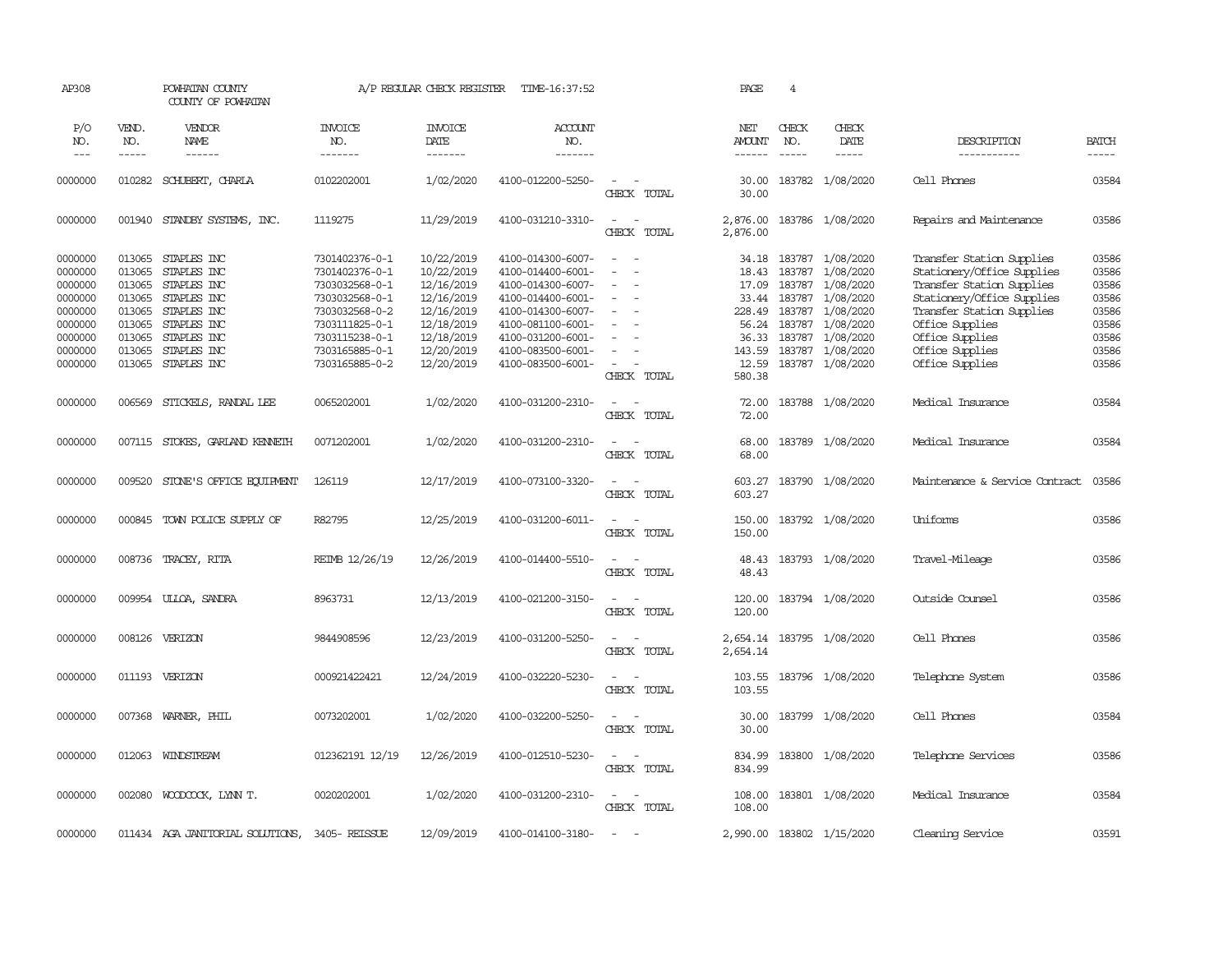AP308 POWHATAN COUNTY A/P REGULAR CHECK REGISTER TIME-16:37:52 PAGE 4

COUNTY OF POWHATAN

| P/O NO. | VEND. NO. | VENDOR NAME | INVOICE NO. | INVOICE DATE | ACCOUNT NO. | | NET AMOUNT | CHECK NO. | CHECK DATE | DESCRIPTION | BATCH |
|---|---|---|---|---|---|---|---|---|---|---|---|
| --- | ----- | ------ | ------- | ------- | ------- | | ------ | ----- | ----- | ----------- | ----- |
| 0000000 | 010282 | SCHUBERT, CHARLA | 0102202001 | 1/02/2020 | 4100-012200-5250- | - - | 30.00 | 183782 | 1/08/2020 | Cell Phones | 03584 |
| | | | | | | CHECK TOTAL | 30.00 | | | | |
| 0000000 | 001940 | STANDBY SYSTEMS, INC. | 1119275 | 11/29/2019 | 4100-031210-3310- | - - | 2,876.00 | 183786 | 1/08/2020 | Repairs and Maintenance | 03586 |
| | | | | | | CHECK TOTAL | 2,876.00 | | | | |
| 0000000 | 013065 | STAPLES INC | 7301402376-0-1 | 10/22/2019 | 4100-014300-6007- | - - | 34.18 | 183787 | 1/08/2020 | Transfer Station Supplies | 03586 |
| 0000000 | 013065 | STAPLES INC | 7301402376-0-1 | 10/22/2019 | 4100-014400-6001- | - - | 18.43 | 183787 | 1/08/2020 | Stationery/Office Supplies | 03586 |
| 0000000 | 013065 | STAPLES INC | 7303032568-0-1 | 12/16/2019 | 4100-014300-6007- | - - | 17.09 | 183787 | 1/08/2020 | Transfer Station Supplies | 03586 |
| 0000000 | 013065 | STAPLES INC | 7303032568-0-1 | 12/16/2019 | 4100-014400-6001- | - - | 33.44 | 183787 | 1/08/2020 | Stationery/Office Supplies | 03586 |
| 0000000 | 013065 | STAPLES INC | 7303032568-0-2 | 12/16/2019 | 4100-014300-6007- | - - | 228.49 | 183787 | 1/08/2020 | Transfer Station Supplies | 03586 |
| 0000000 | 013065 | STAPLES INC | 7303111825-0-1 | 12/18/2019 | 4100-081100-6001- | - - | 56.24 | 183787 | 1/08/2020 | Office Supplies | 03586 |
| 0000000 | 013065 | STAPLES INC | 7303115238-0-1 | 12/18/2019 | 4100-031200-6001- | - - | 36.33 | 183787 | 1/08/2020 | Office Supplies | 03586 |
| 0000000 | 013065 | STAPLES INC | 7303165885-0-1 | 12/20/2019 | 4100-083500-6001- | - - | 143.59 | 183787 | 1/08/2020 | Office Supplies | 03586 |
| 0000000 | 013065 | STAPLES INC | 7303165885-0-2 | 12/20/2019 | 4100-083500-6001- | - - | 12.59 | 183787 | 1/08/2020 | Office Supplies | 03586 |
| | | | | | | CHECK TOTAL | 580.38 | | | | |
| 0000000 | 006569 | STICKELS, RANDAL LEE | 0065202001 | 1/02/2020 | 4100-031200-2310- | - - | 72.00 | 183788 | 1/08/2020 | Medical Insurance | 03584 |
| | | | | | | CHECK TOTAL | 72.00 | | | | |
| 0000000 | 007115 | STOKES, GARLAND KENNETH | 0071202001 | 1/02/2020 | 4100-031200-2310- | - - | 68.00 | 183789 | 1/08/2020 | Medical Insurance | 03584 |
| | | | | | | CHECK TOTAL | 68.00 | | | | |
| 0000000 | 009520 | STONE'S OFFICE EQUIPMENT | 126119 | 12/17/2019 | 4100-073100-3320- | - - | 603.27 | 183790 | 1/08/2020 | Maintenance & Service Contract | 03586 |
| | | | | | | CHECK TOTAL | 603.27 | | | | |
| 0000000 | 000845 | TOWN POLICE SUPPLY OF | R82795 | 12/25/2019 | 4100-031200-6011- | - - | 150.00 | 183792 | 1/08/2020 | Uniforms | 03586 |
| | | | | | | CHECK TOTAL | 150.00 | | | | |
| 0000000 | 008736 | TRACEY, RITA | REIMB 12/26/19 | 12/26/2019 | 4100-014400-5510- | - - | 48.43 | 183793 | 1/08/2020 | Travel-Mileage | 03586 |
| | | | | | | CHECK TOTAL | 48.43 | | | | |
| 0000000 | 009954 | ULLOA, SANDRA | 8963731 | 12/13/2019 | 4100-021200-3150- | - - | 120.00 | 183794 | 1/08/2020 | Outside Counsel | 03586 |
| | | | | | | CHECK TOTAL | 120.00 | | | | |
| 0000000 | 008126 | VERIZON | 9844908596 | 12/23/2019 | 4100-031200-5250- | - - | 2,654.14 | 183795 | 1/08/2020 | Cell Phones | 03586 |
| | | | | | | CHECK TOTAL | 2,654.14 | | | | |
| 0000000 | 011193 | VERIZON | 000921422421 | 12/24/2019 | 4100-032220-5230- | - - | 103.55 | 183796 | 1/08/2020 | Telephone System | 03586 |
| | | | | | | CHECK TOTAL | 103.55 | | | | |
| 0000000 | 007368 | WARNER, PHIL | 0073202001 | 1/02/2020 | 4100-032200-5250- | - - | 30.00 | 183799 | 1/08/2020 | Cell Phones | 03584 |
| | | | | | | CHECK TOTAL | 30.00 | | | | |
| 0000000 | 012063 | WINDSTREAM | 012362191 12/19 | 12/26/2019 | 4100-012510-5230- | - - | 834.99 | 183800 | 1/08/2020 | Telephone Services | 03586 |
| | | | | | | CHECK TOTAL | 834.99 | | | | |
| 0000000 | 002080 | WOODCOCK, LYNN T. | 0020202001 | 1/02/2020 | 4100-031200-2310- | - - | 108.00 | 183801 | 1/08/2020 | Medical Insurance | 03584 |
| | | | | | | CHECK TOTAL | 108.00 | | | | |
| 0000000 | 011434 | AGA JANITORIAL SOLUTIONS, | 3405- REISSUE | 12/09/2019 | 4100-014100-3180- | - - | 2,990.00 | 183802 | 1/15/2020 | Cleaning Service | 03591 |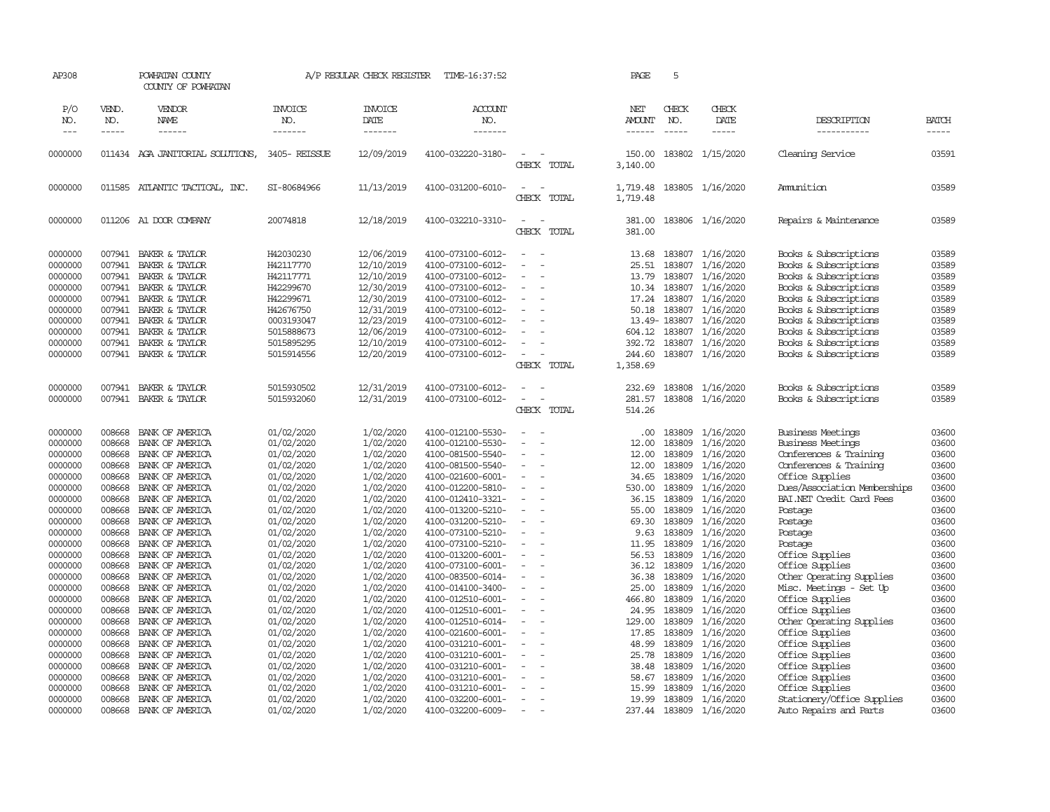AP308 POWHATAN COUNTY A/P REGULAR CHECK REGISTER TIME-16:37:52 PAGE 5

COUNTY OF POWHATAN

| P/O NO. | VEND. NO. | VENDOR NAME | INVOICE NO. | INVOICE DATE | ACCOUNT NO. | | NET AMOUNT | CHECK NO. | CHECK DATE | DESCRIPTION | BATCH |
|---|---|---|---|---|---|---|---|---|---|---|---|
| 0000000 | 011434 | AGA JANITORIAL SOLUTIONS, | 3405- REISSUE | 12/09/2019 | 4100-032220-3180- | - - | 150.00 | 183802 | 1/15/2020 | Cleaning Service | 03591 |
| | | | | | | CHECK TOTAL | 3,140.00 | | | | |
| 0000000 | 011585 | ATLANTIC TACTICAL, INC. | SI-80684966 | 11/13/2019 | 4100-031200-6010- | - - | 1,719.48 | 183805 | 1/16/2020 | Ammunition | 03589 |
| | | | | | | CHECK TOTAL | 1,719.48 | | | | |
| 0000000 | 011206 | A1 DOOR COMPANY | 20074818 | 12/18/2019 | 4100-032210-3310- | - - | 381.00 | 183806 | 1/16/2020 | Repairs & Maintenance | 03589 |
| | | | | | | CHECK TOTAL | 381.00 | | | | |
| 0000000 | 007941 | BAKER & TAYLOR | H42030230 | 12/06/2019 | 4100-073100-6012- | - - | 13.68 | 183807 | 1/16/2020 | Books & Subscriptions | 03589 |
| 0000000 | 007941 | BAKER & TAYLOR | H42117770 | 12/10/2019 | 4100-073100-6012- | - - | 25.51 | 183807 | 1/16/2020 | Books & Subscriptions | 03589 |
| 0000000 | 007941 | BAKER & TAYLOR | H42117771 | 12/10/2019 | 4100-073100-6012- | - - | 13.79 | 183807 | 1/16/2020 | Books & Subscriptions | 03589 |
| 0000000 | 007941 | BAKER & TAYLOR | H42299670 | 12/30/2019 | 4100-073100-6012- | - - | 10.34 | 183807 | 1/16/2020 | Books & Subscriptions | 03589 |
| 0000000 | 007941 | BAKER & TAYLOR | H42299671 | 12/30/2019 | 4100-073100-6012- | - - | 17.24 | 183807 | 1/16/2020 | Books & Subscriptions | 03589 |
| 0000000 | 007941 | BAKER & TAYLOR | H42676750 | 12/31/2019 | 4100-073100-6012- | - - | 50.18 | 183807 | 1/16/2020 | Books & Subscriptions | 03589 |
| 0000000 | 007941 | BAKER & TAYLOR | 0003193047 | 12/23/2019 | 4100-073100-6012- | - - | 13.49- | 183807 | 1/16/2020 | Books & Subscriptions | 03589 |
| 0000000 | 007941 | BAKER & TAYLOR | 5015888673 | 12/06/2019 | 4100-073100-6012- | - - | 604.12 | 183807 | 1/16/2020 | Books & Subscriptions | 03589 |
| 0000000 | 007941 | BAKER & TAYLOR | 5015895295 | 12/10/2019 | 4100-073100-6012- | - - | 392.72 | 183807 | 1/16/2020 | Books & Subscriptions | 03589 |
| 0000000 | 007941 | BAKER & TAYLOR | 5015914556 | 12/20/2019 | 4100-073100-6012- | - - | 244.60 | 183807 | 1/16/2020 | Books & Subscriptions | 03589 |
| | | | | | | CHECK TOTAL | 1,358.69 | | | | |
| 0000000 | 007941 | BAKER & TAYLOR | 5015930502 | 12/31/2019 | 4100-073100-6012- | - - | 232.69 | 183808 | 1/16/2020 | Books & Subscriptions | 03589 |
| 0000000 | 007941 | BAKER & TAYLOR | 5015932060 | 12/31/2019 | 4100-073100-6012- | - - | 281.57 | 183808 | 1/16/2020 | Books & Subscriptions | 03589 |
| | | | | | | CHECK TOTAL | 514.26 | | | | |
| 0000000 | 008668 | BANK OF AMERICA | 01/02/2020 | 1/02/2020 | 4100-012100-5530- | - - | .00 | 183809 | 1/16/2020 | Business Meetings | 03600 |
| 0000000 | 008668 | BANK OF AMERICA | 01/02/2020 | 1/02/2020 | 4100-012100-5530- | - - | 12.00 | 183809 | 1/16/2020 | Business Meetings | 03600 |
| 0000000 | 008668 | BANK OF AMERICA | 01/02/2020 | 1/02/2020 | 4100-081500-5540- | - - | 12.00 | 183809 | 1/16/2020 | Conferences & Training | 03600 |
| 0000000 | 008668 | BANK OF AMERICA | 01/02/2020 | 1/02/2020 | 4100-081500-5540- | - - | 12.00 | 183809 | 1/16/2020 | Conferences & Training | 03600 |
| 0000000 | 008668 | BANK OF AMERICA | 01/02/2020 | 1/02/2020 | 4100-021600-6001- | - - | 34.65 | 183809 | 1/16/2020 | Office Supplies | 03600 |
| 0000000 | 008668 | BANK OF AMERICA | 01/02/2020 | 1/02/2020 | 4100-012200-5810- | - - | 530.00 | 183809 | 1/16/2020 | Dues/Association Memberships | 03600 |
| 0000000 | 008668 | BANK OF AMERICA | 01/02/2020 | 1/02/2020 | 4100-012410-3321- | - - | 36.15 | 183809 | 1/16/2020 | BAI.NET Credit Card Fees | 03600 |
| 0000000 | 008668 | BANK OF AMERICA | 01/02/2020 | 1/02/2020 | 4100-013200-5210- | - - | 55.00 | 183809 | 1/16/2020 | Postage | 03600 |
| 0000000 | 008668 | BANK OF AMERICA | 01/02/2020 | 1/02/2020 | 4100-031200-5210- | - - | 69.30 | 183809 | 1/16/2020 | Postage | 03600 |
| 0000000 | 008668 | BANK OF AMERICA | 01/02/2020 | 1/02/2020 | 4100-073100-5210- | - - | 9.63 | 183809 | 1/16/2020 | Postage | 03600 |
| 0000000 | 008668 | BANK OF AMERICA | 01/02/2020 | 1/02/2020 | 4100-073100-5210- | - - | 11.95 | 183809 | 1/16/2020 | Postage | 03600 |
| 0000000 | 008668 | BANK OF AMERICA | 01/02/2020 | 1/02/2020 | 4100-013200-6001- | - - | 56.53 | 183809 | 1/16/2020 | Office Supplies | 03600 |
| 0000000 | 008668 | BANK OF AMERICA | 01/02/2020 | 1/02/2020 | 4100-073100-6001- | - - | 36.12 | 183809 | 1/16/2020 | Office Supplies | 03600 |
| 0000000 | 008668 | BANK OF AMERICA | 01/02/2020 | 1/02/2020 | 4100-083500-6014- | - - | 36.38 | 183809 | 1/16/2020 | Other Operating Supplies | 03600 |
| 0000000 | 008668 | BANK OF AMERICA | 01/02/2020 | 1/02/2020 | 4100-014100-3400- | - - | 25.00 | 183809 | 1/16/2020 | Misc. Meetings - Set Up | 03600 |
| 0000000 | 008668 | BANK OF AMERICA | 01/02/2020 | 1/02/2020 | 4100-012510-6001- | - - | 466.80 | 183809 | 1/16/2020 | Office Supplies | 03600 |
| 0000000 | 008668 | BANK OF AMERICA | 01/02/2020 | 1/02/2020 | 4100-012510-6001- | - - | 24.95 | 183809 | 1/16/2020 | Office Supplies | 03600 |
| 0000000 | 008668 | BANK OF AMERICA | 01/02/2020 | 1/02/2020 | 4100-012510-6014- | - - | 129.00 | 183809 | 1/16/2020 | Other Operating Supplies | 03600 |
| 0000000 | 008668 | BANK OF AMERICA | 01/02/2020 | 1/02/2020 | 4100-021600-6001- | - - | 17.85 | 183809 | 1/16/2020 | Office Supplies | 03600 |
| 0000000 | 008668 | BANK OF AMERICA | 01/02/2020 | 1/02/2020 | 4100-031210-6001- | - - | 48.99 | 183809 | 1/16/2020 | Office Supplies | 03600 |
| 0000000 | 008668 | BANK OF AMERICA | 01/02/2020 | 1/02/2020 | 4100-031210-6001- | - - | 25.78 | 183809 | 1/16/2020 | Office Supplies | 03600 |
| 0000000 | 008668 | BANK OF AMERICA | 01/02/2020 | 1/02/2020 | 4100-031210-6001- | - - | 38.48 | 183809 | 1/16/2020 | Office Supplies | 03600 |
| 0000000 | 008668 | BANK OF AMERICA | 01/02/2020 | 1/02/2020 | 4100-031210-6001- | - - | 58.67 | 183809 | 1/16/2020 | Office Supplies | 03600 |
| 0000000 | 008668 | BANK OF AMERICA | 01/02/2020 | 1/02/2020 | 4100-031210-6001- | - - | 15.99 | 183809 | 1/16/2020 | Office Supplies | 03600 |
| 0000000 | 008668 | BANK OF AMERICA | 01/02/2020 | 1/02/2020 | 4100-032200-6001- | - - | 19.99 | 183809 | 1/16/2020 | Stationery/Office Supplies | 03600 |
| 0000000 | 008668 | BANK OF AMERICA | 01/02/2020 | 1/02/2020 | 4100-032200-6009- | - - | 237.44 | 183809 | 1/16/2020 | Auto Repairs and Parts | 03600 |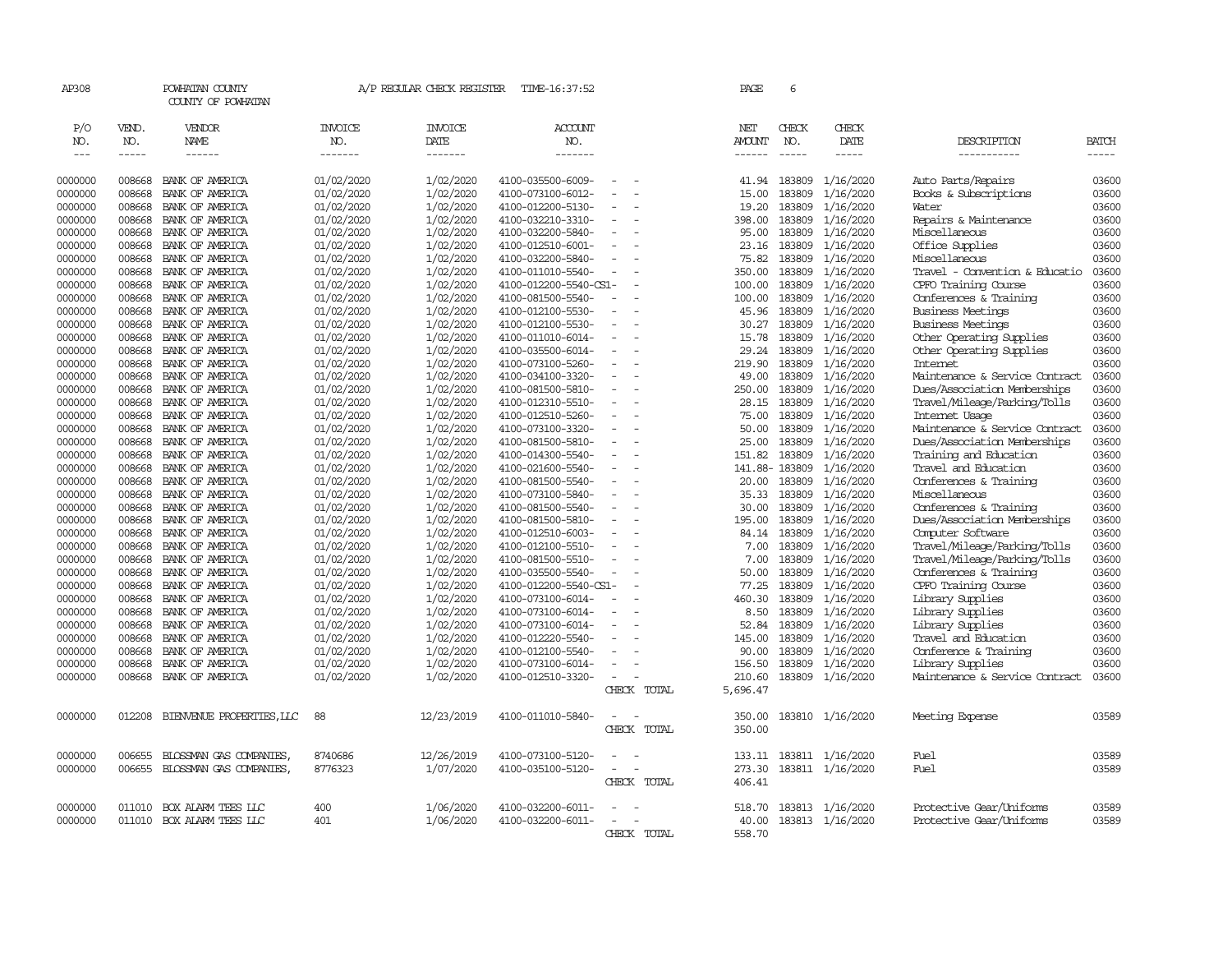AP308 POWHATAN COUNTY A/P REGULAR CHECK REGISTER TIME-16:37:52 PAGE 6

COUNTY OF POWHATAN

| P/O NO. | VEND. NO. | VENDOR NAME | INVOICE NO. | INVOICE DATE | ACCOUNT NO. | | NET AMOUNT | CHECK NO. | CHECK DATE | DESCRIPTION | BATCH |
|---|---|---|---|---|---|---|---|---|---|---|---|
| 0000000 | 008668 | BANK OF AMERICA | 01/02/2020 | 1/02/2020 | 4100-035500-6009- | - - | 41.94 | 183809 | 1/16/2020 | Auto Parts/Repairs | 03600 |
| 0000000 | 008668 | BANK OF AMERICA | 01/02/2020 | 1/02/2020 | 4100-073100-6012- | - - | 15.00 | 183809 | 1/16/2020 | Books & Subscriptions | 03600 |
| 0000000 | 008668 | BANK OF AMERICA | 01/02/2020 | 1/02/2020 | 4100-012200-5130- | - - | 19.20 | 183809 | 1/16/2020 | Water | 03600 |
| 0000000 | 008668 | BANK OF AMERICA | 01/02/2020 | 1/02/2020 | 4100-032210-3310- | - - | 398.00 | 183809 | 1/16/2020 | Repairs & Maintenance | 03600 |
| 0000000 | 008668 | BANK OF AMERICA | 01/02/2020 | 1/02/2020 | 4100-032200-5840- | - - | 95.00 | 183809 | 1/16/2020 | Miscellaneous | 03600 |
| 0000000 | 008668 | BANK OF AMERICA | 01/02/2020 | 1/02/2020 | 4100-012510-6001- | - - | 23.16 | 183809 | 1/16/2020 | Office Supplies | 03600 |
| 0000000 | 008668 | BANK OF AMERICA | 01/02/2020 | 1/02/2020 | 4100-032200-5840- | - - | 75.82 | 183809 | 1/16/2020 | Miscellaneous | 03600 |
| 0000000 | 008668 | BANK OF AMERICA | 01/02/2020 | 1/02/2020 | 4100-011010-5540- | - - | 350.00 | 183809 | 1/16/2020 | Travel - Convention & Educatio | 03600 |
| 0000000 | 008668 | BANK OF AMERICA | 01/02/2020 | 1/02/2020 | 4100-012200-5540-CS1- | - | 100.00 | 183809 | 1/16/2020 | CPFO Training Course | 03600 |
| 0000000 | 008668 | BANK OF AMERICA | 01/02/2020 | 1/02/2020 | 4100-081500-5540- | - - | 100.00 | 183809 | 1/16/2020 | Conferences & Training | 03600 |
| 0000000 | 008668 | BANK OF AMERICA | 01/02/2020 | 1/02/2020 | 4100-012100-5530- | - - | 45.96 | 183809 | 1/16/2020 | Business Meetings | 03600 |
| 0000000 | 008668 | BANK OF AMERICA | 01/02/2020 | 1/02/2020 | 4100-012100-5530- | - - | 30.27 | 183809 | 1/16/2020 | Business Meetings | 03600 |
| 0000000 | 008668 | BANK OF AMERICA | 01/02/2020 | 1/02/2020 | 4100-011010-6014- | - - | 15.78 | 183809 | 1/16/2020 | Other Operating Supplies | 03600 |
| 0000000 | 008668 | BANK OF AMERICA | 01/02/2020 | 1/02/2020 | 4100-035500-6014- | - - | 29.24 | 183809 | 1/16/2020 | Other Operating Supplies | 03600 |
| 0000000 | 008668 | BANK OF AMERICA | 01/02/2020 | 1/02/2020 | 4100-073100-5260- | - - | 219.90 | 183809 | 1/16/2020 | Internet | 03600 |
| 0000000 | 008668 | BANK OF AMERICA | 01/02/2020 | 1/02/2020 | 4100-034100-3320- | - - | 49.00 | 183809 | 1/16/2020 | Maintenance & Service Contract | 03600 |
| 0000000 | 008668 | BANK OF AMERICA | 01/02/2020 | 1/02/2020 | 4100-081500-5810- | - - | 250.00 | 183809 | 1/16/2020 | Dues/Association Memberships | 03600 |
| 0000000 | 008668 | BANK OF AMERICA | 01/02/2020 | 1/02/2020 | 4100-012310-5510- | - - | 28.15 | 183809 | 1/16/2020 | Travel/Mileage/Parking/Tolls | 03600 |
| 0000000 | 008668 | BANK OF AMERICA | 01/02/2020 | 1/02/2020 | 4100-012510-5260- | - - | 75.00 | 183809 | 1/16/2020 | Internet Usage | 03600 |
| 0000000 | 008668 | BANK OF AMERICA | 01/02/2020 | 1/02/2020 | 4100-073100-3320- | - - | 50.00 | 183809 | 1/16/2020 | Maintenance & Service Contract | 03600 |
| 0000000 | 008668 | BANK OF AMERICA | 01/02/2020 | 1/02/2020 | 4100-081500-5810- | - - | 25.00 | 183809 | 1/16/2020 | Dues/Association Memberships | 03600 |
| 0000000 | 008668 | BANK OF AMERICA | 01/02/2020 | 1/02/2020 | 4100-014300-5540- | - - | 151.82 | 183809 | 1/16/2020 | Training and Education | 03600 |
| 0000000 | 008668 | BANK OF AMERICA | 01/02/2020 | 1/02/2020 | 4100-021600-5540- | - - | 141.88- | 183809 | 1/16/2020 | Travel and Education | 03600 |
| 0000000 | 008668 | BANK OF AMERICA | 01/02/2020 | 1/02/2020 | 4100-081500-5540- | - - | 20.00 | 183809 | 1/16/2020 | Conferences & Training | 03600 |
| 0000000 | 008668 | BANK OF AMERICA | 01/02/2020 | 1/02/2020 | 4100-073100-5840- | - - | 35.33 | 183809 | 1/16/2020 | Miscellaneous | 03600 |
| 0000000 | 008668 | BANK OF AMERICA | 01/02/2020 | 1/02/2020 | 4100-081500-5540- | - - | 30.00 | 183809 | 1/16/2020 | Conferences & Training | 03600 |
| 0000000 | 008668 | BANK OF AMERICA | 01/02/2020 | 1/02/2020 | 4100-081500-5810- | - - | 195.00 | 183809 | 1/16/2020 | Dues/Association Memberships | 03600 |
| 0000000 | 008668 | BANK OF AMERICA | 01/02/2020 | 1/02/2020 | 4100-012510-6003- | - - | 84.14 | 183809 | 1/16/2020 | Computer Software | 03600 |
| 0000000 | 008668 | BANK OF AMERICA | 01/02/2020 | 1/02/2020 | 4100-012100-5510- | - - | 7.00 | 183809 | 1/16/2020 | Travel/Mileage/Parking/Tolls | 03600 |
| 0000000 | 008668 | BANK OF AMERICA | 01/02/2020 | 1/02/2020 | 4100-081500-5510- | - - | 7.00 | 183809 | 1/16/2020 | Travel/Mileage/Parking/Tolls | 03600 |
| 0000000 | 008668 | BANK OF AMERICA | 01/02/2020 | 1/02/2020 | 4100-035500-5540- | - - | 50.00 | 183809 | 1/16/2020 | Conferences & Training | 03600 |
| 0000000 | 008668 | BANK OF AMERICA | 01/02/2020 | 1/02/2020 | 4100-012200-5540-CS1- | - | 77.25 | 183809 | 1/16/2020 | CPFO Training Course | 03600 |
| 0000000 | 008668 | BANK OF AMERICA | 01/02/2020 | 1/02/2020 | 4100-073100-6014- | - - | 460.30 | 183809 | 1/16/2020 | Library Supplies | 03600 |
| 0000000 | 008668 | BANK OF AMERICA | 01/02/2020 | 1/02/2020 | 4100-073100-6014- | - - | 8.50 | 183809 | 1/16/2020 | Library Supplies | 03600 |
| 0000000 | 008668 | BANK OF AMERICA | 01/02/2020 | 1/02/2020 | 4100-073100-6014- | - - | 52.84 | 183809 | 1/16/2020 | Library Supplies | 03600 |
| 0000000 | 008668 | BANK OF AMERICA | 01/02/2020 | 1/02/2020 | 4100-012220-5540- | - - | 145.00 | 183809 | 1/16/2020 | Travel and Education | 03600 |
| 0000000 | 008668 | BANK OF AMERICA | 01/02/2020 | 1/02/2020 | 4100-012100-5540- | - - | 90.00 | 183809 | 1/16/2020 | Conference & Training | 03600 |
| 0000000 | 008668 | BANK OF AMERICA | 01/02/2020 | 1/02/2020 | 4100-073100-6014- | - - | 156.50 | 183809 | 1/16/2020 | Library Supplies | 03600 |
| 0000000 | 008668 | BANK OF AMERICA | 01/02/2020 | 1/02/2020 | 4100-012510-3320- | - - | 210.60 | 183809 | 1/16/2020 | Maintenance & Service Contract | 03600 |
| | | | | | | CHECK TOTAL | 5,696.47 | | | | |
| 0000000 | 012208 | BIENVENUE PROPERTIES,LLC | 88 | 12/23/2019 | 4100-011010-5840- | - - | 350.00 | 183810 | 1/16/2020 | Meeting Expense | 03589 |
| | | | | | | CHECK TOTAL | 350.00 | | | | |
| 0000000 | 006655 | BLOSSMAN GAS COMPANIES, | 8740686 | 12/26/2019 | 4100-073100-5120- | - - | 133.11 | 183811 | 1/16/2020 | Fuel | 03589 |
| 0000000 | 006655 | BLOSSMAN GAS COMPANIES, | 8776323 | 1/07/2020 | 4100-035100-5120- | - - | 273.30 | 183811 | 1/16/2020 | Fuel | 03589 |
| | | | | | | CHECK TOTAL | 406.41 | | | | |
| 0000000 | 011010 | BOX ALARM TEES LLC | 400 | 1/06/2020 | 4100-032200-6011- | - - | 518.70 | 183813 | 1/16/2020 | Protective Gear/Uniforms | 03589 |
| 0000000 | 011010 | BOX ALARM TEES LLC | 401 | 1/06/2020 | 4100-032200-6011- | - - | 40.00 | 183813 | 1/16/2020 | Protective Gear/Uniforms | 03589 |
| | | | | | | CHECK TOTAL | 558.70 | | | | |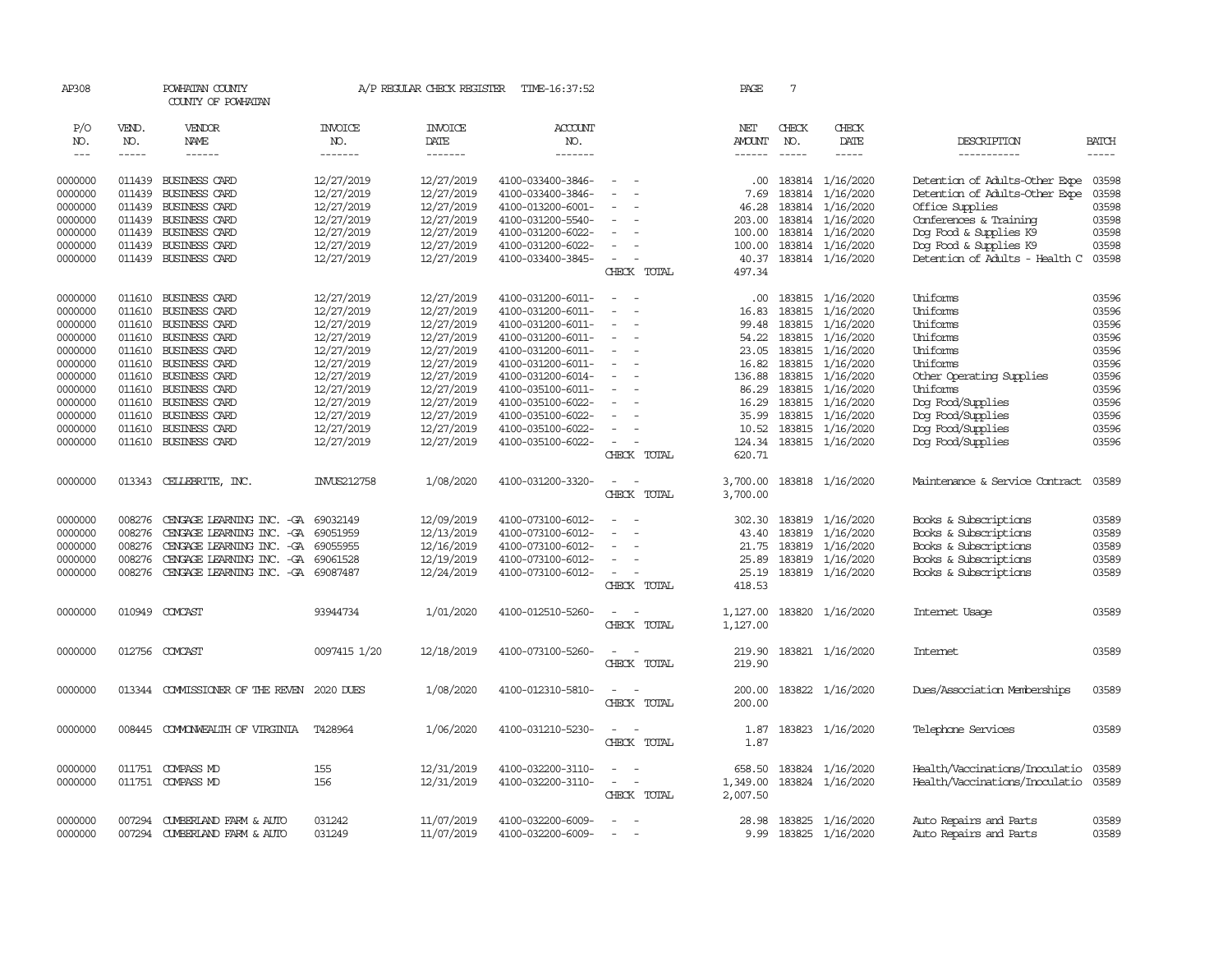AP308 POWHATAN COUNTY A/P REGULAR CHECK REGISTER TIME-16:37:52 PAGE 7

COUNTY OF POWHATAN

| P/O NO. | VEND. NO. | VENDOR NAME | INVOICE NO. | INVOICE DATE | ACCOUNT NO. | | NET AMOUNT | CHECK NO. | CHECK DATE | DESCRIPTION | BATCH |
|---|---|---|---|---|---|---|---|---|---|---|---|
| --- | ----- | ------ | ------- | ------- | ------- | | ------ | ----- | ----- | ----------- | ----- |
| 0000000 | 011439 | BUSINESS CARD | 12/27/2019 | 12/27/2019 | 4100-033400-3846- | - - | .00 | 183814 | 1/16/2020 | Detention of Adults-Other Expe | 03598 |
| 0000000 | 011439 | BUSINESS CARD | 12/27/2019 | 12/27/2019 | 4100-033400-3846- | - - | 7.69 | 183814 | 1/16/2020 | Detention of Adults-Other Expe | 03598 |
| 0000000 | 011439 | BUSINESS CARD | 12/27/2019 | 12/27/2019 | 4100-013200-6001- | - - | 46.28 | 183814 | 1/16/2020 | Office Supplies | 03598 |
| 0000000 | 011439 | BUSINESS CARD | 12/27/2019 | 12/27/2019 | 4100-031200-5540- | - - | 203.00 | 183814 | 1/16/2020 | Conferences & Training | 03598 |
| 0000000 | 011439 | BUSINESS CARD | 12/27/2019 | 12/27/2019 | 4100-031200-6022- | - - | 100.00 | 183814 | 1/16/2020 | Dog Food & Supplies K9 | 03598 |
| 0000000 | 011439 | BUSINESS CARD | 12/27/2019 | 12/27/2019 | 4100-031200-6022- | - - | 100.00 | 183814 | 1/16/2020 | Dog Food & Supplies K9 | 03598 |
| 0000000 | 011439 | BUSINESS CARD | 12/27/2019 | 12/27/2019 | 4100-033400-3845- | - - | 40.37 | 183814 | 1/16/2020 | Detention of Adults - Health C | 03598 |
| | | | | | | CHECK TOTAL | 497.34 | | | | |
| 0000000 | 011610 | BUSINESS CARD | 12/27/2019 | 12/27/2019 | 4100-031200-6011- | - - | .00 | 183815 | 1/16/2020 | Uniforms | 03596 |
| 0000000 | 011610 | BUSINESS CARD | 12/27/2019 | 12/27/2019 | 4100-031200-6011- | - - | 16.83 | 183815 | 1/16/2020 | Uniforms | 03596 |
| 0000000 | 011610 | BUSINESS CARD | 12/27/2019 | 12/27/2019 | 4100-031200-6011- | - - | 99.48 | 183815 | 1/16/2020 | Uniforms | 03596 |
| 0000000 | 011610 | BUSINESS CARD | 12/27/2019 | 12/27/2019 | 4100-031200-6011- | - - | 54.22 | 183815 | 1/16/2020 | Uniforms | 03596 |
| 0000000 | 011610 | BUSINESS CARD | 12/27/2019 | 12/27/2019 | 4100-031200-6011- | - - | 23.05 | 183815 | 1/16/2020 | Uniforms | 03596 |
| 0000000 | 011610 | BUSINESS CARD | 12/27/2019 | 12/27/2019 | 4100-031200-6011- | - - | 16.82 | 183815 | 1/16/2020 | Uniforms | 03596 |
| 0000000 | 011610 | BUSINESS CARD | 12/27/2019 | 12/27/2019 | 4100-031200-6014- | - - | 136.88 | 183815 | 1/16/2020 | Other Operating Supplies | 03596 |
| 0000000 | 011610 | BUSINESS CARD | 12/27/2019 | 12/27/2019 | 4100-035100-6011- | - - | 86.29 | 183815 | 1/16/2020 | Uniforms | 03596 |
| 0000000 | 011610 | BUSINESS CARD | 12/27/2019 | 12/27/2019 | 4100-035100-6022- | - - | 16.29 | 183815 | 1/16/2020 | Dog Food/Supplies | 03596 |
| 0000000 | 011610 | BUSINESS CARD | 12/27/2019 | 12/27/2019 | 4100-035100-6022- | - - | 35.99 | 183815 | 1/16/2020 | Dog Food/Supplies | 03596 |
| 0000000 | 011610 | BUSINESS CARD | 12/27/2019 | 12/27/2019 | 4100-035100-6022- | - - | 10.52 | 183815 | 1/16/2020 | Dog Food/Supplies | 03596 |
| 0000000 | 011610 | BUSINESS CARD | 12/27/2019 | 12/27/2019 | 4100-035100-6022- | - - | 124.34 | 183815 | 1/16/2020 | Dog Food/Supplies | 03596 |
| | | | | | | CHECK TOTAL | 620.71 | | | | |
| 0000000 | 013343 | CELLEBRITE, INC. | INVUS212758 | 1/08/2020 | 4100-031200-3320- | - - | 3,700.00 | 183818 | 1/16/2020 | Maintenance & Service Contract | 03589 |
| | | | | | | CHECK TOTAL | 3,700.00 | | | | |
| 0000000 | 008276 | CENGAGE LEARNING INC. -GA | 69032149 | 12/09/2019 | 4100-073100-6012- | - - | 302.30 | 183819 | 1/16/2020 | Books & Subscriptions | 03589 |
| 0000000 | 008276 | CENGAGE LEARNING INC. -GA | 69051959 | 12/13/2019 | 4100-073100-6012- | - - | 43.40 | 183819 | 1/16/2020 | Books & Subscriptions | 03589 |
| 0000000 | 008276 | CENGAGE LEARNING INC. -GA | 69055955 | 12/16/2019 | 4100-073100-6012- | - - | 21.75 | 183819 | 1/16/2020 | Books & Subscriptions | 03589 |
| 0000000 | 008276 | CENGAGE LEARNING INC. -GA | 69061528 | 12/19/2019 | 4100-073100-6012- | - - | 25.89 | 183819 | 1/16/2020 | Books & Subscriptions | 03589 |
| 0000000 | 008276 | CENGAGE LEARNING INC. -GA | 69087487 | 12/24/2019 | 4100-073100-6012- | - - | 25.19 | 183819 | 1/16/2020 | Books & Subscriptions | 03589 |
| | | | | | | CHECK TOTAL | 418.53 | | | | |
| 0000000 | 010949 | COMCAST | 93944734 | 1/01/2020 | 4100-012510-5260- | - - | 1,127.00 | 183820 | 1/16/2020 | Internet Usage | 03589 |
| | | | | | | CHECK TOTAL | 1,127.00 | | | | |
| 0000000 | 012756 | COMCAST | 0097415 1/20 | 12/18/2019 | 4100-073100-5260- | - - | 219.90 | 183821 | 1/16/2020 | Internet | 03589 |
| | | | | | | CHECK TOTAL | 219.90 | | | | |
| 0000000 | 013344 | COMMISSIONER OF THE REVEN | 2020 DUES | 1/08/2020 | 4100-012310-5810- | - - | 200.00 | 183822 | 1/16/2020 | Dues/Association Memberships | 03589 |
| | | | | | | CHECK TOTAL | 200.00 | | | | |
| 0000000 | 008445 | COMMONWEALTH OF VIRGINIA | T428964 | 1/06/2020 | 4100-031210-5230- | - - | 1.87 | 183823 | 1/16/2020 | Telephone Services | 03589 |
| | | | | | | CHECK TOTAL | 1.87 | | | | |
| 0000000 | 011751 | COMPASS MD | 155 | 12/31/2019 | 4100-032200-3110- | - - | 658.50 | 183824 | 1/16/2020 | Health/Vaccinations/Inoculatio | 03589 |
| 0000000 | 011751 | COMPASS MD | 156 | 12/31/2019 | 4100-032200-3110- | - - | 1,349.00 | 183824 | 1/16/2020 | Health/Vaccinations/Inoculatio | 03589 |
| | | | | | | CHECK TOTAL | 2,007.50 | | | | |
| 0000000 | 007294 | CUMBERLAND FARM & AUTO | 031242 | 11/07/2019 | 4100-032200-6009- | - - | 28.98 | 183825 | 1/16/2020 | Auto Repairs and Parts | 03589 |
| 0000000 | 007294 | CUMBERLAND FARM & AUTO | 031249 | 11/07/2019 | 4100-032200-6009- | - - | 9.99 | 183825 | 1/16/2020 | Auto Repairs and Parts | 03589 |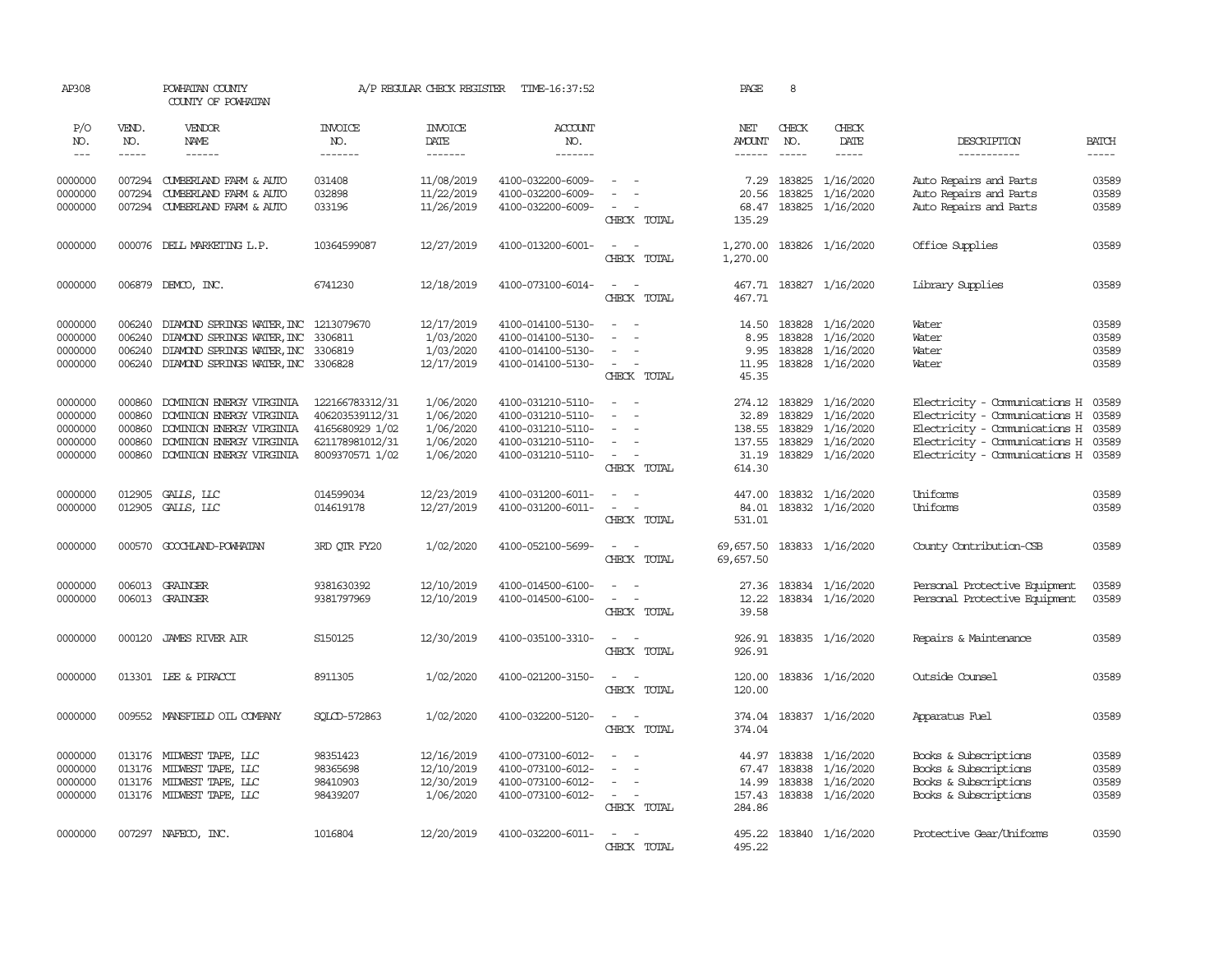AP308 POWHATAN COUNTY A/P REGULAR CHECK REGISTER TIME-16:37:52 PAGE 8

COUNTY OF POWHATAN

| P/O NO. | VEND. NO. | VENDOR NAME | INVOICE NO. | INVOICE DATE | ACCOUNT NO. | | NET AMOUNT | CHECK NO. | CHECK DATE | DESCRIPTION | BATCH |
|---|---|---|---|---|---|---|---|---|---|---|---|
| --- | ----- | ------ | ------- | ------- | ------- | | ------ | ----- | ----- | ----------- | ----- |
| 0000000 | 007294 | CUMBERLAND FARM & AUTO | 031408 | 11/08/2019 | 4100-032200-6009- | - - | 7.29 | 183825 | 1/16/2020 | Auto Repairs and Parts | 03589 |
| 0000000 | 007294 | CUMBERLAND FARM & AUTO | 032898 | 11/22/2019 | 4100-032200-6009- | - - | 20.56 | 183825 | 1/16/2020 | Auto Repairs and Parts | 03589 |
| 0000000 | 007294 | CUMBERLAND FARM & AUTO | 033196 | 11/26/2019 | 4100-032200-6009- | - - | 68.47 | 183825 | 1/16/2020 | Auto Repairs and Parts | 03589 |
| | | | | | | CHECK TOTAL | 135.29 | | | | |
| 0000000 | 000076 | DELL MARKETING L.P. | 10364599087 | 12/27/2019 | 4100-013200-6001- | - - | 1,270.00 | 183826 | 1/16/2020 | Office Supplies | 03589 |
| | | | | | | CHECK TOTAL | 1,270.00 | | | | |
| 0000000 | 006879 | DEMCO, INC. | 6741230 | 12/18/2019 | 4100-073100-6014- | - - | 467.71 | 183827 | 1/16/2020 | Library Supplies | 03589 |
| | | | | | | CHECK TOTAL | 467.71 | | | | |
| 0000000 | 006240 | DIAMOND SPRINGS WATER,INC | 1213079670 | 12/17/2019 | 4100-014100-5130- | - - | 14.50 | 183828 | 1/16/2020 | Water | 03589 |
| 0000000 | 006240 | DIAMOND SPRINGS WATER,INC | 3306811 | 1/03/2020 | 4100-014100-5130- | - - | 8.95 | 183828 | 1/16/2020 | Water | 03589 |
| 0000000 | 006240 | DIAMOND SPRINGS WATER,INC | 3306819 | 1/03/2020 | 4100-014100-5130- | - - | 9.95 | 183828 | 1/16/2020 | Water | 03589 |
| 0000000 | 006240 | DIAMOND SPRINGS WATER,INC | 3306828 | 12/17/2019 | 4100-014100-5130- | - - | 11.95 | 183828 | 1/16/2020 | Water | 03589 |
| | | | | | | CHECK TOTAL | 45.35 | | | | |
| 0000000 | 000860 | DOMINION ENERGY VIRGINIA | 122166783312/31 | 1/06/2020 | 4100-031210-5110- | - - | 274.12 | 183829 | 1/16/2020 | Electricity - Communications H | 03589 |
| 0000000 | 000860 | DOMINION ENERGY VIRGINIA | 406203539112/31 | 1/06/2020 | 4100-031210-5110- | - - | 32.89 | 183829 | 1/16/2020 | Electricity - Communications H | 03589 |
| 0000000 | 000860 | DOMINION ENERGY VIRGINIA | 4165680929 1/02 | 1/06/2020 | 4100-031210-5110- | - - | 138.55 | 183829 | 1/16/2020 | Electricity - Communications H | 03589 |
| 0000000 | 000860 | DOMINION ENERGY VIRGINIA | 621178981012/31 | 1/06/2020 | 4100-031210-5110- | - - | 137.55 | 183829 | 1/16/2020 | Electricity - Communications H | 03589 |
| 0000000 | 000860 | DOMINION ENERGY VIRGINIA | 8009370571 1/02 | 1/06/2020 | 4100-031210-5110- | - - | 31.19 | 183829 | 1/16/2020 | Electricity - Communications H | 03589 |
| | | | | | | CHECK TOTAL | 614.30 | | | | |
| 0000000 | 012905 | GALLS, LLC | 014599034 | 12/23/2019 | 4100-031200-6011- | - - | 447.00 | 183832 | 1/16/2020 | Uniforms | 03589 |
| 0000000 | 012905 | GALLS, LLC | 014619178 | 12/27/2019 | 4100-031200-6011- | - - | 84.01 | 183832 | 1/16/2020 | Uniforms | 03589 |
| | | | | | | CHECK TOTAL | 531.01 | | | | |
| 0000000 | 000570 | GOOCHLAND-POWHATAN | 3RD QTR FY20 | 1/02/2020 | 4100-052100-5699- | - - | 69,657.50 | 183833 | 1/16/2020 | County Contribution-CSB | 03589 |
| | | | | | | CHECK TOTAL | 69,657.50 | | | | |
| 0000000 | 006013 | GRAINGER | 9381630392 | 12/10/2019 | 4100-014500-6100- | - - | 27.36 | 183834 | 1/16/2020 | Personal Protective Equipment | 03589 |
| 0000000 | 006013 | GRAINGER | 9381797969 | 12/10/2019 | 4100-014500-6100- | - - | 12.22 | 183834 | 1/16/2020 | Personal Protective Equipment | 03589 |
| | | | | | | CHECK TOTAL | 39.58 | | | | |
| 0000000 | 000120 | JAMES RIVER AIR | S150125 | 12/30/2019 | 4100-035100-3310- | - - | 926.91 | 183835 | 1/16/2020 | Repairs & Maintenance | 03589 |
| | | | | | | CHECK TOTAL | 926.91 | | | | |
| 0000000 | 013301 | LEE & PIRACCI | 8911305 | 1/02/2020 | 4100-021200-3150- | - - | 120.00 | 183836 | 1/16/2020 | Outside Counsel | 03589 |
| | | | | | | CHECK TOTAL | 120.00 | | | | |
| 0000000 | 009552 | MANSFIELD OIL COMPANY | SQLCD-572863 | 1/02/2020 | 4100-032200-5120- | - - | 374.04 | 183837 | 1/16/2020 | Apparatus Fuel | 03589 |
| | | | | | | CHECK TOTAL | 374.04 | | | | |
| 0000000 | 013176 | MIDWEST TAPE, LLC | 98351423 | 12/16/2019 | 4100-073100-6012- | - - | 44.97 | 183838 | 1/16/2020 | Books & Subscriptions | 03589 |
| 0000000 | 013176 | MIDWEST TAPE, LLC | 98365698 | 12/10/2019 | 4100-073100-6012- | - - | 67.47 | 183838 | 1/16/2020 | Books & Subscriptions | 03589 |
| 0000000 | 013176 | MIDWEST TAPE, LLC | 98410903 | 12/30/2019 | 4100-073100-6012- | - - | 14.99 | 183838 | 1/16/2020 | Books & Subscriptions | 03589 |
| 0000000 | 013176 | MIDWEST TAPE, LLC | 98439207 | 1/06/2020 | 4100-073100-6012- | - - | 157.43 | 183838 | 1/16/2020 | Books & Subscriptions | 03589 |
| | | | | | | CHECK TOTAL | 284.86 | | | | |
| 0000000 | 007297 | NAFECO, INC. | 1016804 | 12/20/2019 | 4100-032200-6011- | - - | 495.22 | 183840 | 1/16/2020 | Protective Gear/Uniforms | 03590 |
| | | | | | | CHECK TOTAL | 495.22 | | | | |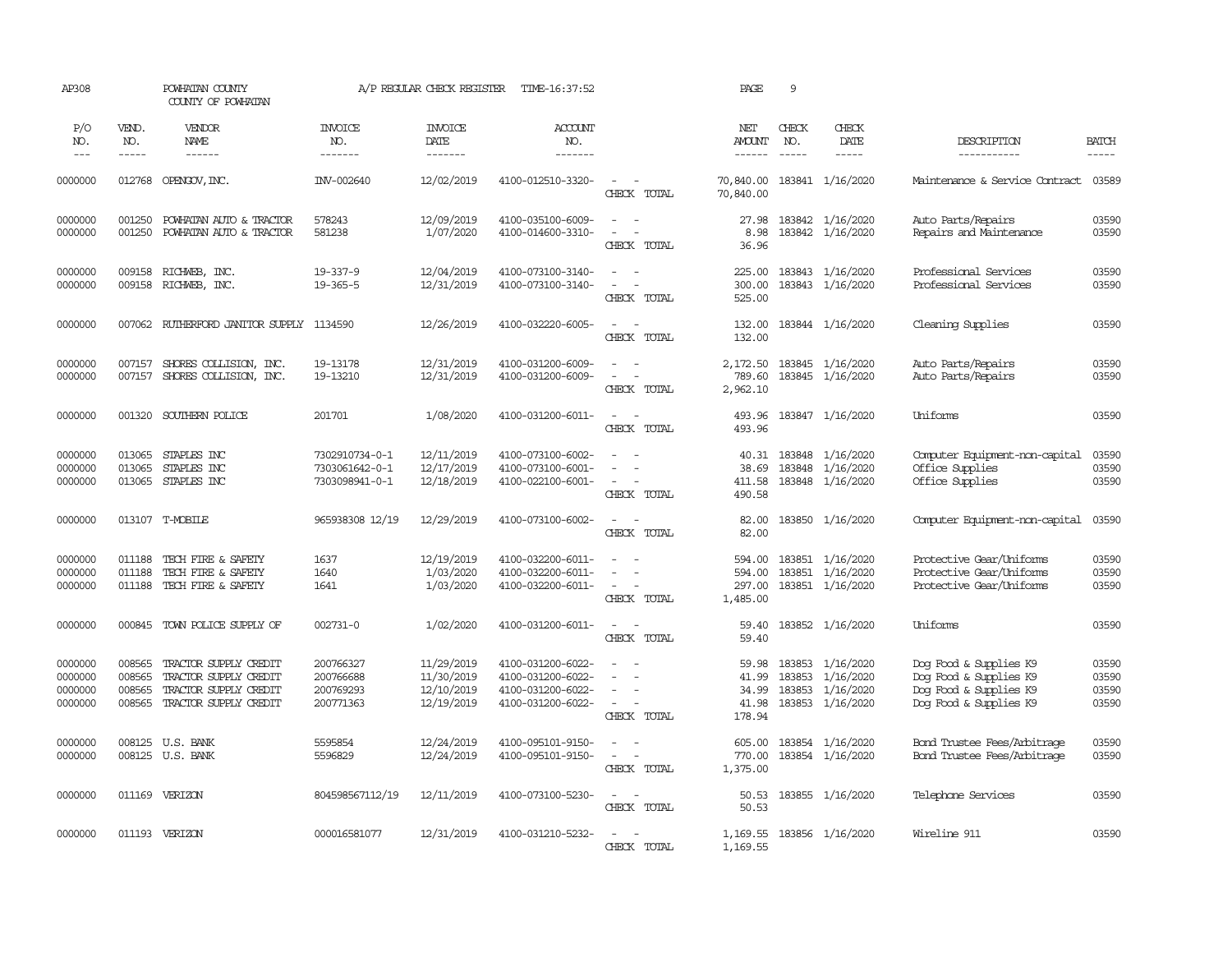AP308 POWHATAN COUNTY A/P REGULAR CHECK REGISTER TIME-16:37:52 PAGE 9

COUNTY OF POWHATAN

| P/O NO. | VEND. NO. | VENDOR NAME | INVOICE NO. | INVOICE DATE | ACCOUNT NO. | | NET AMOUNT | CHECK NO. | CHECK DATE | DESCRIPTION | BATCH |
|---|---|---|---|---|---|---|---|---|---|---|---|
| 0000000 | 012768 | OPENGOV, INC. | INV-002640 | 12/02/2019 | 4100-012510-3320- | - - | 70,840.00 | 183841 | 1/16/2020 | Maintenance & Service Contract | 03589 |
| | | | | | | CHECK TOTAL | 70,840.00 | | | | |
| 0000000 | 001250 | POWHATAN AUTO & TRACTOR | 578243 | 12/09/2019 | 4100-035100-6009- | - - | 27.98 | 183842 | 1/16/2020 | Auto Parts/Repairs | 03590 |
| 0000000 | 001250 | POWHATAN AUTO & TRACTOR | 581238 | 1/07/2020 | 4100-014600-3310- | - - | 8.98 | 183842 | 1/16/2020 | Repairs and Maintenance | 03590 |
| | | | | | | CHECK TOTAL | 36.96 | | | | |
| 0000000 | 009158 | RICHWEB, INC. | 19-337-9 | 12/04/2019 | 4100-073100-3140- | - - | 225.00 | 183843 | 1/16/2020 | Professional Services | 03590 |
| 0000000 | 009158 | RICHWEB, INC. | 19-365-5 | 12/31/2019 | 4100-073100-3140- | - - | 300.00 | 183843 | 1/16/2020 | Professional Services | 03590 |
| | | | | | | CHECK TOTAL | 525.00 | | | | |
| 0000000 | 007062 | RUTHERFORD JANITOR SUPPLY | 1134590 | 12/26/2019 | 4100-032220-6005- | - - | 132.00 | 183844 | 1/16/2020 | Cleaning Supplies | 03590 |
| | | | | | | CHECK TOTAL | 132.00 | | | | |
| 0000000 | 007157 | SHORES COLLISION, INC. | 19-13178 | 12/31/2019 | 4100-031200-6009- | - - | 2,172.50 | 183845 | 1/16/2020 | Auto Parts/Repairs | 03590 |
| 0000000 | 007157 | SHORES COLLISION, INC. | 19-13210 | 12/31/2019 | 4100-031200-6009- | - - | 789.60 | 183845 | 1/16/2020 | Auto Parts/Repairs | 03590 |
| | | | | | | CHECK TOTAL | 2,962.10 | | | | |
| 0000000 | 001320 | SOUTHERN POLICE | 201701 | 1/08/2020 | 4100-031200-6011- | - - | 493.96 | 183847 | 1/16/2020 | Uniforms | 03590 |
| | | | | | | CHECK TOTAL | 493.96 | | | | |
| 0000000 | 013065 | STAPLES INC | 7302910734-0-1 | 12/11/2019 | 4100-073100-6002- | - - | 40.31 | 183848 | 1/16/2020 | Computer Equipment-non-capital | 03590 |
| 0000000 | 013065 | STAPLES INC | 7303061642-0-1 | 12/17/2019 | 4100-073100-6001- | - - | 38.69 | 183848 | 1/16/2020 | Office Supplies | 03590 |
| 0000000 | 013065 | STAPLES INC | 7303098941-0-1 | 12/18/2019 | 4100-022100-6001- | - - | 411.58 | 183848 | 1/16/2020 | Office Supplies | 03590 |
| | | | | | | CHECK TOTAL | 490.58 | | | | |
| 0000000 | 013107 | T-MOBILE | 965938308 12/19 | 12/29/2019 | 4100-073100-6002- | - - | 82.00 | 183850 | 1/16/2020 | Computer Equipment-non-capital | 03590 |
| | | | | | | CHECK TOTAL | 82.00 | | | | |
| 0000000 | 011188 | TECH FIRE & SAFETY | 1637 | 12/19/2019 | 4100-032200-6011- | - - | 594.00 | 183851 | 1/16/2020 | Protective Gear/Uniforms | 03590 |
| 0000000 | 011188 | TECH FIRE & SAFETY | 1640 | 1/03/2020 | 4100-032200-6011- | - - | 594.00 | 183851 | 1/16/2020 | Protective Gear/Uniforms | 03590 |
| 0000000 | 011188 | TECH FIRE & SAFETY | 1641 | 1/03/2020 | 4100-032200-6011- | - - | 297.00 | 183851 | 1/16/2020 | Protective Gear/Uniforms | 03590 |
| | | | | | | CHECK TOTAL | 1,485.00 | | | | |
| 0000000 | 000845 | TOWN POLICE SUPPLY OF | 002731-0 | 1/02/2020 | 4100-031200-6011- | - - | 59.40 | 183852 | 1/16/2020 | Uniforms | 03590 |
| | | | | | | CHECK TOTAL | 59.40 | | | | |
| 0000000 | 008565 | TRACTOR SUPPLY CREDIT | 200766327 | 11/29/2019 | 4100-031200-6022- | - - | 59.98 | 183853 | 1/16/2020 | Dog Food & Supplies K9 | 03590 |
| 0000000 | 008565 | TRACTOR SUPPLY CREDIT | 200766688 | 11/30/2019 | 4100-031200-6022- | - - | 41.99 | 183853 | 1/16/2020 | Dog Food & Supplies K9 | 03590 |
| 0000000 | 008565 | TRACTOR SUPPLY CREDIT | 200769293 | 12/10/2019 | 4100-031200-6022- | - - | 34.99 | 183853 | 1/16/2020 | Dog Food & Supplies K9 | 03590 |
| 0000000 | 008565 | TRACTOR SUPPLY CREDIT | 200771363 | 12/19/2019 | 4100-031200-6022- | - - | 41.98 | 183853 | 1/16/2020 | Dog Food & Supplies K9 | 03590 |
| | | | | | | CHECK TOTAL | 178.94 | | | | |
| 0000000 | 008125 | U.S. BANK | 5595854 | 12/24/2019 | 4100-095101-9150- | - - | 605.00 | 183854 | 1/16/2020 | Bond Trustee Fees/Arbitrage | 03590 |
| 0000000 | 008125 | U.S. BANK | 5596829 | 12/24/2019 | 4100-095101-9150- | - - | 770.00 | 183854 | 1/16/2020 | Bond Trustee Fees/Arbitrage | 03590 |
| | | | | | | CHECK TOTAL | 1,375.00 | | | | |
| 0000000 | 011169 | VERIZON | 804598567112/19 | 12/11/2019 | 4100-073100-5230- | - - | 50.53 | 183855 | 1/16/2020 | Telephone Services | 03590 |
| | | | | | | CHECK TOTAL | 50.53 | | | | |
| 0000000 | 011193 | VERIZON | 000016581077 | 12/31/2019 | 4100-031210-5232- | - - | 1,169.55 | 183856 | 1/16/2020 | Wireline 911 | 03590 |
| | | | | | | CHECK TOTAL | 1,169.55 | | | | |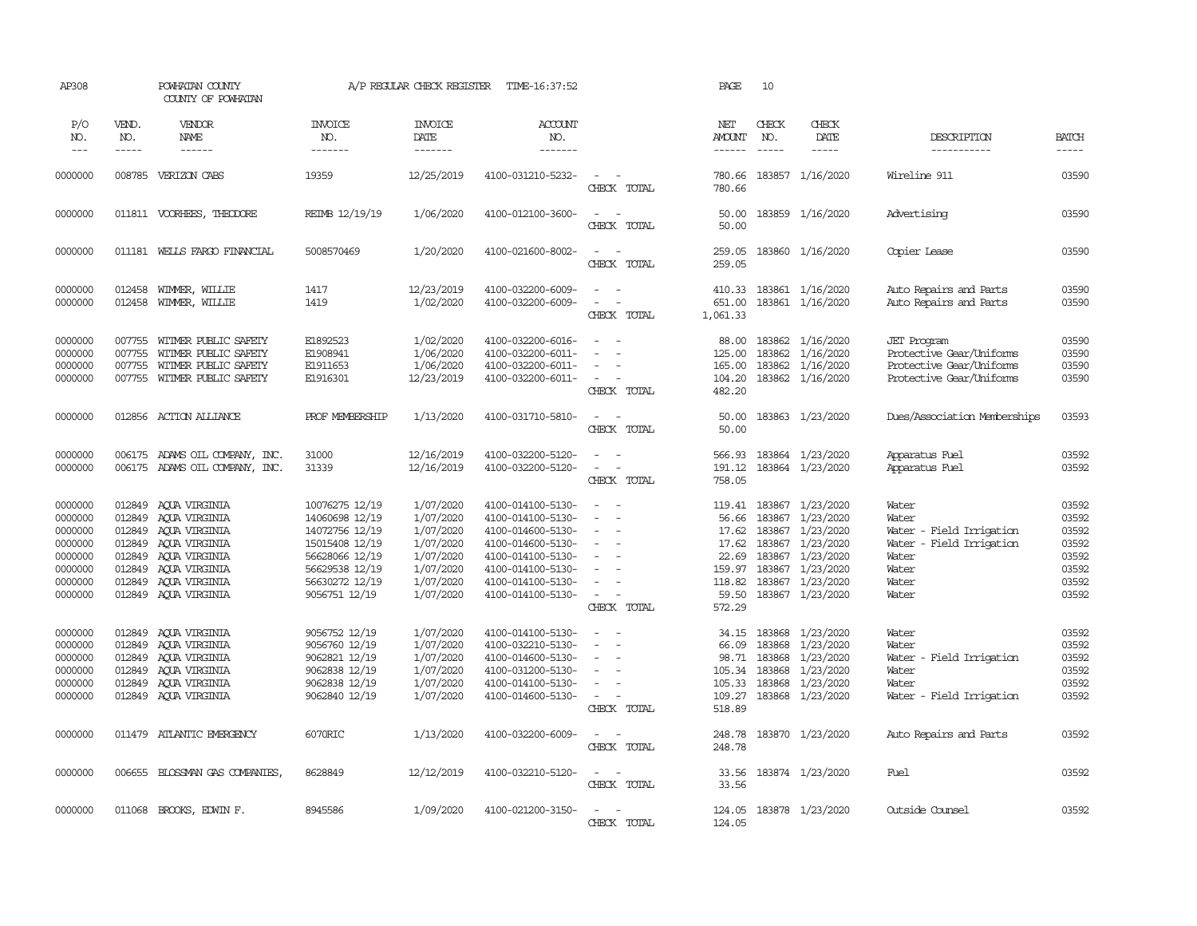AP308 POWHATAN COUNTY A/P REGULAR CHECK REGISTER TIME-16:37:52 PAGE 10
COUNTY OF POWHATAN

| P/O NO. | VEND. NO. | VENDOR NAME | INVOICE NO. | INVOICE DATE | ACCOUNT NO. | | NET AMOUNT | CHECK NO. | CHECK DATE | DESCRIPTION | BATCH |
|---|---|---|---|---|---|---|---|---|---|---|---|
| 0000000 | 008785 | VERIZON CABS | 19359 | 12/25/2019 | 4100-031210-5232- | - - | 780.66 | 183857 | 1/16/2020 | Wireline 911 | 03590 |
| | | | | | | CHECK TOTAL | 780.66 | | | | |
| 0000000 | 011811 | VOORHEES, THEODORE | REIMB 12/19/19 | 1/06/2020 | 4100-012100-3600- | - - | 50.00 | 183859 | 1/16/2020 | Advertising | 03590 |
| | | | | | | CHECK TOTAL | 50.00 | | | | |
| 0000000 | 011181 | WELLS FARGO FINANCIAL | 5008570469 | 1/20/2020 | 4100-021600-8002- | - - | 259.05 | 183860 | 1/16/2020 | Copier Lease | 03590 |
| | | | | | | CHECK TOTAL | 259.05 | | | | |
| 0000000 | 012458 | WIMMER, WILLIE | 1417 | 12/23/2019 | 4100-032200-6009- | - - | 410.33 | 183861 | 1/16/2020 | Auto Repairs and Parts | 03590 |
| 0000000 | 012458 | WIMMER, WILLIE | 1419 | 1/02/2020 | 4100-032200-6009- | - - | 651.00 | 183861 | 1/16/2020 | Auto Repairs and Parts | 03590 |
| | | | | | | CHECK TOTAL | 1,061.33 | | | | |
| 0000000 | 007755 | WITMER PUBLIC SAFETY | E1892523 | 1/02/2020 | 4100-032200-6016- | - - | 88.00 | 183862 | 1/16/2020 | JET Program | 03590 |
| 0000000 | 007755 | WITMER PUBLIC SAFETY | E1908941 | 1/06/2020 | 4100-032200-6011- | - - | 125.00 | 183862 | 1/16/2020 | Protective Gear/Uniforms | 03590 |
| 0000000 | 007755 | WITMER PUBLIC SAFETY | E1911653 | 1/06/2020 | 4100-032200-6011- | - - | 165.00 | 183862 | 1/16/2020 | Protective Gear/Uniforms | 03590 |
| 0000000 | 007755 | WITMER PUBLIC SAFETY | E1916301 | 12/23/2019 | 4100-032200-6011- | - - | 104.20 | 183862 | 1/16/2020 | Protective Gear/Uniforms | 03590 |
| | | | | | | CHECK TOTAL | 482.20 | | | | |
| 0000000 | 012856 | ACTION ALLIANCE | PROF MEMBERSHIP | 1/13/2020 | 4100-031710-5810- | - - | 50.00 | 183863 | 1/23/2020 | Dues/Association Memberships | 03593 |
| | | | | | | CHECK TOTAL | 50.00 | | | | |
| 0000000 | 006175 | ADAMS OIL COMPANY, INC. | 31000 | 12/16/2019 | 4100-032200-5120- | - - | 566.93 | 183864 | 1/23/2020 | Apparatus Fuel | 03592 |
| 0000000 | 006175 | ADAMS OIL COMPANY, INC. | 31339 | 12/16/2019 | 4100-032200-5120- | - - | 191.12 | 183864 | 1/23/2020 | Apparatus Fuel | 03592 |
| | | | | | | CHECK TOTAL | 758.05 | | | | |
| 0000000 | 012849 | AQUA VIRGINIA | 10076275 12/19 | 1/07/2020 | 4100-014100-5130- | - - | 119.41 | 183867 | 1/23/2020 | Water | 03592 |
| 0000000 | 012849 | AQUA VIRGINIA | 14060698 12/19 | 1/07/2020 | 4100-014100-5130- | - - | 56.66 | 183867 | 1/23/2020 | Water | 03592 |
| 0000000 | 012849 | AQUA VIRGINIA | 14072756 12/19 | 1/07/2020 | 4100-014600-5130- | - - | 17.62 | 183867 | 1/23/2020 | Water - Field Irrigation | 03592 |
| 0000000 | 012849 | AQUA VIRGINIA | 15015408 12/19 | 1/07/2020 | 4100-014600-5130- | - - | 17.62 | 183867 | 1/23/2020 | Water - Field Irrigation | 03592 |
| 0000000 | 012849 | AQUA VIRGINIA | 56628066 12/19 | 1/07/2020 | 4100-014100-5130- | - - | 22.69 | 183867 | 1/23/2020 | Water | 03592 |
| 0000000 | 012849 | AQUA VIRGINIA | 56629538 12/19 | 1/07/2020 | 4100-014100-5130- | - - | 159.97 | 183867 | 1/23/2020 | Water | 03592 |
| 0000000 | 012849 | AQUA VIRGINIA | 56630272 12/19 | 1/07/2020 | 4100-014100-5130- | - - | 118.82 | 183867 | 1/23/2020 | Water | 03592 |
| 0000000 | 012849 | AQUA VIRGINIA | 9056751 12/19 | 1/07/2020 | 4100-014100-5130- | - - | 59.50 | 183867 | 1/23/2020 | Water | 03592 |
| | | | | | | CHECK TOTAL | 572.29 | | | | |
| 0000000 | 012849 | AQUA VIRGINIA | 9056752 12/19 | 1/07/2020 | 4100-014100-5130- | - - | 34.15 | 183868 | 1/23/2020 | Water | 03592 |
| 0000000 | 012849 | AQUA VIRGINIA | 9056760 12/19 | 1/07/2020 | 4100-032210-5130- | - - | 66.09 | 183868 | 1/23/2020 | Water | 03592 |
| 0000000 | 012849 | AQUA VIRGINIA | 9062821 12/19 | 1/07/2020 | 4100-014600-5130- | - - | 98.71 | 183868 | 1/23/2020 | Water - Field Irrigation | 03592 |
| 0000000 | 012849 | AQUA VIRGINIA | 9062838 12/19 | 1/07/2020 | 4100-031200-5130- | - - | 105.34 | 183868 | 1/23/2020 | Water | 03592 |
| 0000000 | 012849 | AQUA VIRGINIA | 9062838 12/19 | 1/07/2020 | 4100-014100-5130- | - - | 105.33 | 183868 | 1/23/2020 | Water | 03592 |
| 0000000 | 012849 | AQUA VIRGINIA | 9062840 12/19 | 1/07/2020 | 4100-014600-5130- | - - | 109.27 | 183868 | 1/23/2020 | Water - Field Irrigation | 03592 |
| | | | | | | CHECK TOTAL | 518.89 | | | | |
| 0000000 | 011479 | ATLANTIC EMERGENCY | 6070RIC | 1/13/2020 | 4100-032200-6009- | - - | 248.78 | 183870 | 1/23/2020 | Auto Repairs and Parts | 03592 |
| | | | | | | CHECK TOTAL | 248.78 | | | | |
| 0000000 | 006655 | BLOSSMAN GAS COMPANIES, | 8628849 | 12/12/2019 | 4100-032210-5120- | - - | 33.56 | 183874 | 1/23/2020 | Fuel | 03592 |
| | | | | | | CHECK TOTAL | 33.56 | | | | |
| 0000000 | 011068 | BROOKS, EDWIN F. | 8945586 | 1/09/2020 | 4100-021200-3150- | - - | 124.05 | 183878 | 1/23/2020 | Outside Counsel | 03592 |
| | | | | | | CHECK TOTAL | 124.05 | | | | |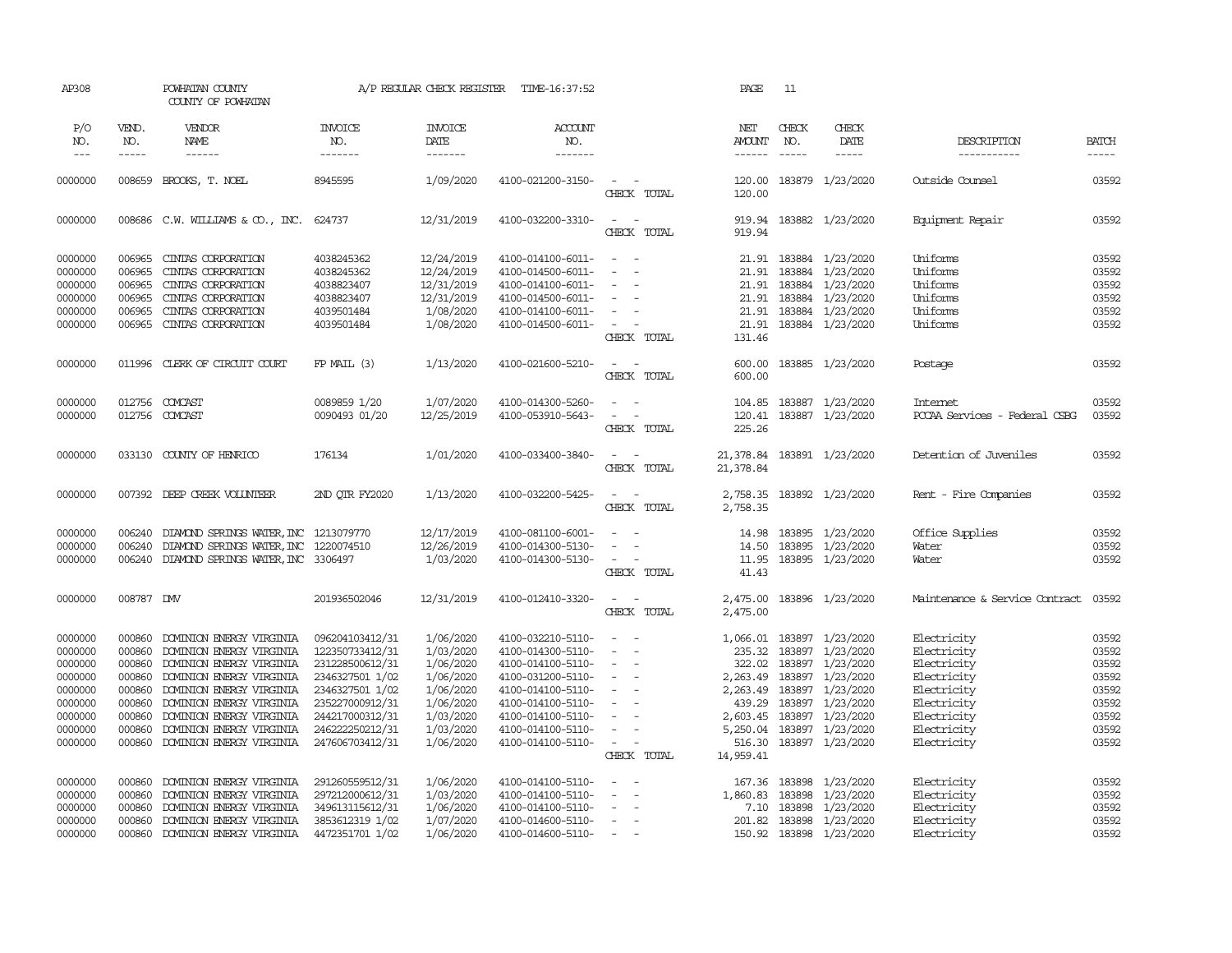AP308 POWHATAN COUNTY A/P REGULAR CHECK REGISTER TIME-16:37:52 PAGE 11
COUNTY OF POWHATAN

| P/O NO. | VEND. NO. | VENDOR NAME | INVOICE NO. | INVOICE DATE | ACCOUNT NO. | | NET AMOUNT | CHECK NO. | CHECK DATE | DESCRIPTION | BATCH |
|---|---|---|---|---|---|---|---|---|---|---|---|
| 0000000 | 008659 | BROOKS, T. NOEL | 8945595 | 1/09/2020 | 4100-021200-3150- | - - | 120.00 | 183879 | 1/23/2020 | Outside Counsel | 03592 |
| | | | | | | CHECK TOTAL | 120.00 | | | | |
| 0000000 | 008686 | C.W. WILLIAMS & CO., INC. | 624737 | 12/31/2019 | 4100-032200-3310- | - - | 919.94 | 183882 | 1/23/2020 | Equipment Repair | 03592 |
| | | | | | | CHECK TOTAL | 919.94 | | | | |
| 0000000 | 006965 | CINTAS CORPORATION | 4038245362 | 12/24/2019 | 4100-014100-6011- | - - | 21.91 | 183884 | 1/23/2020 | Uniforms | 03592 |
| 0000000 | 006965 | CINTAS CORPORATION | 4038245362 | 12/24/2019 | 4100-014500-6011- | - - | 21.91 | 183884 | 1/23/2020 | Uniforms | 03592 |
| 0000000 | 006965 | CINTAS CORPORATION | 4038823407 | 12/31/2019 | 4100-014100-6011- | - - | 21.91 | 183884 | 1/23/2020 | Uniforms | 03592 |
| 0000000 | 006965 | CINTAS CORPORATION | 4038823407 | 12/31/2019 | 4100-014500-6011- | - - | 21.91 | 183884 | 1/23/2020 | Uniforms | 03592 |
| 0000000 | 006965 | CINTAS CORPORATION | 4039501484 | 1/08/2020 | 4100-014100-6011- | - - | 21.91 | 183884 | 1/23/2020 | Uniforms | 03592 |
| 0000000 | 006965 | CINTAS CORPORATION | 4039501484 | 1/08/2020 | 4100-014500-6011- | - - | 21.91 | 183884 | 1/23/2020 | Uniforms | 03592 |
| | | | | | | CHECK TOTAL | 131.46 | | | | |
| 0000000 | 011996 | CLERK OF CIRCUIT COURT | FP MAIL (3) | 1/13/2020 | 4100-021600-5210- | - - | 600.00 | 183885 | 1/23/2020 | Postage | 03592 |
| | | | | | | CHECK TOTAL | 600.00 | | | | |
| 0000000 | 012756 | COMCAST | 0089859 1/20 | 1/07/2020 | 4100-014300-5260- | - - | 104.85 | 183887 | 1/23/2020 | Internet | 03592 |
| 0000000 | 012756 | COMCAST | 0090493 01/20 | 12/25/2019 | 4100-053910-5643- | - - | 120.41 | 183887 | 1/23/2020 | PCCAA Services - Federal CSBG | 03592 |
| | | | | | | CHECK TOTAL | 225.26 | | | | |
| 0000000 | 033130 | COUNTY OF HENRICO | 176134 | 1/01/2020 | 4100-033400-3840- | - - | 21,378.84 | 183891 | 1/23/2020 | Detention of Juveniles | 03592 |
| | | | | | | CHECK TOTAL | 21,378.84 | | | | |
| 0000000 | 007392 | DEEP CREEK VOLUNTEER | 2ND QTR FY2020 | 1/13/2020 | 4100-032200-5425- | - - | 2,758.35 | 183892 | 1/23/2020 | Rent - Fire Companies | 03592 |
| | | | | | | CHECK TOTAL | 2,758.35 | | | | |
| 0000000 | 006240 | DIAMOND SPRINGS WATER, INC | 1213079770 | 12/17/2019 | 4100-081100-6001- | - - | 14.98 | 183895 | 1/23/2020 | Office Supplies | 03592 |
| 0000000 | 006240 | DIAMOND SPRINGS WATER, INC | 1220074510 | 12/26/2019 | 4100-014300-5130- | - - | 14.50 | 183895 | 1/23/2020 | Water | 03592 |
| 0000000 | 006240 | DIAMOND SPRINGS WATER, INC | 3306497 | 1/03/2020 | 4100-014300-5130- | - - | 11.95 | 183895 | 1/23/2020 | Water | 03592 |
| | | | | | | CHECK TOTAL | 41.43 | | | | |
| 0000000 | 008787 | DMV | 201936502046 | 12/31/2019 | 4100-012410-3320- | - - | 2,475.00 | 183896 | 1/23/2020 | Maintenance & Service Contract | 03592 |
| | | | | | | CHECK TOTAL | 2,475.00 | | | | |
| 0000000 | 000860 | DOMINION ENERGY VIRGINIA | 096204103412/31 | 1/06/2020 | 4100-032210-5110- | - - | 1,066.01 | 183897 | 1/23/2020 | Electricity | 03592 |
| 0000000 | 000860 | DOMINION ENERGY VIRGINIA | 122350733412/31 | 1/03/2020 | 4100-014300-5110- | - - | 235.32 | 183897 | 1/23/2020 | Electricity | 03592 |
| 0000000 | 000860 | DOMINION ENERGY VIRGINIA | 231228500612/31 | 1/06/2020 | 4100-014100-5110- | - - | 322.02 | 183897 | 1/23/2020 | Electricity | 03592 |
| 0000000 | 000860 | DOMINION ENERGY VIRGINIA | 2346327501 1/02 | 1/06/2020 | 4100-031200-5110- | - - | 2,263.49 | 183897 | 1/23/2020 | Electricity | 03592 |
| 0000000 | 000860 | DOMINION ENERGY VIRGINIA | 2346327501 1/02 | 1/06/2020 | 4100-014100-5110- | - - | 2,263.49 | 183897 | 1/23/2020 | Electricity | 03592 |
| 0000000 | 000860 | DOMINION ENERGY VIRGINIA | 235227000912/31 | 1/06/2020 | 4100-014100-5110- | - - | 439.29 | 183897 | 1/23/2020 | Electricity | 03592 |
| 0000000 | 000860 | DOMINION ENERGY VIRGINIA | 244217000312/31 | 1/03/2020 | 4100-014100-5110- | - - | 2,603.45 | 183897 | 1/23/2020 | Electricity | 03592 |
| 0000000 | 000860 | DOMINION ENERGY VIRGINIA | 246222250212/31 | 1/03/2020 | 4100-014100-5110- | - - | 5,250.04 | 183897 | 1/23/2020 | Electricity | 03592 |
| 0000000 | 000860 | DOMINION ENERGY VIRGINIA | 247606703412/31 | 1/06/2020 | 4100-014100-5110- | - - | 516.30 | 183897 | 1/23/2020 | Electricity | 03592 |
| | | | | | | CHECK TOTAL | 14,959.41 | | | | |
| 0000000 | 000860 | DOMINION ENERGY VIRGINIA | 291260559512/31 | 1/06/2020 | 4100-014100-5110- | - - | 167.36 | 183898 | 1/23/2020 | Electricity | 03592 |
| 0000000 | 000860 | DOMINION ENERGY VIRGINIA | 297212000612/31 | 1/03/2020 | 4100-014100-5110- | - - | 1,860.83 | 183898 | 1/23/2020 | Electricity | 03592 |
| 0000000 | 000860 | DOMINION ENERGY VIRGINIA | 349613115612/31 | 1/06/2020 | 4100-014100-5110- | - - | 7.10 | 183898 | 1/23/2020 | Electricity | 03592 |
| 0000000 | 000860 | DOMINION ENERGY VIRGINIA | 3853612319 1/02 | 1/07/2020 | 4100-014600-5110- | - - | 201.82 | 183898 | 1/23/2020 | Electricity | 03592 |
| 0000000 | 000860 | DOMINION ENERGY VIRGINIA | 4472351701 1/02 | 1/06/2020 | 4100-014600-5110- | - - | 150.92 | 183898 | 1/23/2020 | Electricity | 03592 |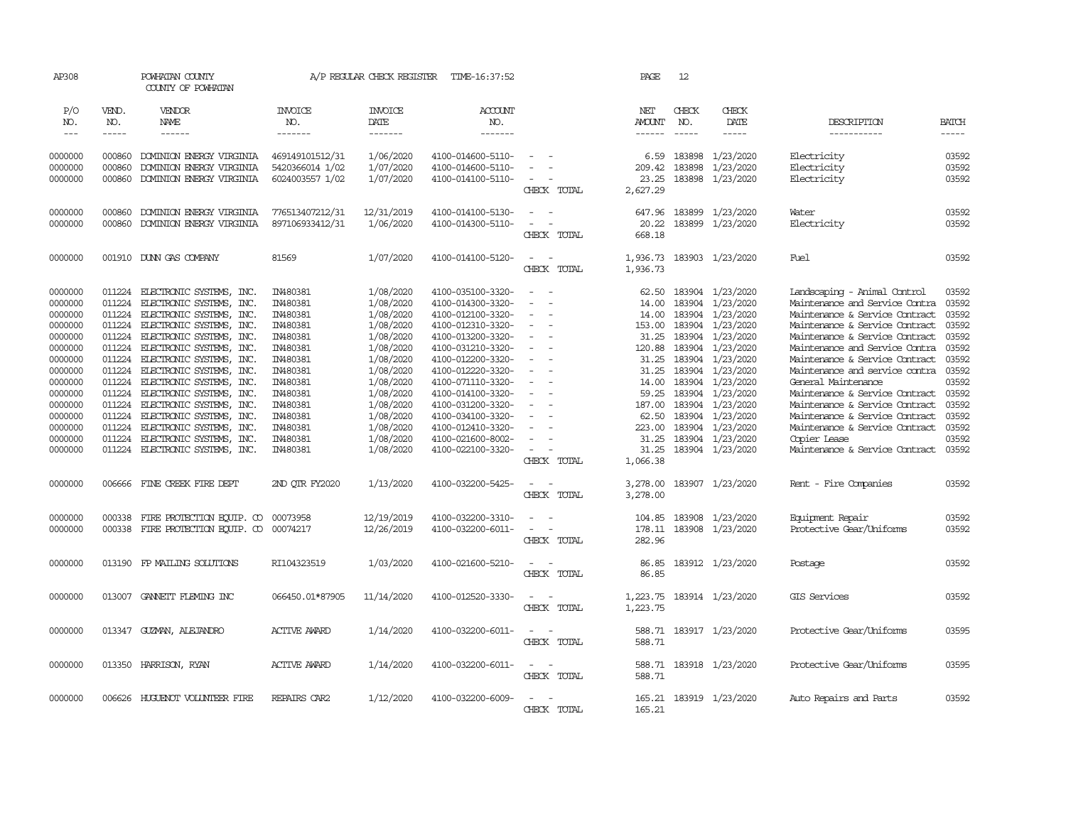AP308 POWHATAN COUNTY A/P REGULAR CHECK REGISTER TIME-16:37:52 PAGE 12

COUNTY OF POWHATAN

| P/O NO. | VEND. NO. | VENDOR NAME | INVOICE NO. | INVOICE DATE | ACCOUNT NO. | | NET AMOUNT | CHECK NO. | CHECK DATE | DESCRIPTION | BATCH |
|---|---|---|---|---|---|---|---|---|---|---|---|
| 0000000 | 000860 | DOMINION ENERGY VIRGINIA | 469149101512/31 | 1/06/2020 | 4100-014600-5110- | - - | 6.59 | 183898 | 1/23/2020 | Electricity | 03592 |
| 0000000 | 000860 | DOMINION ENERGY VIRGINIA | 5420366014 1/02 | 1/07/2020 | 4100-014600-5110- | - - | 209.42 | 183898 | 1/23/2020 | Electricity | 03592 |
| 0000000 | 000860 | DOMINION ENERGY VIRGINIA | 6024003557 1/02 | 1/07/2020 | 4100-014100-5110- | - - | 23.25 | 183898 | 1/23/2020 | Electricity | 03592 |
| | | | | | | CHECK TOTAL | 2,627.29 | | | | |
| 0000000 | 000860 | DOMINION ENERGY VIRGINIA | 776513407212/31 | 12/31/2019 | 4100-014100-5130- | - - | 647.96 | 183899 | 1/23/2020 | Water | 03592 |
| 0000000 | 000860 | DOMINION ENERGY VIRGINIA | 897106933412/31 | 1/06/2020 | 4100-014300-5110- | - - | 20.22 | 183899 | 1/23/2020 | Electricity | 03592 |
| | | | | | | CHECK TOTAL | 668.18 | | | | |
| 0000000 | 001910 | DUNN GAS COMPANY | 81569 | 1/07/2020 | 4100-014100-5120- | - - | 1,936.73 | 183903 | 1/23/2020 | Fuel | 03592 |
| | | | | | | CHECK TOTAL | 1,936.73 | | | | |
| 0000000 | 011224 | ELECTRONIC SYSTEMS, INC. | IN480381 | 1/08/2020 | 4100-035100-3320- | - - | 62.50 | 183904 | 1/23/2020 | Landscaping - Animal Control | 03592 |
| 0000000 | 011224 | ELECTRONIC SYSTEMS, INC. | IN480381 | 1/08/2020 | 4100-014300-3320- | - - | 14.00 | 183904 | 1/23/2020 | Maintenance and Service Contra | 03592 |
| 0000000 | 011224 | ELECTRONIC SYSTEMS, INC. | IN480381 | 1/08/2020 | 4100-012100-3320- | - - | 14.00 | 183904 | 1/23/2020 | Maintenance & Service Contract | 03592 |
| 0000000 | 011224 | ELECTRONIC SYSTEMS, INC. | IN480381 | 1/08/2020 | 4100-012310-3320- | - - | 153.00 | 183904 | 1/23/2020 | Maintenance & Service Contract | 03592 |
| 0000000 | 011224 | ELECTRONIC SYSTEMS, INC. | IN480381 | 1/08/2020 | 4100-013200-3320- | - - | 31.25 | 183904 | 1/23/2020 | Maintenance & Service Contract | 03592 |
| 0000000 | 011224 | ELECTRONIC SYSTEMS, INC. | IN480381 | 1/08/2020 | 4100-031210-3320- | - - | 120.88 | 183904 | 1/23/2020 | Maintenance and Service Contra | 03592 |
| 0000000 | 011224 | ELECTRONIC SYSTEMS, INC. | IN480381 | 1/08/2020 | 4100-012200-3320- | - - | 31.25 | 183904 | 1/23/2020 | Maintenance & Service Contract | 03592 |
| 0000000 | 011224 | ELECTRONIC SYSTEMS, INC. | IN480381 | 1/08/2020 | 4100-012220-3320- | - - | 31.25 | 183904 | 1/23/2020 | Maintenance and service contra | 03592 |
| 0000000 | 011224 | ELECTRONIC SYSTEMS, INC. | IN480381 | 1/08/2020 | 4100-071110-3320- | - - | 14.00 | 183904 | 1/23/2020 | General Maintenance | 03592 |
| 0000000 | 011224 | ELECTRONIC SYSTEMS, INC. | IN480381 | 1/08/2020 | 4100-014100-3320- | - - | 59.25 | 183904 | 1/23/2020 | Maintenance & Service Contract | 03592 |
| 0000000 | 011224 | ELECTRONIC SYSTEMS, INC. | IN480381 | 1/08/2020 | 4100-031200-3320- | - - | 187.00 | 183904 | 1/23/2020 | Maintenance & Service Contract | 03592 |
| 0000000 | 011224 | ELECTRONIC SYSTEMS, INC. | IN480381 | 1/08/2020 | 4100-034100-3320- | - - | 62.50 | 183904 | 1/23/2020 | Maintenance & Service Contract | 03592 |
| 0000000 | 011224 | ELECTRONIC SYSTEMS, INC. | IN480381 | 1/08/2020 | 4100-012410-3320- | - - | 223.00 | 183904 | 1/23/2020 | Maintenance & Service Contract | 03592 |
| 0000000 | 011224 | ELECTRONIC SYSTEMS, INC. | IN480381 | 1/08/2020 | 4100-021600-8002- | - - | 31.25 | 183904 | 1/23/2020 | Copier Lease | 03592 |
| 0000000 | 011224 | ELECTRONIC SYSTEMS, INC. | IN480381 | 1/08/2020 | 4100-022100-3320- | - - | 31.25 | 183904 | 1/23/2020 | Maintenance & Service Contract | 03592 |
| | | | | | | CHECK TOTAL | 1,066.38 | | | | |
| 0000000 | 006666 | FINE CREEK FIRE DEPT | 2ND QTR FY2020 | 1/13/2020 | 4100-032200-5425- | - - | 3,278.00 | 183907 | 1/23/2020 | Rent - Fire Companies | 03592 |
| | | | | | | CHECK TOTAL | 3,278.00 | | | | |
| 0000000 | 000338 | FIRE PROTECTION EQUIP. CO | 00073958 | 12/19/2019 | 4100-032200-3310- | - - | 104.85 | 183908 | 1/23/2020 | Equipment Repair | 03592 |
| 0000000 | 000338 | FIRE PROTECTION EQUIP. CO | 00074217 | 12/26/2019 | 4100-032200-6011- | - - | 178.11 | 183908 | 1/23/2020 | Protective Gear/Uniforms | 03592 |
| | | | | | | CHECK TOTAL | 282.96 | | | | |
| 0000000 | 013190 | FP MAILING SOLUTIONS | RI104323519 | 1/03/2020 | 4100-021600-5210- | - - | 86.85 | 183912 | 1/23/2020 | Postage | 03592 |
| | | | | | | CHECK TOTAL | 86.85 | | | | |
| 0000000 | 013007 | GANNETT FLEMING INC | 066450.01*87905 | 11/14/2020 | 4100-012520-3330- | - - | 1,223.75 | 183914 | 1/23/2020 | GIS Services | 03592 |
| | | | | | | CHECK TOTAL | 1,223.75 | | | | |
| 0000000 | 013347 | GUZMAN, ALEJANDRO | ACTIVE AWARD | 1/14/2020 | 4100-032200-6011- | - - | 588.71 | 183917 | 1/23/2020 | Protective Gear/Uniforms | 03595 |
| | | | | | | CHECK TOTAL | 588.71 | | | | |
| 0000000 | 013350 | HARRISON, RYAN | ACTIVE AWARD | 1/14/2020 | 4100-032200-6011- | - - | 588.71 | 183918 | 1/23/2020 | Protective Gear/Uniforms | 03595 |
| | | | | | | CHECK TOTAL | 588.71 | | | | |
| 0000000 | 006626 | HUGUENOT VOLUNTEER FIRE | REPAIRS CAR2 | 1/12/2020 | 4100-032200-6009- | - - | 165.21 | 183919 | 1/23/2020 | Auto Repairs and Parts | 03592 |
| | | | | | | CHECK TOTAL | 165.21 | | | | |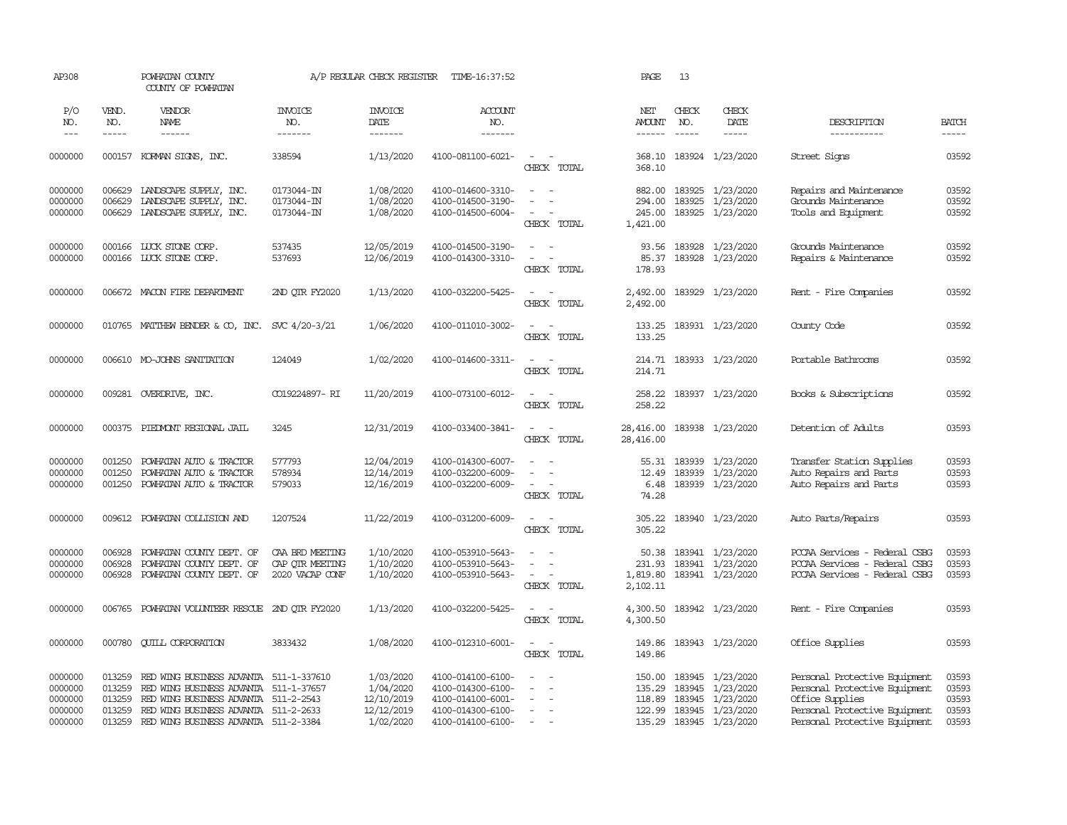AP308 POWHATAN COUNTY A/P REGULAR CHECK REGISTER TIME-16:37:52 PAGE 13

COUNTY OF POWHATAN

| P/O NO. | VEND. NO. | VENDOR NAME | INVOICE NO. | INVOICE DATE | ACCOUNT NO. | | NET AMOUNT | CHECK NO. | CHECK DATE | DESCRIPTION | BATCH |
|---|---|---|---|---|---|---|---|---|---|---|---|
| 0000000 | 000157 | KORMAN SIGNS, INC. | 338594 | 1/13/2020 | 4100-081100-6021- | - - | 368.10 | 183924 | 1/23/2020 | Street Signs | 03592 |
| | | | | | | CHECK TOTAL | 368.10 | | | | |
| 0000000 | 006629 | LANDSCAPE SUPPLY, INC. | 0173044-IN | 1/08/2020 | 4100-014600-3310- | - - | 882.00 | 183925 | 1/23/2020 | Repairs and Maintenance | 03592 |
| 0000000 | 006629 | LANDSCAPE SUPPLY, INC. | 0173044-IN | 1/08/2020 | 4100-014500-3190- | - - | 294.00 | 183925 | 1/23/2020 | Grounds Maintenance | 03592 |
| 0000000 | 006629 | LANDSCAPE SUPPLY, INC. | 0173044-IN | 1/08/2020 | 4100-014500-6004- | - - | 245.00 | 183925 | 1/23/2020 | Tools and Equipment | 03592 |
| | | | | | | CHECK TOTAL | 1,421.00 | | | | |
| 0000000 | 000166 | LUCK STONE CORP. | 537435 | 12/05/2019 | 4100-014500-3190- | - - | 93.56 | 183928 | 1/23/2020 | Grounds Maintenance | 03592 |
| 0000000 | 000166 | LUCK STONE CORP. | 537693 | 12/06/2019 | 4100-014300-3310- | - - | 85.37 | 183928 | 1/23/2020 | Repairs & Maintenance | 03592 |
| | | | | | | CHECK TOTAL | 178.93 | | | | |
| 0000000 | 006672 | MACON FIRE DEPARTMENT | 2ND QTR FY2020 | 1/13/2020 | 4100-032200-5425- | - - | 2,492.00 | 183929 | 1/23/2020 | Rent - Fire Companies | 03592 |
| | | | | | | CHECK TOTAL | 2,492.00 | | | | |
| 0000000 | 010765 | MATTHEW BENDER & CO, INC. | SVC 4/20-3/21 | 1/06/2020 | 4100-011010-3002- | - - | 133.25 | 183931 | 1/23/2020 | County Code | 03592 |
| | | | | | | CHECK TOTAL | 133.25 | | | | |
| 0000000 | 006610 | MO-JOHNS SANITATION | 124049 | 1/02/2020 | 4100-014600-3311- | - - | 214.71 | 183933 | 1/23/2020 | Portable Bathrooms | 03592 |
| | | | | | | CHECK TOTAL | 214.71 | | | | |
| 0000000 | 009281 | OVERDRIVE, INC. | CO19224897- RI | 11/20/2019 | 4100-073100-6012- | - - | 258.22 | 183937 | 1/23/2020 | Books & Subscriptions | 03592 |
| | | | | | | CHECK TOTAL | 258.22 | | | | |
| 0000000 | 000375 | PIEDMONT REGIONAL JAIL | 3245 | 12/31/2019 | 4100-033400-3841- | - - | 28,416.00 | 183938 | 1/23/2020 | Detention of Adults | 03593 |
| | | | | | | CHECK TOTAL | 28,416.00 | | | | |
| 0000000 | 001250 | POWHATAN AUTO & TRACTOR | 577793 | 12/04/2019 | 4100-014300-6007- | - - | 55.31 | 183939 | 1/23/2020 | Transfer Station Supplies | 03593 |
| 0000000 | 001250 | POWHATAN AUTO & TRACTOR | 578934 | 12/14/2019 | 4100-032200-6009- | - - | 12.49 | 183939 | 1/23/2020 | Auto Repairs and Parts | 03593 |
| 0000000 | 001250 | POWHATAN AUTO & TRACTOR | 579033 | 12/16/2019 | 4100-032200-6009- | - - | 6.48 | 183939 | 1/23/2020 | Auto Repairs and Parts | 03593 |
| | | | | | | CHECK TOTAL | 74.28 | | | | |
| 0000000 | 009612 | POWHATAN COLLISION AND | 1207524 | 11/22/2019 | 4100-031200-6009- | - - | 305.22 | 183940 | 1/23/2020 | Auto Parts/Repairs | 03593 |
| | | | | | | CHECK TOTAL | 305.22 | | | | |
| 0000000 | 006928 | POWHATAN COUNTY DEPT. OF | CAA BRD MEETING | 1/10/2020 | 4100-053910-5643- | - - | 50.38 | 183941 | 1/23/2020 | PCCAA Services - Federal CSBG | 03593 |
| 0000000 | 006928 | POWHATAN COUNTY DEPT. OF | CAP QTR MEETING | 1/10/2020 | 4100-053910-5643- | - - | 231.93 | 183941 | 1/23/2020 | PCCAA Services - Federal CSBG | 03593 |
| 0000000 | 006928 | POWHATAN COUNTY DEPT. OF | 2020 VACAP CONF | 1/10/2020 | 4100-053910-5643- | - - | 1,819.80 | 183941 | 1/23/2020 | PCCAA Services - Federal CSBG | 03593 |
| | | | | | | CHECK TOTAL | 2,102.11 | | | | |
| 0000000 | 006765 | POWHATAN VOLUNTEER RESCUE | 2ND QTR FY2020 | 1/13/2020 | 4100-032200-5425- | - - | 4,300.50 | 183942 | 1/23/2020 | Rent - Fire Companies | 03593 |
| | | | | | | CHECK TOTAL | 4,300.50 | | | | |
| 0000000 | 000780 | QUILL CORPORATION | 3833432 | 1/08/2020 | 4100-012310-6001- | - - | 149.86 | 183943 | 1/23/2020 | Office Supplies | 03593 |
| | | | | | | CHECK TOTAL | 149.86 | | | | |
| 0000000 | 013259 | RED WING BUSINESS ADVANTA | 511-1-337610 | 1/03/2020 | 4100-014100-6100- | - - | 150.00 | 183945 | 1/23/2020 | Personal Protective Equipment | 03593 |
| 0000000 | 013259 | RED WING BUSINESS ADVANTA | 511-1-37657 | 1/04/2020 | 4100-014300-6100- | - - | 135.29 | 183945 | 1/23/2020 | Personal Protective Equipment | 03593 |
| 0000000 | 013259 | RED WING BUSINESS ADVANTA | 511-2-2543 | 12/10/2019 | 4100-014100-6001- | - - | 118.89 | 183945 | 1/23/2020 | Office Supplies | 03593 |
| 0000000 | 013259 | RED WING BUSINESS ADVANTA | 511-2-2633 | 12/12/2019 | 4100-014300-6100- | - - | 122.99 | 183945 | 1/23/2020 | Personal Protective Equipment | 03593 |
| 0000000 | 013259 | RED WING BUSINESS ADVANTA | 511-2-3384 | 1/02/2020 | 4100-014100-6100- | - - | 135.29 | 183945 | 1/23/2020 | Personal Protective Equipment | 03593 |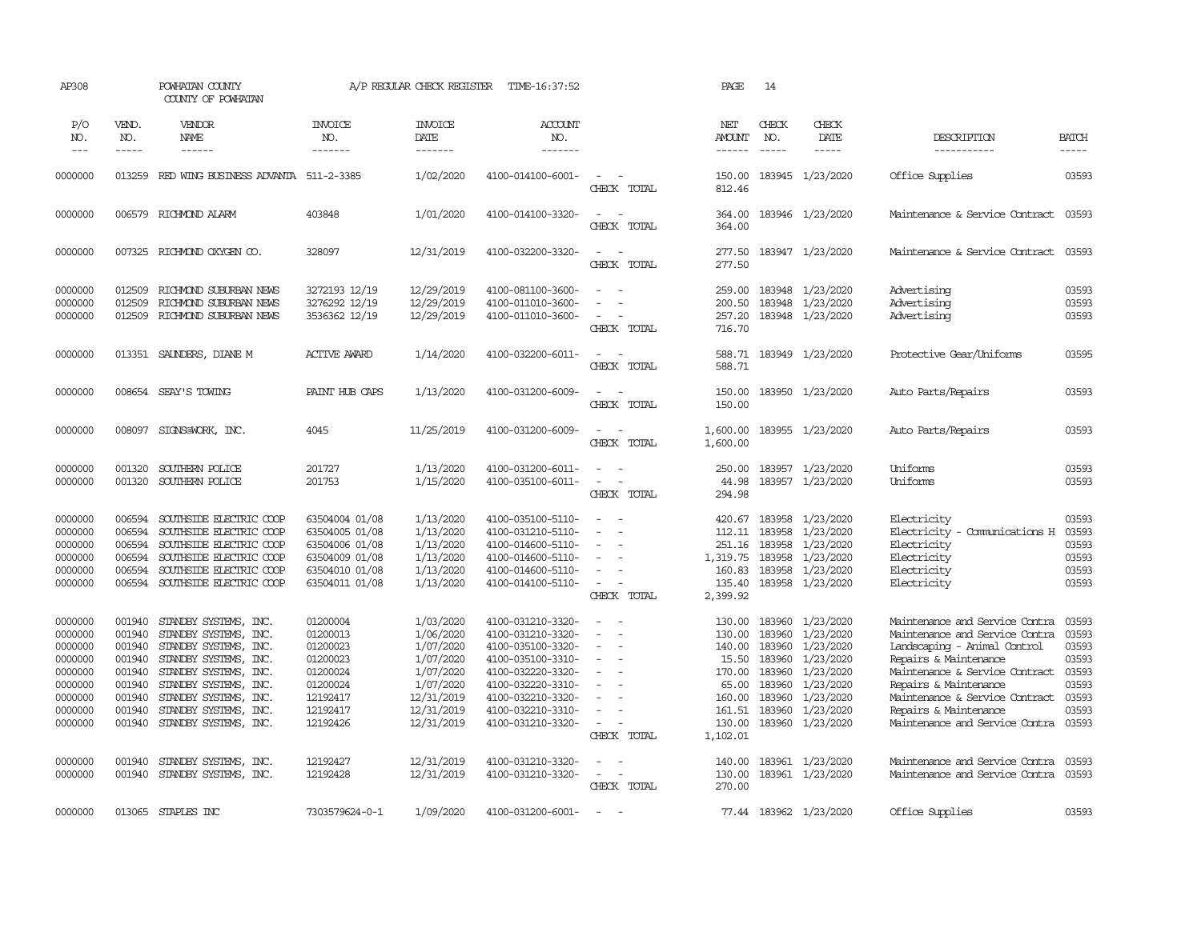AP308 POWHATAN COUNTY A/P REGULAR CHECK REGISTER TIME-16:37:52

COUNTY OF POWHATAN

| P/O NO. | VEND. NO. | VENDOR NAME | INVOICE NO. | INVOICE DATE | ACCOUNT NO. | | NET AMOUNT | CHECK NO. | CHECK DATE | DESCRIPTION | BATCH |
|---|---|---|---|---|---|---|---|---|---|---|---|
| 0000000 | 013259 | RED WING BUSINESS ADVANTA | 511-2-3385 | 1/02/2020 | 4100-014100-6001- | - - | 150.00 | 183945 | 1/23/2020 | Office Supplies | 03593 |
| | | | | | | CHECK TOTAL | 812.46 | | | | |
| 0000000 | 006579 | RICHMOND ALARM | 403848 | 1/01/2020 | 4100-014100-3320- | - - | 364.00 | 183946 | 1/23/2020 | Maintenance & Service Contract | 03593 |
| | | | | | | CHECK TOTAL | 364.00 | | | | |
| 0000000 | 007325 | RICHMOND OXYGEN CO. | 328097 | 12/31/2019 | 4100-032200-3320- | - - | 277.50 | 183947 | 1/23/2020 | Maintenance & Service Contract | 03593 |
| | | | | | | CHECK TOTAL | 277.50 | | | | |
| 0000000 | 012509 | RICHMOND SUBURBAN NEWS | 3272193 12/19 | 12/29/2019 | 4100-081100-3600- | - - | 259.00 | 183948 | 1/23/2020 | Advertising | 03593 |
| 0000000 | 012509 | RICHMOND SUBURBAN NEWS | 3276292 12/19 | 12/29/2019 | 4100-011010-3600- | - - | 200.50 | 183948 | 1/23/2020 | Advertising | 03593 |
| 0000000 | 012509 | RICHMOND SUBURBAN NEWS | 3536362 12/19 | 12/29/2019 | 4100-011010-3600- | - - | 257.20 | 183948 | 1/23/2020 | Advertising | 03593 |
| | | | | | | CHECK TOTAL | 716.70 | | | | |
| 0000000 | 013351 | SAUNDERS, DIANE M | ACTIVE AWARD | 1/14/2020 | 4100-032200-6011- | - - | 588.71 | 183949 | 1/23/2020 | Protective Gear/Uniforms | 03595 |
| | | | | | | CHECK TOTAL | 588.71 | | | | |
| 0000000 | 008654 | SEAY'S TOWING | PAINT HUB CAPS | 1/13/2020 | 4100-031200-6009- | - - | 150.00 | 183950 | 1/23/2020 | Auto Parts/Repairs | 03593 |
| | | | | | | CHECK TOTAL | 150.00 | | | | |
| 0000000 | 008097 | SIGNS@WORK, INC. | 4045 | 11/25/2019 | 4100-031200-6009- | - - | 1,600.00 | 183955 | 1/23/2020 | Auto Parts/Repairs | 03593 |
| | | | | | | CHECK TOTAL | 1,600.00 | | | | |
| 0000000 | 001320 | SOUTHERN POLICE | 201727 | 1/13/2020 | 4100-031200-6011- | - - | 250.00 | 183957 | 1/23/2020 | Uniforms | 03593 |
| 0000000 | 001320 | SOUTHERN POLICE | 201753 | 1/15/2020 | 4100-035100-6011- | - - | 44.98 | 183957 | 1/23/2020 | Uniforms | 03593 |
| | | | | | | CHECK TOTAL | 294.98 | | | | |
| 0000000 | 006594 | SOUTHSIDE ELECTRIC COOP | 63504004 01/08 | 1/13/2020 | 4100-035100-5110- | - - | 420.67 | 183958 | 1/23/2020 | Electricity | 03593 |
| 0000000 | 006594 | SOUTHSIDE ELECTRIC COOP | 63504005 01/08 | 1/13/2020 | 4100-031210-5110- | - - | 112.11 | 183958 | 1/23/2020 | Electricity - Communications H | 03593 |
| 0000000 | 006594 | SOUTHSIDE ELECTRIC COOP | 63504006 01/08 | 1/13/2020 | 4100-014600-5110- | - - | 251.16 | 183958 | 1/23/2020 | Electricity | 03593 |
| 0000000 | 006594 | SOUTHSIDE ELECTRIC COOP | 63504009 01/08 | 1/13/2020 | 4100-014600-5110- | - - | 1,319.75 | 183958 | 1/23/2020 | Electricity | 03593 |
| 0000000 | 006594 | SOUTHSIDE ELECTRIC COOP | 63504010 01/08 | 1/13/2020 | 4100-014600-5110- | - - | 160.83 | 183958 | 1/23/2020 | Electricity | 03593 |
| 0000000 | 006594 | SOUTHSIDE ELECTRIC COOP | 63504011 01/08 | 1/13/2020 | 4100-014100-5110- | - - | 135.40 | 183958 | 1/23/2020 | Electricity | 03593 |
| | | | | | | CHECK TOTAL | 2,399.92 | | | | |
| 0000000 | 001940 | STANDBY SYSTEMS, INC. | 01200004 | 1/03/2020 | 4100-031210-3320- | - - | 130.00 | 183960 | 1/23/2020 | Maintenance and Service Contra | 03593 |
| 0000000 | 001940 | STANDBY SYSTEMS, INC. | 01200013 | 1/06/2020 | 4100-031210-3320- | - - | 130.00 | 183960 | 1/23/2020 | Maintenance and Service Contra | 03593 |
| 0000000 | 001940 | STANDBY SYSTEMS, INC. | 01200023 | 1/07/2020 | 4100-035100-3320- | - - | 140.00 | 183960 | 1/23/2020 | Landscaping - Animal Control | 03593 |
| 0000000 | 001940 | STANDBY SYSTEMS, INC. | 01200023 | 1/07/2020 | 4100-035100-3310- | - - | 15.50 | 183960 | 1/23/2020 | Repairs & Maintenance | 03593 |
| 0000000 | 001940 | STANDBY SYSTEMS, INC. | 01200024 | 1/07/2020 | 4100-032220-3320- | - - | 170.00 | 183960 | 1/23/2020 | Maintenance & Service Contract | 03593 |
| 0000000 | 001940 | STANDBY SYSTEMS, INC. | 01200024 | 1/07/2020 | 4100-032220-3310- | - - | 65.00 | 183960 | 1/23/2020 | Repairs & Maintenance | 03593 |
| 0000000 | 001940 | STANDBY SYSTEMS, INC. | 12192417 | 12/31/2019 | 4100-032210-3320- | - - | 160.00 | 183960 | 1/23/2020 | Maintenance & Service Contract | 03593 |
| 0000000 | 001940 | STANDBY SYSTEMS, INC. | 12192417 | 12/31/2019 | 4100-032210-3310- | - - | 161.51 | 183960 | 1/23/2020 | Repairs & Maintenance | 03593 |
| 0000000 | 001940 | STANDBY SYSTEMS, INC. | 12192426 | 12/31/2019 | 4100-031210-3320- | - - | 130.00 | 183960 | 1/23/2020 | Maintenance and Service Contra | 03593 |
| | | | | | | CHECK TOTAL | 1,102.01 | | | | |
| 0000000 | 001940 | STANDBY SYSTEMS, INC. | 12192427 | 12/31/2019 | 4100-031210-3320- | - - | 140.00 | 183961 | 1/23/2020 | Maintenance and Service Contra | 03593 |
| 0000000 | 001940 | STANDBY SYSTEMS, INC. | 12192428 | 12/31/2019 | 4100-031210-3320- | - - | 130.00 | 183961 | 1/23/2020 | Maintenance and Service Contra | 03593 |
| | | | | | | CHECK TOTAL | 270.00 | | | | |
| 0000000 | 013065 | STAPLES INC | 7303579624-0-1 | 1/09/2020 | 4100-031200-6001- | - - | 77.44 | 183962 | 1/23/2020 | Office Supplies | 03593 |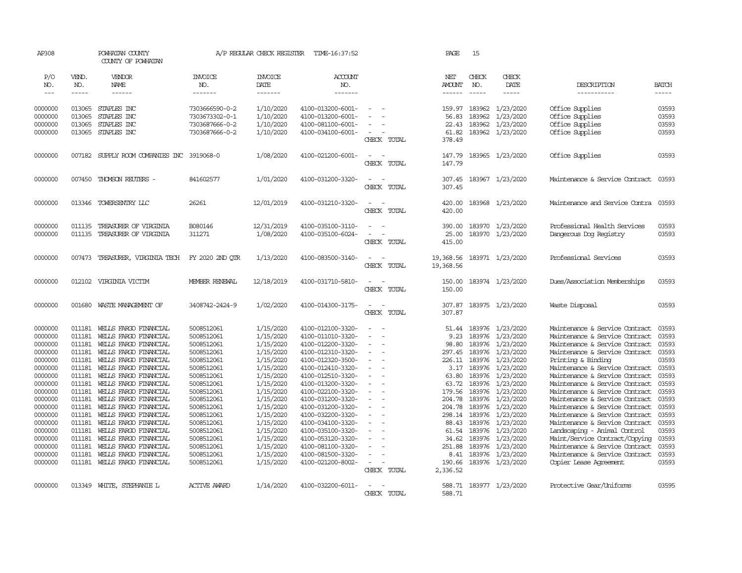AP308 POWHATAN COUNTY A/P REGULAR CHECK REGISTER TIME-16:37:52 PAGE 15

COUNTY OF POWHATAN

| P/O NO. | VEND. NO. | VENDOR NAME | INVOICE NO. | INVOICE DATE | ACCOUNT NO. | | NET AMOUNT | CHECK NO. | CHECK DATE | DESCRIPTION | BATCH |
|---|---|---|---|---|---|---|---|---|---|---|---|
| 0000000 | 013065 | STAPLES INC | 7303666590-0-2 | 1/10/2020 | 4100-013200-6001- | - - | 159.97 | 183962 | 1/23/2020 | Office Supplies | 03593 |
| 0000000 | 013065 | STAPLES INC | 7303673302-0-1 | 1/10/2020 | 4100-013200-6001- | - - | 56.83 | 183962 | 1/23/2020 | Office Supplies | 03593 |
| 0000000 | 013065 | STAPLES INC | 7303687666-0-2 | 1/10/2020 | 4100-081100-6001- | - - | 22.43 | 183962 | 1/23/2020 | Office Supplies | 03593 |
| 0000000 | 013065 | STAPLES INC | 7303687666-0-2 | 1/10/2020 | 4100-034100-6001- | - - | 61.82 | 183962 | 1/23/2020 | Office Supplies | 03593 |
| | | | | | | CHECK TOTAL | 378.49 | | | | |
| 0000000 | 007182 | SUPPLY ROOM COMPANIES INC | 3919068-0 | 1/08/2020 | 4100-021200-6001- | - - | 147.79 | 183965 | 1/23/2020 | Office Supplies | 03593 |
| | | | | | | CHECK TOTAL | 147.79 | | | | |
| 0000000 | 007450 | THOMSON REUTERS - | 841602577 | 1/01/2020 | 4100-031200-3320- | - - | 307.45 | 183967 | 1/23/2020 | Maintenance & Service Contract | 03593 |
| | | | | | | CHECK TOTAL | 307.45 | | | | |
| 0000000 | 013346 | TOWERSENTRY LLC | 26261 | 12/01/2019 | 4100-031210-3320- | - - | 420.00 | 183968 | 1/23/2020 | Maintenance and Service Contra | 03593 |
| | | | | | | CHECK TOTAL | 420.00 | | | | |
| 0000000 | 011135 | TREASURER OF VIRGINIA | B080146 | 12/31/2019 | 4100-035100-3110- | - - | 390.00 | 183970 | 1/23/2020 | Professional Health Services | 03593 |
| 0000000 | 011135 | TREASURER OF VIRGINIA | 311271 | 1/08/2020 | 4100-035100-6024- | - - | 25.00 | 183970 | 1/23/2020 | Dangerous Dog Registry | 03593 |
| | | | | | | CHECK TOTAL | 415.00 | | | | |
| 0000000 | 007473 | TREASURER, VIRGINIA TECH | FY 2020 2ND QTR | 1/13/2020 | 4100-083500-3140- | - - | 19,368.56 | 183971 | 1/23/2020 | Professional Services | 03593 |
| | | | | | | CHECK TOTAL | 19,368.56 | | | | |
| 0000000 | 012102 | VIRGINIA VICTIM | MEMBER RENEWAL | 12/18/2019 | 4100-031710-5810- | - - | 150.00 | 183974 | 1/23/2020 | Dues/Association Memberships | 03593 |
| | | | | | | CHECK TOTAL | 150.00 | | | | |
| 0000000 | 001680 | WASTE MANAGEMENT OF | 3408742-2424-9 | 1/02/2020 | 4100-014300-3175- | - - | 307.87 | 183975 | 1/23/2020 | Waste Disposal | 03593 |
| | | | | | | CHECK TOTAL | 307.87 | | | | |
| 0000000 | 011181 | WELLS FARGO FINANCIAL | 5008512061 | 1/15/2020 | 4100-012100-3320- | - - | 51.44 | 183976 | 1/23/2020 | Maintenance & Service Contract | 03593 |
| 0000000 | 011181 | WELLS FARGO FINANCIAL | 5008512061 | 1/15/2020 | 4100-011010-3320- | - - | 9.23 | 183976 | 1/23/2020 | Maintenance & Service Contract | 03593 |
| 0000000 | 011181 | WELLS FARGO FINANCIAL | 5008512061 | 1/15/2020 | 4100-012200-3320- | - - | 98.80 | 183976 | 1/23/2020 | Maintenance & Service Contract | 03593 |
| 0000000 | 011181 | WELLS FARGO FINANCIAL | 5008512061 | 1/15/2020 | 4100-012310-3320- | - - | 297.45 | 183976 | 1/23/2020 | Maintenance & Service Contract | 03593 |
| 0000000 | 011181 | WELLS FARGO FINANCIAL | 5008512061 | 1/15/2020 | 4100-012320-3500- | - - | 226.11 | 183976 | 1/23/2020 | Printing & Binding | 03593 |
| 0000000 | 011181 | WELLS FARGO FINANCIAL | 5008512061 | 1/15/2020 | 4100-012410-3320- | - - | 3.17 | 183976 | 1/23/2020 | Maintenance & Service Contract | 03593 |
| 0000000 | 011181 | WELLS FARGO FINANCIAL | 5008512061 | 1/15/2020 | 4100-012510-3320- | - - | 63.80 | 183976 | 1/23/2020 | Maintenance & Service Contract | 03593 |
| 0000000 | 011181 | WELLS FARGO FINANCIAL | 5008512061 | 1/15/2020 | 4100-013200-3320- | - - | 63.72 | 183976 | 1/23/2020 | Maintenance & Service Contract | 03593 |
| 0000000 | 011181 | WELLS FARGO FINANCIAL | 5008512061 | 1/15/2020 | 4100-022100-3320- | - - | 179.56 | 183976 | 1/23/2020 | Maintenance & Service Contract | 03593 |
| 0000000 | 011181 | WELLS FARGO FINANCIAL | 5008512061 | 1/15/2020 | 4100-031200-3320- | - - | 204.78 | 183976 | 1/23/2020 | Maintenance & Service Contract | 03593 |
| 0000000 | 011181 | WELLS FARGO FINANCIAL | 5008512061 | 1/15/2020 | 4100-031200-3320- | - - | 204.78 | 183976 | 1/23/2020 | Maintenance & Service Contract | 03593 |
| 0000000 | 011181 | WELLS FARGO FINANCIAL | 5008512061 | 1/15/2020 | 4100-032200-3320- | - - | 298.14 | 183976 | 1/23/2020 | Maintenance & Service Contract | 03593 |
| 0000000 | 011181 | WELLS FARGO FINANCIAL | 5008512061 | 1/15/2020 | 4100-034100-3320- | - - | 88.43 | 183976 | 1/23/2020 | Maintenance & Service Contract | 03593 |
| 0000000 | 011181 | WELLS FARGO FINANCIAL | 5008512061 | 1/15/2020 | 4100-035100-3320- | - - | 61.54 | 183976 | 1/23/2020 | Landscaping - Animal Control | 03593 |
| 0000000 | 011181 | WELLS FARGO FINANCIAL | 5008512061 | 1/15/2020 | 4100-053120-3320- | - - | 34.62 | 183976 | 1/23/2020 | Maint/Service Contract/Copying | 03593 |
| 0000000 | 011181 | WELLS FARGO FINANCIAL | 5008512061 | 1/15/2020 | 4100-081100-3320- | - - | 251.88 | 183976 | 1/23/2020 | Maintenance & Service Contract | 03593 |
| 0000000 | 011181 | WELLS FARGO FINANCIAL | 5008512061 | 1/15/2020 | 4100-081500-3320- | - - | 8.41 | 183976 | 1/23/2020 | Maintenance & Service Contract | 03593 |
| 0000000 | 011181 | WELLS FARGO FINANCIAL | 5008512061 | 1/15/2020 | 4100-021200-8002- | - - | 190.66 | 183976 | 1/23/2020 | Copier Lease Agreement | 03593 |
| | | | | | | CHECK TOTAL | 2,336.52 | | | | |
| 0000000 | 013349 | WHITE, STEPHANIE L | ACTIVE AWARD | 1/14/2020 | 4100-032200-6011- | - - | 588.71 | 183977 | 1/23/2020 | Protective Gear/Uniforms | 03595 |
| | | | | | | CHECK TOTAL | 588.71 | | | | |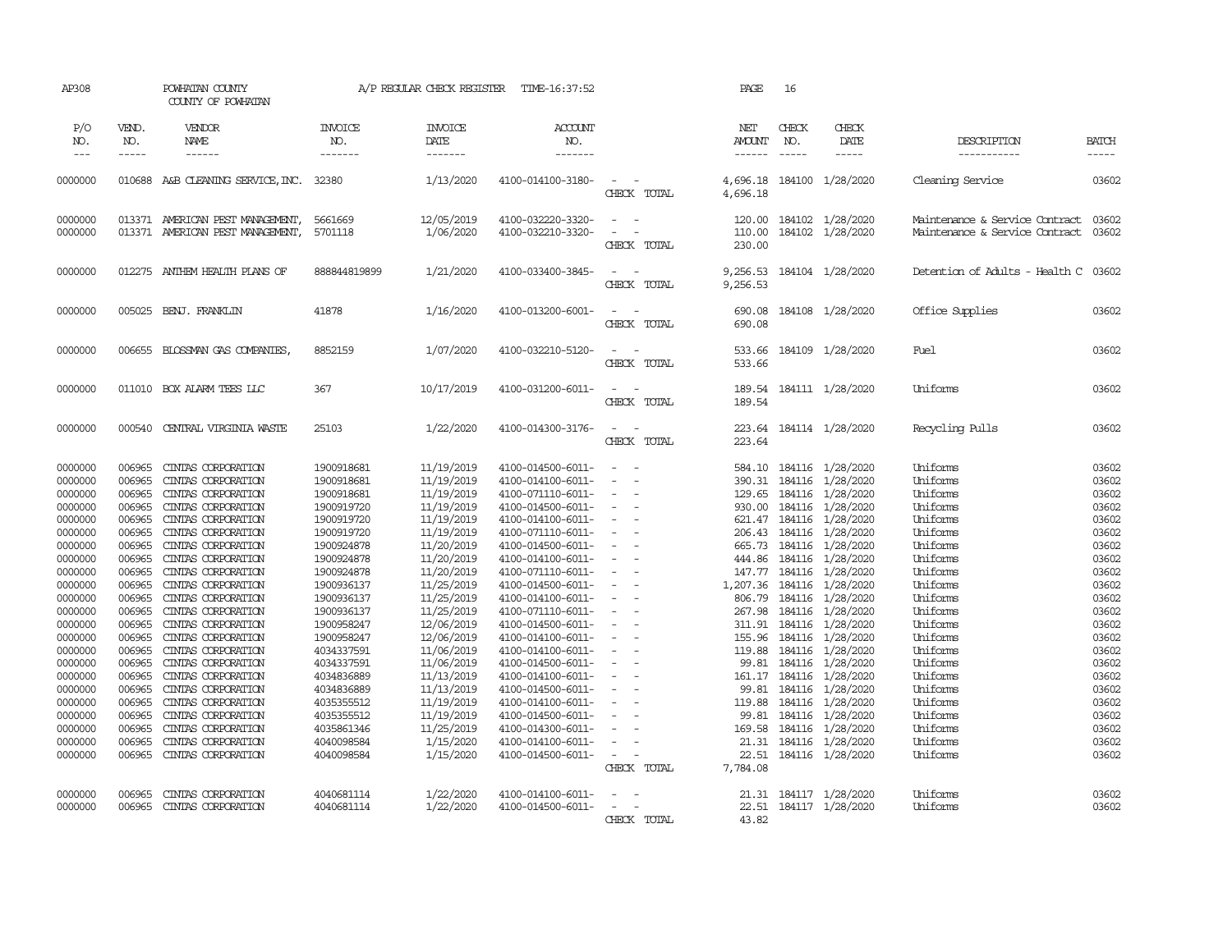AP308 POWHATAN COUNTY A/P REGULAR CHECK REGISTER TIME-16:37:52 PAGE 16
COUNTY OF POWHATAN

| P/O NO. | VEND. NO. | VENDOR NAME | INVOICE NO. | INVOICE DATE | ACCOUNT NO. | | NET AMOUNT | CHECK NO. | CHECK DATE | DESCRIPTION | BATCH |
|---|---|---|---|---|---|---|---|---|---|---|---|
| 0000000 | 010688 | A&B CLEANING SERVICE,INC. | 32380 | 1/13/2020 | 4100-014100-3180- | - - | 4,696.18 | 184100 | 1/28/2020 | Cleaning Service | 03602 |
| | | | | | | CHECK TOTAL | 4,696.18 | | | | |
| 0000000 | 013371 | AMERICAN PEST MANAGEMENT, | 5661669 | 12/05/2019 | 4100-032220-3320- | - - | 120.00 | 184102 | 1/28/2020 | Maintenance & Service Contract | 03602 |
| 0000000 | 013371 | AMERICAN PEST MANAGEMENT, | 5701118 | 1/06/2020 | 4100-032210-3320- | - - | 110.00 | 184102 | 1/28/2020 | Maintenance & Service Contract | 03602 |
| | | | | | | CHECK TOTAL | 230.00 | | | | |
| 0000000 | 012275 | ANTHEM HEALTH PLANS OF | 888844819899 | 1/21/2020 | 4100-033400-3845- | - - | 9,256.53 | 184104 | 1/28/2020 | Detention of Adults - Health C | 03602 |
| | | | | | | CHECK TOTAL | 9,256.53 | | | | |
| 0000000 | 005025 | BENJ. FRANKLIN | 41878 | 1/16/2020 | 4100-013200-6001- | - - | 690.08 | 184108 | 1/28/2020 | Office Supplies | 03602 |
| | | | | | | CHECK TOTAL | 690.08 | | | | |
| 0000000 | 006655 | BLOSSMAN GAS COMPANIES, | 8852159 | 1/07/2020 | 4100-032210-5120- | - - | 533.66 | 184109 | 1/28/2020 | Fuel | 03602 |
| | | | | | | CHECK TOTAL | 533.66 | | | | |
| 0000000 | 011010 | BOX ALARM TEES LLC | 367 | 10/17/2019 | 4100-031200-6011- | - - | 189.54 | 184111 | 1/28/2020 | Uniforms | 03602 |
| | | | | | | CHECK TOTAL | 189.54 | | | | |
| 0000000 | 000540 | CENTRAL VIRGINIA WASTE | 25103 | 1/22/2020 | 4100-014300-3176- | - - | 223.64 | 184114 | 1/28/2020 | Recycling Pulls | 03602 |
| | | | | | | CHECK TOTAL | 223.64 | | | | |
| 0000000 | 006965 | CINTAS CORPORATION | 1900918681 | 11/19/2019 | 4100-014500-6011- | - - | 584.10 | 184116 | 1/28/2020 | Uniforms | 03602 |
| 0000000 | 006965 | CINTAS CORPORATION | 1900918681 | 11/19/2019 | 4100-014100-6011- | - - | 390.31 | 184116 | 1/28/2020 | Uniforms | 03602 |
| 0000000 | 006965 | CINTAS CORPORATION | 1900918681 | 11/19/2019 | 4100-071110-6011- | - - | 129.65 | 184116 | 1/28/2020 | Uniforms | 03602 |
| 0000000 | 006965 | CINTAS CORPORATION | 1900919720 | 11/19/2019 | 4100-014500-6011- | - - | 930.00 | 184116 | 1/28/2020 | Uniforms | 03602 |
| 0000000 | 006965 | CINTAS CORPORATION | 1900919720 | 11/19/2019 | 4100-014100-6011- | - - | 621.47 | 184116 | 1/28/2020 | Uniforms | 03602 |
| 0000000 | 006965 | CINTAS CORPORATION | 1900919720 | 11/19/2019 | 4100-071110-6011- | - - | 206.43 | 184116 | 1/28/2020 | Uniforms | 03602 |
| 0000000 | 006965 | CINTAS CORPORATION | 1900924878 | 11/20/2019 | 4100-014500-6011- | - - | 665.73 | 184116 | 1/28/2020 | Uniforms | 03602 |
| 0000000 | 006965 | CINTAS CORPORATION | 1900924878 | 11/20/2019 | 4100-014100-6011- | - - | 444.86 | 184116 | 1/28/2020 | Uniforms | 03602 |
| 0000000 | 006965 | CINTAS CORPORATION | 1900924878 | 11/20/2019 | 4100-071110-6011- | - - | 147.77 | 184116 | 1/28/2020 | Uniforms | 03602 |
| 0000000 | 006965 | CINTAS CORPORATION | 1900936137 | 11/25/2019 | 4100-014500-6011- | - - | 1,207.36 | 184116 | 1/28/2020 | Uniforms | 03602 |
| 0000000 | 006965 | CINTAS CORPORATION | 1900936137 | 11/25/2019 | 4100-014100-6011- | - - | 806.79 | 184116 | 1/28/2020 | Uniforms | 03602 |
| 0000000 | 006965 | CINTAS CORPORATION | 1900936137 | 11/25/2019 | 4100-071110-6011- | - - | 267.98 | 184116 | 1/28/2020 | Uniforms | 03602 |
| 0000000 | 006965 | CINTAS CORPORATION | 1900958247 | 12/06/2019 | 4100-014500-6011- | - - | 311.91 | 184116 | 1/28/2020 | Uniforms | 03602 |
| 0000000 | 006965 | CINTAS CORPORATION | 1900958247 | 12/06/2019 | 4100-014100-6011- | - - | 155.96 | 184116 | 1/28/2020 | Uniforms | 03602 |
| 0000000 | 006965 | CINTAS CORPORATION | 4034337591 | 11/06/2019 | 4100-014100-6011- | - - | 119.88 | 184116 | 1/28/2020 | Uniforms | 03602 |
| 0000000 | 006965 | CINTAS CORPORATION | 4034337591 | 11/06/2019 | 4100-014500-6011- | - - | 99.81 | 184116 | 1/28/2020 | Uniforms | 03602 |
| 0000000 | 006965 | CINTAS CORPORATION | 4034836889 | 11/13/2019 | 4100-014100-6011- | - - | 161.17 | 184116 | 1/28/2020 | Uniforms | 03602 |
| 0000000 | 006965 | CINTAS CORPORATION | 4034836889 | 11/13/2019 | 4100-014500-6011- | - - | 99.81 | 184116 | 1/28/2020 | Uniforms | 03602 |
| 0000000 | 006965 | CINTAS CORPORATION | 4035355512 | 11/19/2019 | 4100-014100-6011- | - - | 119.88 | 184116 | 1/28/2020 | Uniforms | 03602 |
| 0000000 | 006965 | CINTAS CORPORATION | 4035355512 | 11/19/2019 | 4100-014500-6011- | - - | 99.81 | 184116 | 1/28/2020 | Uniforms | 03602 |
| 0000000 | 006965 | CINTAS CORPORATION | 4035861346 | 11/25/2019 | 4100-014300-6011- | - - | 169.58 | 184116 | 1/28/2020 | Uniforms | 03602 |
| 0000000 | 006965 | CINTAS CORPORATION | 4040098584 | 1/15/2020 | 4100-014100-6011- | - - | 21.31 | 184116 | 1/28/2020 | Uniforms | 03602 |
| 0000000 | 006965 | CINTAS CORPORATION | 4040098584 | 1/15/2020 | 4100-014500-6011- | - - | 22.51 | 184116 | 1/28/2020 | Uniforms | 03602 |
| | | | | | | CHECK TOTAL | 7,784.08 | | | | |
| 0000000 | 006965 | CINTAS CORPORATION | 4040681114 | 1/22/2020 | 4100-014100-6011- | - - | 21.31 | 184117 | 1/28/2020 | Uniforms | 03602 |
| 0000000 | 006965 | CINTAS CORPORATION | 4040681114 | 1/22/2020 | 4100-014500-6011- | - - | 22.51 | 184117 | 1/28/2020 | Uniforms | 03602 |
| | | | | | | CHECK TOTAL | 43.82 | | | | |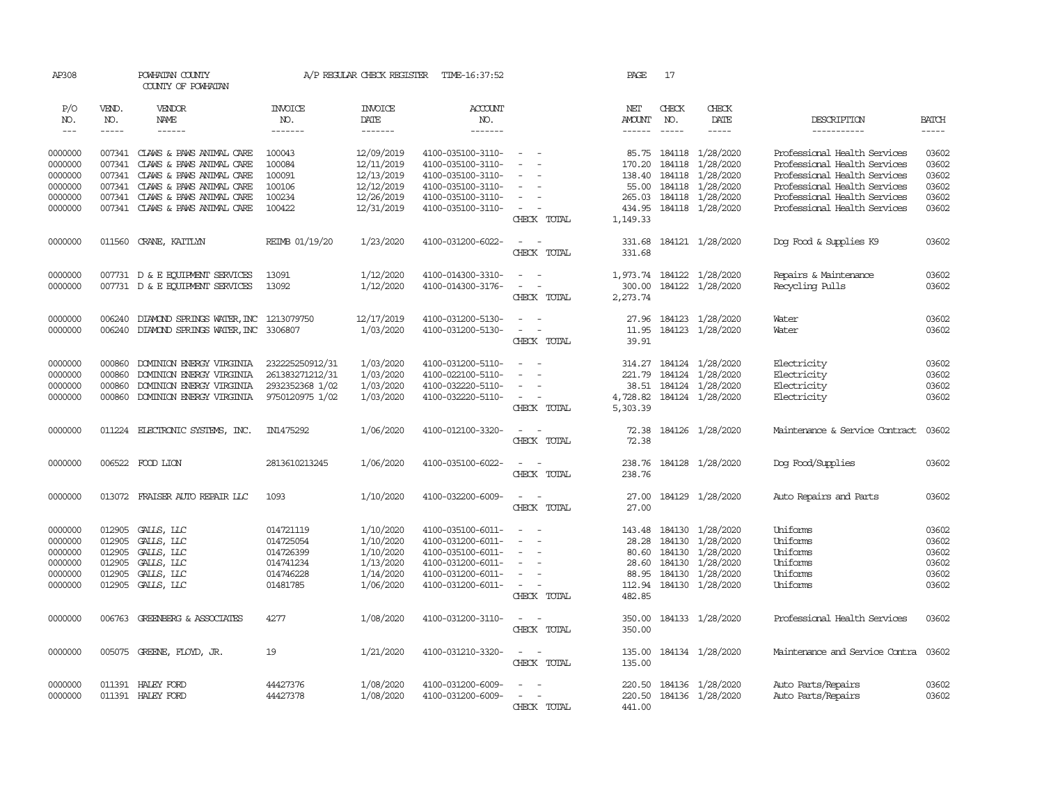AP308 POWHATAN COUNTY A/P REGULAR CHECK REGISTER TIME-16:37:52 PAGE 17

COUNTY OF POWHATAN

| P/O NO. | VEND. NO. | VENDOR NAME | INVOICE NO. | INVOICE DATE | ACCOUNT NO. | | NET AMOUNT | CHECK NO. | CHECK DATE | DESCRIPTION | BATCH |
|---|---|---|---|---|---|---|---|---|---|---|---|
| --- | ----- | ------ | ------- | ------- | ------- | | ------ | ----- | ----- | ----------- | ----- |
| 0000000 | 007341 | CLAWS & PAWS ANIMAL CARE | 100043 | 12/09/2019 | 4100-035100-3110- | - - | 85.75 | 184118 | 1/28/2020 | Professional Health Services | 03602 |
| 0000000 | 007341 | CLAWS & PAWS ANIMAL CARE | 100084 | 12/11/2019 | 4100-035100-3110- | - - | 170.20 | 184118 | 1/28/2020 | Professional Health Services | 03602 |
| 0000000 | 007341 | CLAWS & PAWS ANIMAL CARE | 100091 | 12/13/2019 | 4100-035100-3110- | - - | 138.40 | 184118 | 1/28/2020 | Professional Health Services | 03602 |
| 0000000 | 007341 | CLAWS & PAWS ANIMAL CARE | 100106 | 12/12/2019 | 4100-035100-3110- | - - | 55.00 | 184118 | 1/28/2020 | Professional Health Services | 03602 |
| 0000000 | 007341 | CLAWS & PAWS ANIMAL CARE | 100234 | 12/26/2019 | 4100-035100-3110- | - - | 265.03 | 184118 | 1/28/2020 | Professional Health Services | 03602 |
| 0000000 | 007341 | CLAWS & PAWS ANIMAL CARE | 100422 | 12/31/2019 | 4100-035100-3110- | - - | 434.95 | 184118 | 1/28/2020 | Professional Health Services | 03602 |
| | | | | | | CHECK TOTAL | 1,149.33 | | | | |
| 0000000 | 011560 | CRANE, KAITLYN | REIMB 01/19/20 | 1/23/2020 | 4100-031200-6022- | - - | 331.68 | 184121 | 1/28/2020 | Dog Food & Supplies K9 | 03602 |
| | | | | | | CHECK TOTAL | 331.68 | | | | |
| 0000000 | 007731 | D & E EQUIPMENT SERVICES | 13091 | 1/12/2020 | 4100-014300-3310- | - - | 1,973.74 | 184122 | 1/28/2020 | Repairs & Maintenance | 03602 |
| 0000000 | 007731 | D & E EQUIPMENT SERVICES | 13092 | 1/12/2020 | 4100-014300-3176- | - - | 300.00 | 184122 | 1/28/2020 | Recycling Pulls | 03602 |
| | | | | | | CHECK TOTAL | 2,273.74 | | | | |
| 0000000 | 006240 | DIAMOND SPRINGS WATER, INC | 1213079750 | 12/17/2019 | 4100-031200-5130- | - - | 27.96 | 184123 | 1/28/2020 | Water | 03602 |
| 0000000 | 006240 | DIAMOND SPRINGS WATER, INC | 3306807 | 1/03/2020 | 4100-031200-5130- | - - | 11.95 | 184123 | 1/28/2020 | Water | 03602 |
| | | | | | | CHECK TOTAL | 39.91 | | | | |
| 0000000 | 000860 | DOMINION ENERGY VIRGINIA | 232225250912/31 | 1/03/2020 | 4100-031200-5110- | - - | 314.27 | 184124 | 1/28/2020 | Electricity | 03602 |
| 0000000 | 000860 | DOMINION ENERGY VIRGINIA | 261383271212/31 | 1/03/2020 | 4100-022100-5110- | - - | 221.79 | 184124 | 1/28/2020 | Electricity | 03602 |
| 0000000 | 000860 | DOMINION ENERGY VIRGINIA | 2932352368 1/02 | 1/03/2020 | 4100-032220-5110- | - - | 38.51 | 184124 | 1/28/2020 | Electricity | 03602 |
| 0000000 | 000860 | DOMINION ENERGY VIRGINIA | 9750120975 1/02 | 1/03/2020 | 4100-032220-5110- | - - | 4,728.82 | 184124 | 1/28/2020 | Electricity | 03602 |
| | | | | | | CHECK TOTAL | 5,303.39 | | | | |
| 0000000 | 011224 | ELECTRONIC SYSTEMS, INC. | IN1475292 | 1/06/2020 | 4100-012100-3320- | - - | 72.38 | 184126 | 1/28/2020 | Maintenance & Service Contract | 03602 |
| | | | | | | CHECK TOTAL | 72.38 | | | | |
| 0000000 | 006522 | FOOD LION | 2813610213245 | 1/06/2020 | 4100-035100-6022- | - - | 238.76 | 184128 | 1/28/2020 | Dog Food/Supplies | 03602 |
| | | | | | | CHECK TOTAL | 238.76 | | | | |
| 0000000 | 013072 | FRAISER AUTO REPAIR LLC | 1093 | 1/10/2020 | 4100-032200-6009- | - - | 27.00 | 184129 | 1/28/2020 | Auto Repairs and Parts | 03602 |
| | | | | | | CHECK TOTAL | 27.00 | | | | |
| 0000000 | 012905 | GALLS, LLC | 014721119 | 1/10/2020 | 4100-035100-6011- | - - | 143.48 | 184130 | 1/28/2020 | Uniforms | 03602 |
| 0000000 | 012905 | GALLS, LLC | 014725054 | 1/10/2020 | 4100-031200-6011- | - - | 28.28 | 184130 | 1/28/2020 | Uniforms | 03602 |
| 0000000 | 012905 | GALLS, LLC | 014726399 | 1/10/2020 | 4100-035100-6011- | - - | 80.60 | 184130 | 1/28/2020 | Uniforms | 03602 |
| 0000000 | 012905 | GALLS, LLC | 014741234 | 1/13/2020 | 4100-031200-6011- | - - | 28.60 | 184130 | 1/28/2020 | Uniforms | 03602 |
| 0000000 | 012905 | GALLS, LLC | 014746228 | 1/14/2020 | 4100-031200-6011- | - - | 88.95 | 184130 | 1/28/2020 | Uniforms | 03602 |
| 0000000 | 012905 | GALLS, LLC | 01481785 | 1/06/2020 | 4100-031200-6011- | - - | 112.94 | 184130 | 1/28/2020 | Uniforms | 03602 |
| | | | | | | CHECK TOTAL | 482.85 | | | | |
| 0000000 | 006763 | GREENBERG & ASSOCIATES | 4277 | 1/08/2020 | 4100-031200-3110- | - - | 350.00 | 184133 | 1/28/2020 | Professional Health Services | 03602 |
| | | | | | | CHECK TOTAL | 350.00 | | | | |
| 0000000 | 005075 | GREENE, FLOYD, JR. | 19 | 1/21/2020 | 4100-031210-3320- | - - | 135.00 | 184134 | 1/28/2020 | Maintenance and Service Contra | 03602 |
| | | | | | | CHECK TOTAL | 135.00 | | | | |
| 0000000 | 011391 | HALEY FORD | 44427376 | 1/08/2020 | 4100-031200-6009- | - - | 220.50 | 184136 | 1/28/2020 | Auto Parts/Repairs | 03602 |
| 0000000 | 011391 | HALEY FORD | 44427378 | 1/08/2020 | 4100-031200-6009- | - - | 220.50 | 184136 | 1/28/2020 | Auto Parts/Repairs | 03602 |
| | | | | | | CHECK TOTAL | 441.00 | | | | |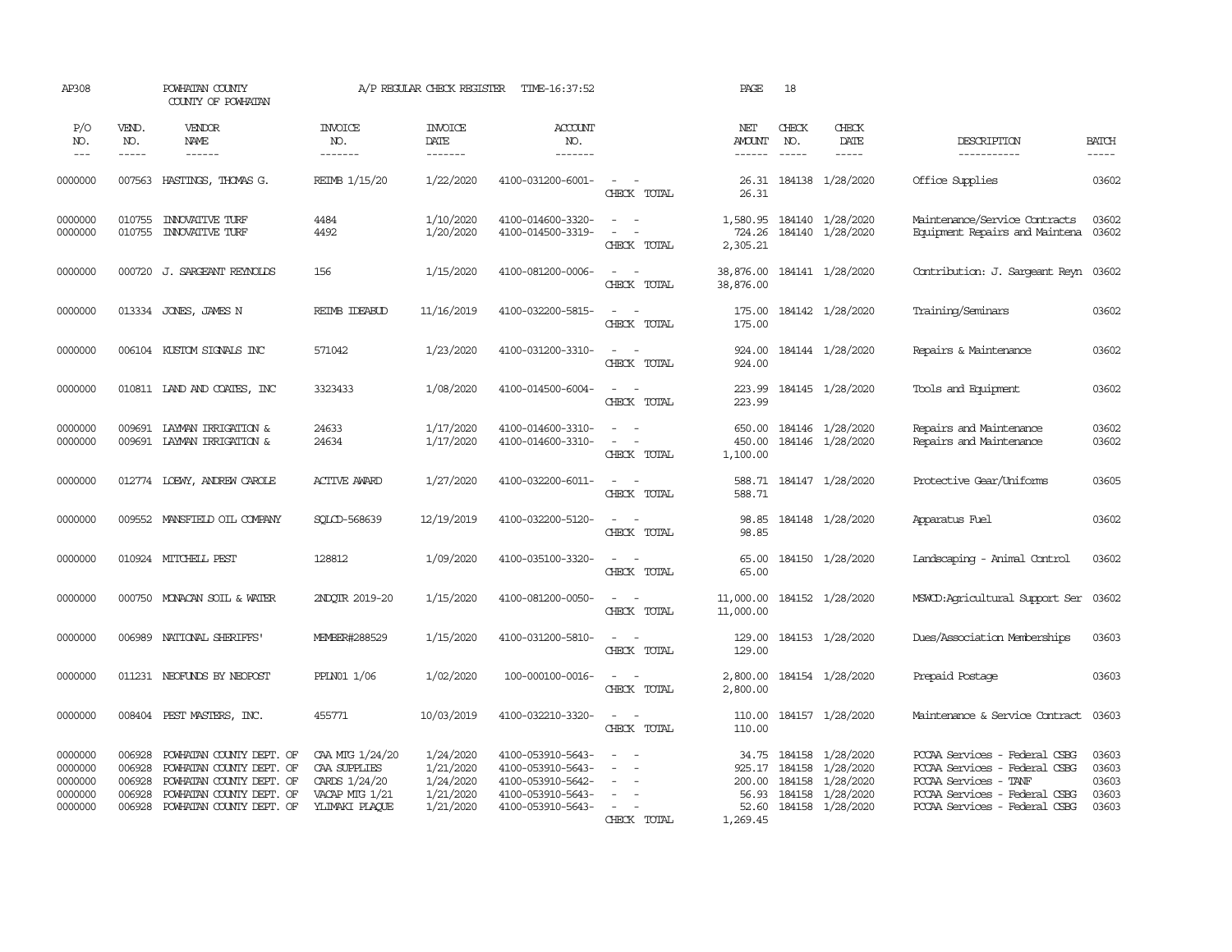AP308 POWHATAN COUNTY COUNTY OF POWHATAN A/P REGULAR CHECK REGISTER TIME-16:37:52 PAGE 18

| P/O NO. | VEND. NO. | VENDOR NAME | INVOICE NO. | INVOICE DATE | ACCOUNT NO. | | NET AMOUNT | CHECK NO. | CHECK DATE | DESCRIPTION | BATCH |
|---|---|---|---|---|---|---|---|---|---|---|---|
| 0000000 | 007563 | HASTINGS, THOMAS G. | REIMB 1/15/20 | 1/22/2020 | 4100-031200-6001- | - - | 26.31 | 184138 | 1/28/2020 | Office Supplies | 03602 |
| | | | | | | CHECK TOTAL | 26.31 | | | | |
| 0000000 | 010755 | INNOVATIVE TURF | 4484 | 1/10/2020 | 4100-014600-3320- | - - | 1,580.95 | 184140 | 1/28/2020 | Maintenance/Service Contracts | 03602 |
| 0000000 | 010755 | INNOVATIVE TURF | 4492 | 1/20/2020 | 4100-014500-3319- | - - | 724.26 | 184140 | 1/28/2020 | Equipment Repairs and Maintena | 03602 |
| | | | | | | CHECK TOTAL | 2,305.21 | | | | |
| 0000000 | 000720 | J. SARGEANT REYNOLDS | 156 | 1/15/2020 | 4100-081200-0006- | - - | 38,876.00 | 184141 | 1/28/2020 | Contribution: J. Sargeant Reyn | 03602 |
| | | | | | | CHECK TOTAL | 38,876.00 | | | | |
| 0000000 | 013334 | JONES, JAMES N | REIMB IDEABUD | 11/16/2019 | 4100-032200-5815- | - - | 175.00 | 184142 | 1/28/2020 | Training/Seminars | 03602 |
| | | | | | | CHECK TOTAL | 175.00 | | | | |
| 0000000 | 006104 | KUSTOM SIGNALS INC | 571042 | 1/23/2020 | 4100-031200-3310- | - - | 924.00 | 184144 | 1/28/2020 | Repairs & Maintenance | 03602 |
| | | | | | | CHECK TOTAL | 924.00 | | | | |
| 0000000 | 010811 | LAND AND COATES, INC | 3323433 | 1/08/2020 | 4100-014500-6004- | - - | 223.99 | 184145 | 1/28/2020 | Tools and Equipment | 03602 |
| | | | | | | CHECK TOTAL | 223.99 | | | | |
| 0000000 | 009691 | LAYMAN IRRIGATION & | 24633 | 1/17/2020 | 4100-014600-3310- | - - | 650.00 | 184146 | 1/28/2020 | Repairs and Maintenance | 03602 |
| 0000000 | 009691 | LAYMAN IRRIGATION & | 24634 | 1/17/2020 | 4100-014600-3310- | - - | 450.00 | 184146 | 1/28/2020 | Repairs and Maintenance | 03602 |
| | | | | | | CHECK TOTAL | 1,100.00 | | | | |
| 0000000 | 012774 | LOEWY, ANDREW CAROLE | ACTIVE AWARD | 1/27/2020 | 4100-032200-6011- | - - | 588.71 | 184147 | 1/28/2020 | Protective Gear/Uniforms | 03605 |
| | | | | | | CHECK TOTAL | 588.71 | | | | |
| 0000000 | 009552 | MANSFIELD OIL COMPANY | SQLCD-568639 | 12/19/2019 | 4100-032200-5120- | - - | 98.85 | 184148 | 1/28/2020 | Apparatus Fuel | 03602 |
| | | | | | | CHECK TOTAL | 98.85 | | | | |
| 0000000 | 010924 | MITCHELL PEST | 128812 | 1/09/2020 | 4100-035100-3320- | - - | 65.00 | 184150 | 1/28/2020 | Landscaping - Animal Control | 03602 |
| | | | | | | CHECK TOTAL | 65.00 | | | | |
| 0000000 | 000750 | MONACAN SOIL & WATER | 2NDQTR 2019-20 | 1/15/2020 | 4100-081200-0050- | - - | 11,000.00 | 184152 | 1/28/2020 | MSWCD:Agricultural Support Ser | 03602 |
| | | | | | | CHECK TOTAL | 11,000.00 | | | | |
| 0000000 | 006989 | NATIONAL SHERIFFS' | MEMBER#288529 | 1/15/2020 | 4100-031200-5810- | - - | 129.00 | 184153 | 1/28/2020 | Dues/Association Memberships | 03603 |
| | | | | | | CHECK TOTAL | 129.00 | | | | |
| 0000000 | 011231 | NEOFUNDS BY NEOPOST | PPLN01 1/06 | 1/02/2020 | 100-000100-0016- | - - | 2,800.00 | 184154 | 1/28/2020 | Prepaid Postage | 03603 |
| | | | | | | CHECK TOTAL | 2,800.00 | | | | |
| 0000000 | 008404 | PEST MASTERS, INC. | 455771 | 10/03/2019 | 4100-032210-3320- | - - | 110.00 | 184157 | 1/28/2020 | Maintenance & Service Contract | 03603 |
| | | | | | | CHECK TOTAL | 110.00 | | | | |
| 0000000 | 006928 | POWHATAN COUNTY DEPT. OF | CAA MTG 1/24/20 | 1/24/2020 | 4100-053910-5643- | - - | 34.75 | 184158 | 1/28/2020 | PCCAA Services - Federal CSBG | 03603 |
| 0000000 | 006928 | POWHATAN COUNTY DEPT. OF | CAA SUPPLIES | 1/21/2020 | 4100-053910-5643- | - - | 925.17 | 184158 | 1/28/2020 | PCCAA Services - Federal CSBG | 03603 |
| 0000000 | 006928 | POWHATAN COUNTY DEPT. OF | CARDS 1/24/20 | 1/24/2020 | 4100-053910-5642- | - - | 200.00 | 184158 | 1/28/2020 | PCCAA Services - TANF | 03603 |
| 0000000 | 006928 | POWHATAN COUNTY DEPT. OF | VACAP MTG 1/21 | 1/21/2020 | 4100-053910-5643- | - - | 56.93 | 184158 | 1/28/2020 | PCCAA Services - Federal CSBG | 03603 |
| 0000000 | 006928 | POWHATAN COUNTY DEPT. OF | YLIMAKI PLAQUE | 1/21/2020 | 4100-053910-5643- | - - | 52.60 | 184158 | 1/28/2020 | PCCAA Services - Federal CSBG | 03603 |
| | | | | | | CHECK TOTAL | 1,269.45 | | | | |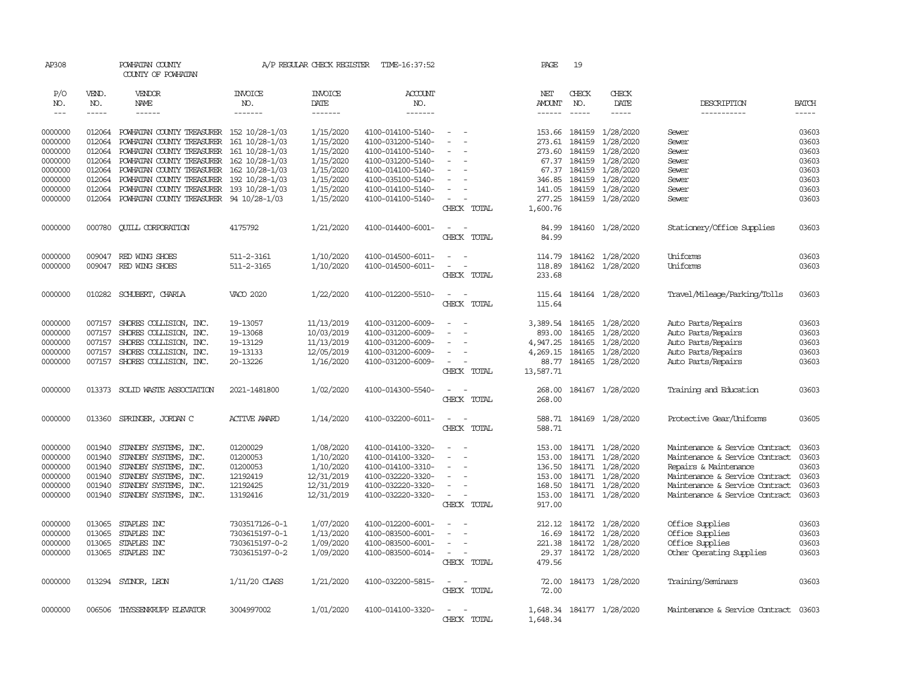AP308 POWHATAN COUNTY A/P REGULAR CHECK REGISTER TIME-16:37:52 PAGE 19
COUNTY OF POWHATAN

| P/O NO. | VEND. NO. | VENDOR NAME | INVOICE NO. | INVOICE DATE | ACCOUNT NO. | | NET AMOUNT | CHECK NO. | CHECK DATE | DESCRIPTION | BATCH |
|---|---|---|---|---|---|---|---|---|---|---|---|
| 0000000 | 012064 | POWHATAN COUNTY TREASURER | 152 10/28-1/03 | 1/15/2020 | 4100-014100-5140- | - - | 153.66 | 184159 | 1/28/2020 | Sewer | 03603 |
| 0000000 | 012064 | POWHATAN COUNTY TREASURER | 161 10/28-1/03 | 1/15/2020 | 4100-031200-5140- | - - | 273.61 | 184159 | 1/28/2020 | Sewer | 03603 |
| 0000000 | 012064 | POWHATAN COUNTY TREASURER | 161 10/28-1/03 | 1/15/2020 | 4100-014100-5140- | - - | 273.60 | 184159 | 1/28/2020 | Sewer | 03603 |
| 0000000 | 012064 | POWHATAN COUNTY TREASURER | 162 10/28-1/03 | 1/15/2020 | 4100-031200-5140- | - - | 67.37 | 184159 | 1/28/2020 | Sewer | 03603 |
| 0000000 | 012064 | POWHATAN COUNTY TREASURER | 162 10/28-1/03 | 1/15/2020 | 4100-014100-5140- | - - | 67.37 | 184159 | 1/28/2020 | Sewer | 03603 |
| 0000000 | 012064 | POWHATAN COUNTY TREASURER | 192 10/28-1/03 | 1/15/2020 | 4100-035100-5140- | - - | 346.85 | 184159 | 1/28/2020 | Sewer | 03603 |
| 0000000 | 012064 | POWHATAN COUNTY TREASURER | 193 10/28-1/03 | 1/15/2020 | 4100-014100-5140- | - - | 141.05 | 184159 | 1/28/2020 | Sewer | 03603 |
| 0000000 | 012064 | POWHATAN COUNTY TREASURER | 94 10/28-1/03 | 1/15/2020 | 4100-014100-5140- | - - | 277.25 | 184159 | 1/28/2020 | Sewer | 03603 |
| | | | | | | CHECK TOTAL | 1,600.76 | | | | |
| 0000000 | 000780 | QUILL CORPORATION | 4175792 | 1/21/2020 | 4100-014400-6001- | - - | 84.99 | 184160 | 1/28/2020 | Stationery/Office Supplies | 03603 |
| | | | | | | CHECK TOTAL | 84.99 | | | | |
| 0000000 | 009047 | RED WING SHOES | 511-2-3161 | 1/10/2020 | 4100-014500-6011- | - - | 114.79 | 184162 | 1/28/2020 | Uniforms | 03603 |
| 0000000 | 009047 | RED WING SHOES | 511-2-3165 | 1/10/2020 | 4100-014500-6011- | - - | 118.89 | 184162 | 1/28/2020 | Uniforms | 03603 |
| | | | | | | CHECK TOTAL | 233.68 | | | | |
| 0000000 | 010282 | SCHUBERT, CHARLA | VACO 2020 | 1/22/2020 | 4100-012200-5510- | - - | 115.64 | 184164 | 1/28/2020 | Travel/Mileage/Parking/Tolls | 03603 |
| | | | | | | CHECK TOTAL | 115.64 | | | | |
| 0000000 | 007157 | SHORES COLLISION, INC. | 19-13057 | 11/13/2019 | 4100-031200-6009- | - - | 3,389.54 | 184165 | 1/28/2020 | Auto Parts/Repairs | 03603 |
| 0000000 | 007157 | SHORES COLLISION, INC. | 19-13068 | 10/03/2019 | 4100-031200-6009- | - - | 893.00 | 184165 | 1/28/2020 | Auto Parts/Repairs | 03603 |
| 0000000 | 007157 | SHORES COLLISION, INC. | 19-13129 | 11/13/2019 | 4100-031200-6009- | - - | 4,947.25 | 184165 | 1/28/2020 | Auto Parts/Repairs | 03603 |
| 0000000 | 007157 | SHORES COLLISION, INC. | 19-13133 | 12/05/2019 | 4100-031200-6009- | - - | 4,269.15 | 184165 | 1/28/2020 | Auto Parts/Repairs | 03603 |
| 0000000 | 007157 | SHORES COLLISION, INC. | 20-13226 | 1/16/2020 | 4100-031200-6009- | - - | 88.77 | 184165 | 1/28/2020 | Auto Parts/Repairs | 03603 |
| | | | | | | CHECK TOTAL | 13,587.71 | | | | |
| 0000000 | 013373 | SOLID WASTE ASSOCIATION | 2021-1481800 | 1/02/2020 | 4100-014300-5540- | - - | 268.00 | 184167 | 1/28/2020 | Training and Education | 03603 |
| | | | | | | CHECK TOTAL | 268.00 | | | | |
| 0000000 | 013360 | SPRINGER, JORDAN C | ACTIVE AWARD | 1/14/2020 | 4100-032200-6011- | - - | 588.71 | 184169 | 1/28/2020 | Protective Gear/Uniforms | 03605 |
| | | | | | | CHECK TOTAL | 588.71 | | | | |
| 0000000 | 001940 | STANDBY SYSTEMS, INC. | 01200029 | 1/08/2020 | 4100-014100-3320- | - - | 153.00 | 184171 | 1/28/2020 | Maintenance & Service Contract | 03603 |
| 0000000 | 001940 | STANDBY SYSTEMS, INC. | 01200053 | 1/10/2020 | 4100-014100-3320- | - - | 153.00 | 184171 | 1/28/2020 | Maintenance & Service Contract | 03603 |
| 0000000 | 001940 | STANDBY SYSTEMS, INC. | 01200053 | 1/10/2020 | 4100-014100-3310- | - - | 136.50 | 184171 | 1/28/2020 | Repairs & Maintenance | 03603 |
| 0000000 | 001940 | STANDBY SYSTEMS, INC. | 12192419 | 12/31/2019 | 4100-032220-3320- | - - | 153.00 | 184171 | 1/28/2020 | Maintenance & Service Contract | 03603 |
| 0000000 | 001940 | STANDBY SYSTEMS, INC. | 12192425 | 12/31/2019 | 4100-032220-3320- | - - | 168.50 | 184171 | 1/28/2020 | Maintenance & Service Contract | 03603 |
| 0000000 | 001940 | STANDBY SYSTEMS, INC. | 13192416 | 12/31/2019 | 4100-032220-3320- | - - | 153.00 | 184171 | 1/28/2020 | Maintenance & Service Contract | 03603 |
| | | | | | | CHECK TOTAL | 917.00 | | | | |
| 0000000 | 013065 | STAPLES INC | 7303517126-0-1 | 1/07/2020 | 4100-012200-6001- | - - | 212.12 | 184172 | 1/28/2020 | Office Supplies | 03603 |
| 0000000 | 013065 | STAPLES INC | 7303615197-0-1 | 1/13/2020 | 4100-083500-6001- | - - | 16.69 | 184172 | 1/28/2020 | Office Supplies | 03603 |
| 0000000 | 013065 | STAPLES INC | 7303615197-0-2 | 1/09/2020 | 4100-083500-6001- | - - | 221.38 | 184172 | 1/28/2020 | Office Supplies | 03603 |
| 0000000 | 013065 | STAPLES INC | 7303615197-0-2 | 1/09/2020 | 4100-083500-6014- | - - | 29.37 | 184172 | 1/28/2020 | Other Operating Supplies | 03603 |
| | | | | | | CHECK TOTAL | 479.56 | | | | |
| 0000000 | 013294 | SYDNOR, LEON | 1/11/20 CLASS | 1/21/2020 | 4100-032200-5815- | - - | 72.00 | 184173 | 1/28/2020 | Training/Seminars | 03603 |
| | | | | | | CHECK TOTAL | 72.00 | | | | |
| 0000000 | 006506 | THYSSENKRUPP ELEVATOR | 3004997002 | 1/01/2020 | 4100-014100-3320- | - - | 1,648.34 | 184177 | 1/28/2020 | Maintenance & Service Contract | 03603 |
| | | | | | | CHECK TOTAL | 1,648.34 | | | | |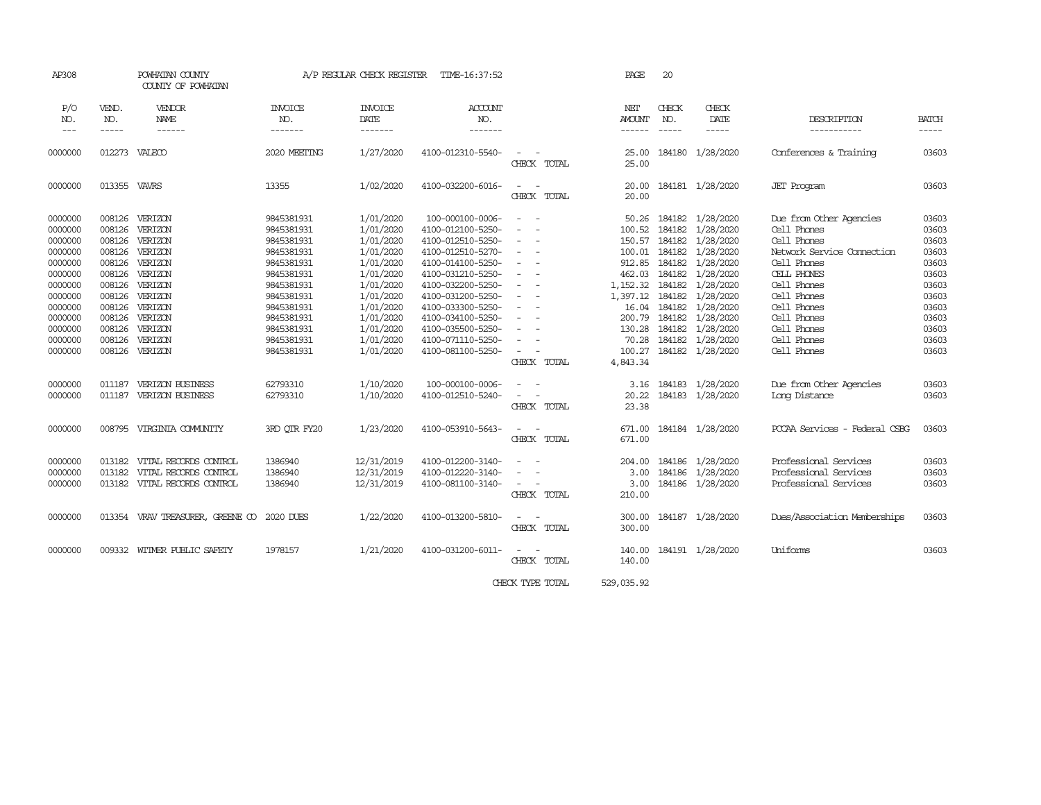AP308 POWHATAN COUNTY A/P REGULAR CHECK REGISTER TIME-16:37:52

COUNTY OF POWHATAN

| P/O NO. | VEND. NO. | VENDOR NAME | INVOICE NO. | INVOICE DATE | ACCOUNT NO. | | NET AMOUNT | CHECK NO. | CHECK DATE | DESCRIPTION | BATCH |
|---|---|---|---|---|---|---|---|---|---|---|---|
| 0000000 | 012273 | VALECO | 2020 MEETING | 1/27/2020 | 4100-012310-5540- | - - | 25.00 | 184180 | 1/28/2020 | Conferences & Training | 03603 |
| | | | | | | CHECK TOTAL | 25.00 | | | | |
| 0000000 | 013355 | VAVRS | 13355 | 1/02/2020 | 4100-032200-6016- | - - | 20.00 | 184181 | 1/28/2020 | JET Program | 03603 |
| | | | | | | CHECK TOTAL | 20.00 | | | | |
| 0000000 | 008126 | VERIZON | 9845381931 | 1/01/2020 | 100-000100-0006- | - - | 50.26 | 184182 | 1/28/2020 | Due from Other Agencies | 03603 |
| 0000000 | 008126 | VERIZON | 9845381931 | 1/01/2020 | 4100-012100-5250- | - - | 100.52 | 184182 | 1/28/2020 | Cell Phones | 03603 |
| 0000000 | 008126 | VERIZON | 9845381931 | 1/01/2020 | 4100-012510-5250- | - - | 150.57 | 184182 | 1/28/2020 | Cell Phones | 03603 |
| 0000000 | 008126 | VERIZON | 9845381931 | 1/01/2020 | 4100-012510-5270- | - - | 100.01 | 184182 | 1/28/2020 | Network Service Connection | 03603 |
| 0000000 | 008126 | VERIZON | 9845381931 | 1/01/2020 | 4100-014100-5250- | - - | 912.85 | 184182 | 1/28/2020 | Cell Phones | 03603 |
| 0000000 | 008126 | VERIZON | 9845381931 | 1/01/2020 | 4100-031210-5250- | - - | 462.03 | 184182 | 1/28/2020 | CELL PHONES | 03603 |
| 0000000 | 008126 | VERIZON | 9845381931 | 1/01/2020 | 4100-032200-5250- | - - | 1,152.32 | 184182 | 1/28/2020 | Cell Phones | 03603 |
| 0000000 | 008126 | VERIZON | 9845381931 | 1/01/2020 | 4100-031200-5250- | - - | 1,397.12 | 184182 | 1/28/2020 | Cell Phones | 03603 |
| 0000000 | 008126 | VERIZON | 9845381931 | 1/01/2020 | 4100-033300-5250- | - - | 16.04 | 184182 | 1/28/2020 | Cell Phones | 03603 |
| 0000000 | 008126 | VERIZON | 9845381931 | 1/01/2020 | 4100-034100-5250- | - - | 200.79 | 184182 | 1/28/2020 | Cell Phones | 03603 |
| 0000000 | 008126 | VERIZON | 9845381931 | 1/01/2020 | 4100-035500-5250- | - - | 130.28 | 184182 | 1/28/2020 | Cell Phones | 03603 |
| 0000000 | 008126 | VERIZON | 9845381931 | 1/01/2020 | 4100-071110-5250- | - - | 70.28 | 184182 | 1/28/2020 | Cell Phones | 03603 |
| 0000000 | 008126 | VERIZON | 9845381931 | 1/01/2020 | 4100-081100-5250- | - - | 100.27 | 184182 | 1/28/2020 | Cell Phones | 03603 |
| | | | | | | CHECK TOTAL | 4,843.34 | | | | |
| 0000000 | 011187 | VERIZON BUSINESS | 62793310 | 1/10/2020 | 100-000100-0006- | - - | 3.16 | 184183 | 1/28/2020 | Due from Other Agencies | 03603 |
| 0000000 | 011187 | VERIZON BUSINESS | 62793310 | 1/10/2020 | 4100-012510-5240- | - - | 20.22 | 184183 | 1/28/2020 | Long Distance | 03603 |
| | | | | | | CHECK TOTAL | 23.38 | | | | |
| 0000000 | 008795 | VIRGINIA COMMUNITY | 3RD QTR FY20 | 1/23/2020 | 4100-053910-5643- | - - | 671.00 | 184184 | 1/28/2020 | PCCAA Services - Federal CSBG | 03603 |
| | | | | | | CHECK TOTAL | 671.00 | | | | |
| 0000000 | 013182 | VITAL RECORDS CONTROL | 1386940 | 12/31/2019 | 4100-012200-3140- | - - | 204.00 | 184186 | 1/28/2020 | Professional Services | 03603 |
| 0000000 | 013182 | VITAL RECORDS CONTROL | 1386940 | 12/31/2019 | 4100-012220-3140- | - - | 3.00 | 184186 | 1/28/2020 | Professional Services | 03603 |
| 0000000 | 013182 | VITAL RECORDS CONTROL | 1386940 | 12/31/2019 | 4100-081100-3140- | - - | 3.00 | 184186 | 1/28/2020 | Professional Services | 03603 |
| | | | | | | CHECK TOTAL | 210.00 | | | | |
| 0000000 | 013354 | VRAV TREASURER, GREENE CO | 2020 DUES | 1/22/2020 | 4100-013200-5810- | - - | 300.00 | 184187 | 1/28/2020 | Dues/Association Memberships | 03603 |
| | | | | | | CHECK TOTAL | 300.00 | | | | |
| 0000000 | 009332 | WITMER PUBLIC SAFETY | 1978157 | 1/21/2020 | 4100-031200-6011- | - - | 140.00 | 184191 | 1/28/2020 | Uniforms | 03603 |
| | | | | | | CHECK TOTAL | 140.00 | | | | |
| | | | | | | CHECK TYPE TOTAL | 529,035.92 | | | | |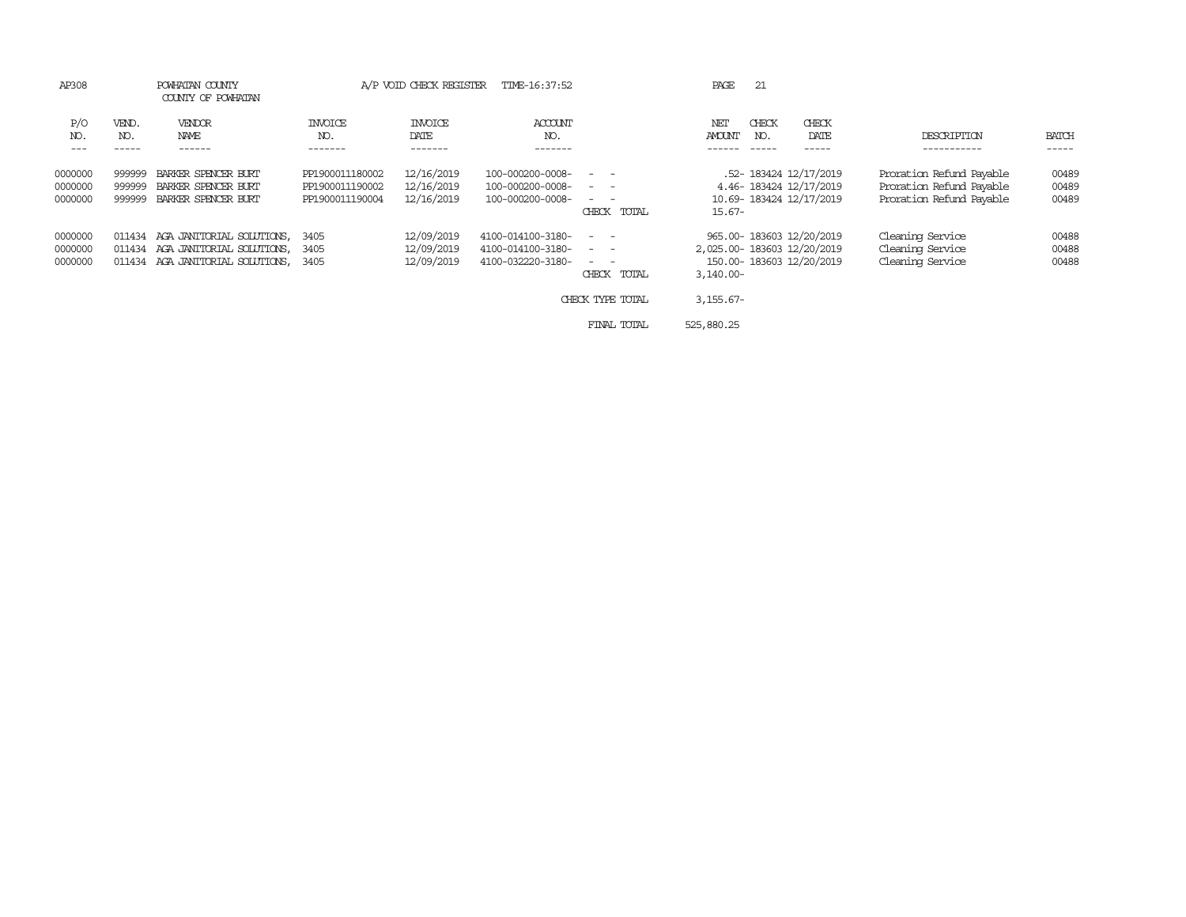AP308 POWHATAN COUNTY A/P VOID CHECK REGISTER TIME-16:37:52 PAGE 21

COUNTY OF POWHATAN

| P/O NO. | VEND. NO. | VENDOR NAME | INVOICE NO. | INVOICE DATE | ACCOUNT NO. | | NET AMOUNT | CHECK NO. | CHECK DATE | DESCRIPTION | BATCH |
|---|---|---|---|---|---|---|---|---|---|---|---|
| 0000000 | 999999 | BARKER SPENCER BURT | PP1900011180002 | 12/16/2019 | 100-000200-0008- | - - | .52- | 183424 | 12/17/2019 | Proration Refund Payable | 00489 |
| 0000000 | 999999 | BARKER SPENCER BURT | PP1900011190002 | 12/16/2019 | 100-000200-0008- | - - | 4.46- | 183424 | 12/17/2019 | Proration Refund Payable | 00489 |
| 0000000 | 999999 | BARKER SPENCER BURT | PP1900011190004 | 12/16/2019 | 100-000200-0008- | - - | 10.69- | 183424 | 12/17/2019 | Proration Refund Payable | 00489 |
| | | | | | | CHECK TOTAL | 15.67- | | | | |
| 0000000 | 011434 | AGA JANITORIAL SOLUTIONS, | 3405 | 12/09/2019 | 4100-014100-3180- | - - | 965.00- | 183603 | 12/20/2019 | Cleaning Service | 00488 |
| 0000000 | 011434 | AGA JANITORIAL SOLUTIONS, | 3405 | 12/09/2019 | 4100-014100-3180- | - - | 2,025.00- | 183603 | 12/20/2019 | Cleaning Service | 00488 |
| 0000000 | 011434 | AGA JANITORIAL SOLUTIONS, | 3405 | 12/09/2019 | 4100-032220-3180- | - - | 150.00- | 183603 | 12/20/2019 | Cleaning Service | 00488 |
| | | | | | | CHECK TOTAL | 3,140.00- | | | | |
| | | | | | | CHECK TYPE TOTAL | 3,155.67- | | | | |
| | | | | | | FINAL TOTAL | 525,880.25 | | | | |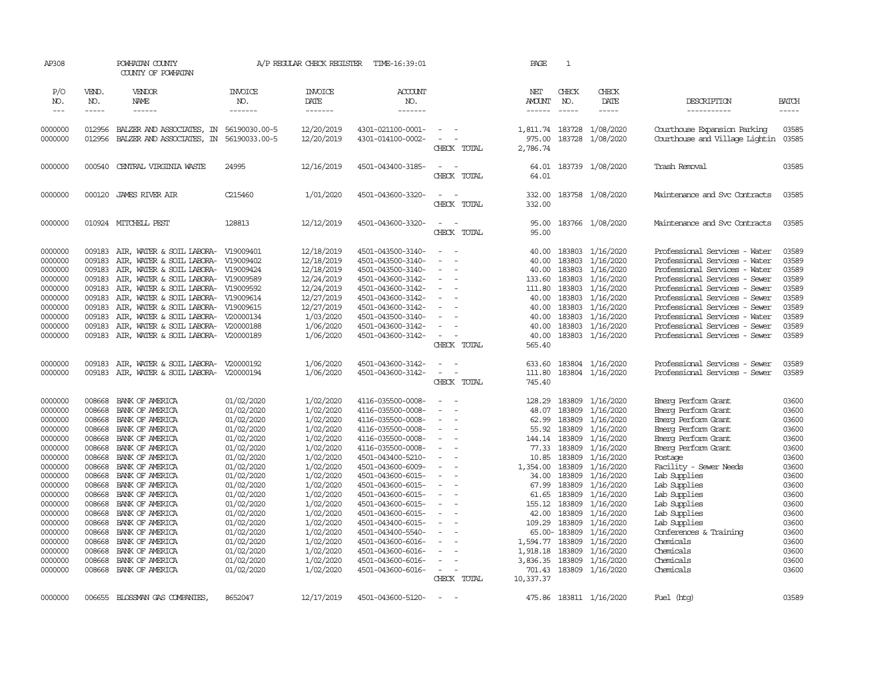AP308 POWHATAN COUNTY A/P REGULAR CHECK REGISTER TIME-16:39:01 PAGE 1

COUNTY OF POWHATAN

| P/O NO. | VEND. NO. | VENDOR NAME | INVOICE NO. | INVOICE DATE | ACCOUNT NO. | | NET AMOUNT | CHECK NO. | CHECK DATE | DESCRIPTION | BATCH |
|---|---|---|---|---|---|---|---|---|---|---|---|
| 0000000 | 012956 | BALZER AND ASSOCIATES, IN | 56190030.00-5 | 12/20/2019 | 4301-021100-0001- | - - | 1,811.74 | 183728 | 1/08/2020 | Courthouse Expansion Parking | 03585 |
| 0000000 | 012956 | BALZER AND ASSOCIATES, IN | 56190033.00-5 | 12/20/2019 | 4301-014100-0002- | - - | 975.00 | 183728 | 1/08/2020 | Courthouse and Village Lightin | 03585 |
| | | | | | | CHECK TOTAL | 2,786.74 | | | | |
| 0000000 | 000540 | CENTRAL VIRGINIA WASTE | 24995 | 12/16/2019 | 4501-043400-3185- | - - | 64.01 | 183739 | 1/08/2020 | Trash Removal | 03585 |
| | | | | | | CHECK TOTAL | 64.01 | | | | |
| 0000000 | 000120 | JAMES RIVER AIR | C215460 | 1/01/2020 | 4501-043600-3320- | - - | 332.00 | 183758 | 1/08/2020 | Maintenance and Svc Contracts | 03585 |
| | | | | | | CHECK TOTAL | 332.00 | | | | |
| 0000000 | 010924 | MITCHELL PEST | 128813 | 12/12/2019 | 4501-043600-3320- | - - | 95.00 | 183766 | 1/08/2020 | Maintenance and Svc Contracts | 03585 |
| | | | | | | CHECK TOTAL | 95.00 | | | | |
| 0000000 | 009183 | AIR, WATER & SOIL LABORA- | V19009401 | 12/18/2019 | 4501-043500-3140- | - - | 40.00 | 183803 | 1/16/2020 | Professional Services - Water | 03589 |
| 0000000 | 009183 | AIR, WATER & SOIL LABORA- | V19009402 | 12/18/2019 | 4501-043500-3140- | - - | 40.00 | 183803 | 1/16/2020 | Professional Services - Water | 03589 |
| 0000000 | 009183 | AIR, WATER & SOIL LABORA- | V19009424 | 12/18/2019 | 4501-043500-3140- | - - | 40.00 | 183803 | 1/16/2020 | Professional Services - Water | 03589 |
| 0000000 | 009183 | AIR, WATER & SOIL LABORA- | V19009589 | 12/24/2019 | 4501-043600-3142- | - - | 133.60 | 183803 | 1/16/2020 | Professional Services - Sewer | 03589 |
| 0000000 | 009183 | AIR, WATER & SOIL LABORA- | V19009592 | 12/24/2019 | 4501-043600-3142- | - - | 111.80 | 183803 | 1/16/2020 | Professional Services - Sewer | 03589 |
| 0000000 | 009183 | AIR, WATER & SOIL LABORA- | V19009614 | 12/27/2019 | 4501-043600-3142- | - - | 40.00 | 183803 | 1/16/2020 | Professional Services - Sewer | 03589 |
| 0000000 | 009183 | AIR, WATER & SOIL LABORA- | V19009615 | 12/27/2019 | 4501-043600-3142- | - - | 40.00 | 183803 | 1/16/2020 | Professional Services - Sewer | 03589 |
| 0000000 | 009183 | AIR, WATER & SOIL LABORA- | V20000134 | 1/03/2020 | 4501-043500-3140- | - - | 40.00 | 183803 | 1/16/2020 | Professional Services - Water | 03589 |
| 0000000 | 009183 | AIR, WATER & SOIL LABORA- | V20000188 | 1/06/2020 | 4501-043600-3142- | - - | 40.00 | 183803 | 1/16/2020 | Professional Services - Sewer | 03589 |
| 0000000 | 009183 | AIR, WATER & SOIL LABORA- | V20000189 | 1/06/2020 | 4501-043600-3142- | - - | 40.00 | 183803 | 1/16/2020 | Professional Services - Sewer | 03589 |
| | | | | | | CHECK TOTAL | 565.40 | | | | |
| 0000000 | 009183 | AIR, WATER & SOIL LABORA- | V20000192 | 1/06/2020 | 4501-043600-3142- | - - | 633.60 | 183804 | 1/16/2020 | Professional Services - Sewer | 03589 |
| 0000000 | 009183 | AIR, WATER & SOIL LABORA- | V20000194 | 1/06/2020 | 4501-043600-3142- | - - | 111.80 | 183804 | 1/16/2020 | Professional Services - Sewer | 03589 |
| | | | | | | CHECK TOTAL | 745.40 | | | | |
| 0000000 | 008668 | BANK OF AMERICA | 01/02/2020 | 1/02/2020 | 4116-035500-0008- | - - | 128.29 | 183809 | 1/16/2020 | Emerg Perform Grant | 03600 |
| 0000000 | 008668 | BANK OF AMERICA | 01/02/2020 | 1/02/2020 | 4116-035500-0008- | - - | 48.07 | 183809 | 1/16/2020 | Emerg Perform Grant | 03600 |
| 0000000 | 008668 | BANK OF AMERICA | 01/02/2020 | 1/02/2020 | 4116-035500-0008- | - - | 62.99 | 183809 | 1/16/2020 | Emerg Perform Grant | 03600 |
| 0000000 | 008668 | BANK OF AMERICA | 01/02/2020 | 1/02/2020 | 4116-035500-0008- | - - | 55.92 | 183809 | 1/16/2020 | Emerg Perform Grant | 03600 |
| 0000000 | 008668 | BANK OF AMERICA | 01/02/2020 | 1/02/2020 | 4116-035500-0008- | - - | 144.14 | 183809 | 1/16/2020 | Emerg Perform Grant | 03600 |
| 0000000 | 008668 | BANK OF AMERICA | 01/02/2020 | 1/02/2020 | 4116-035500-0008- | - - | 77.33 | 183809 | 1/16/2020 | Emerg Perform Grant | 03600 |
| 0000000 | 008668 | BANK OF AMERICA | 01/02/2020 | 1/02/2020 | 4501-043400-5210- | - - | 10.85 | 183809 | 1/16/2020 | Postage | 03600 |
| 0000000 | 008668 | BANK OF AMERICA | 01/02/2020 | 1/02/2020 | 4501-043600-6009- | - - | 1,354.00 | 183809 | 1/16/2020 | Facility - Sewer Needs | 03600 |
| 0000000 | 008668 | BANK OF AMERICA | 01/02/2020 | 1/02/2020 | 4501-043600-6015- | - - | 34.00 | 183809 | 1/16/2020 | Lab Supplies | 03600 |
| 0000000 | 008668 | BANK OF AMERICA | 01/02/2020 | 1/02/2020 | 4501-043600-6015- | - - | 67.99 | 183809 | 1/16/2020 | Lab Supplies | 03600 |
| 0000000 | 008668 | BANK OF AMERICA | 01/02/2020 | 1/02/2020 | 4501-043600-6015- | - - | 61.65 | 183809 | 1/16/2020 | Lab Supplies | 03600 |
| 0000000 | 008668 | BANK OF AMERICA | 01/02/2020 | 1/02/2020 | 4501-043600-6015- | - - | 155.12 | 183809 | 1/16/2020 | Lab Supplies | 03600 |
| 0000000 | 008668 | BANK OF AMERICA | 01/02/2020 | 1/02/2020 | 4501-043600-6015- | - - | 42.00 | 183809 | 1/16/2020 | Lab Supplies | 03600 |
| 0000000 | 008668 | BANK OF AMERICA | 01/02/2020 | 1/02/2020 | 4501-043400-6015- | - - | 109.29 | 183809 | 1/16/2020 | Lab Supplies | 03600 |
| 0000000 | 008668 | BANK OF AMERICA | 01/02/2020 | 1/02/2020 | 4501-043400-5540- | - - | 65.00- | 183809 | 1/16/2020 | Conferences & Training | 03600 |
| 0000000 | 008668 | BANK OF AMERICA | 01/02/2020 | 1/02/2020 | 4501-043600-6016- | - - | 1,594.77 | 183809 | 1/16/2020 | Chemicals | 03600 |
| 0000000 | 008668 | BANK OF AMERICA | 01/02/2020 | 1/02/2020 | 4501-043600-6016- | - - | 1,918.18 | 183809 | 1/16/2020 | Chemicals | 03600 |
| 0000000 | 008668 | BANK OF AMERICA | 01/02/2020 | 1/02/2020 | 4501-043600-6016- | - - | 3,836.35 | 183809 | 1/16/2020 | Chemicals | 03600 |
| 0000000 | 008668 | BANK OF AMERICA | 01/02/2020 | 1/02/2020 | 4501-043600-6016- | - - | 701.43 | 183809 | 1/16/2020 | Chemicals | 03600 |
| | | | | | | CHECK TOTAL | 10,337.37 | | | | |
| 0000000 | 006655 | BLOSSMAN GAS COMPANIES, | 8652047 | 12/17/2019 | 4501-043600-5120- | - - | 475.86 | 183811 | 1/16/2020 | Fuel (htg) | 03589 |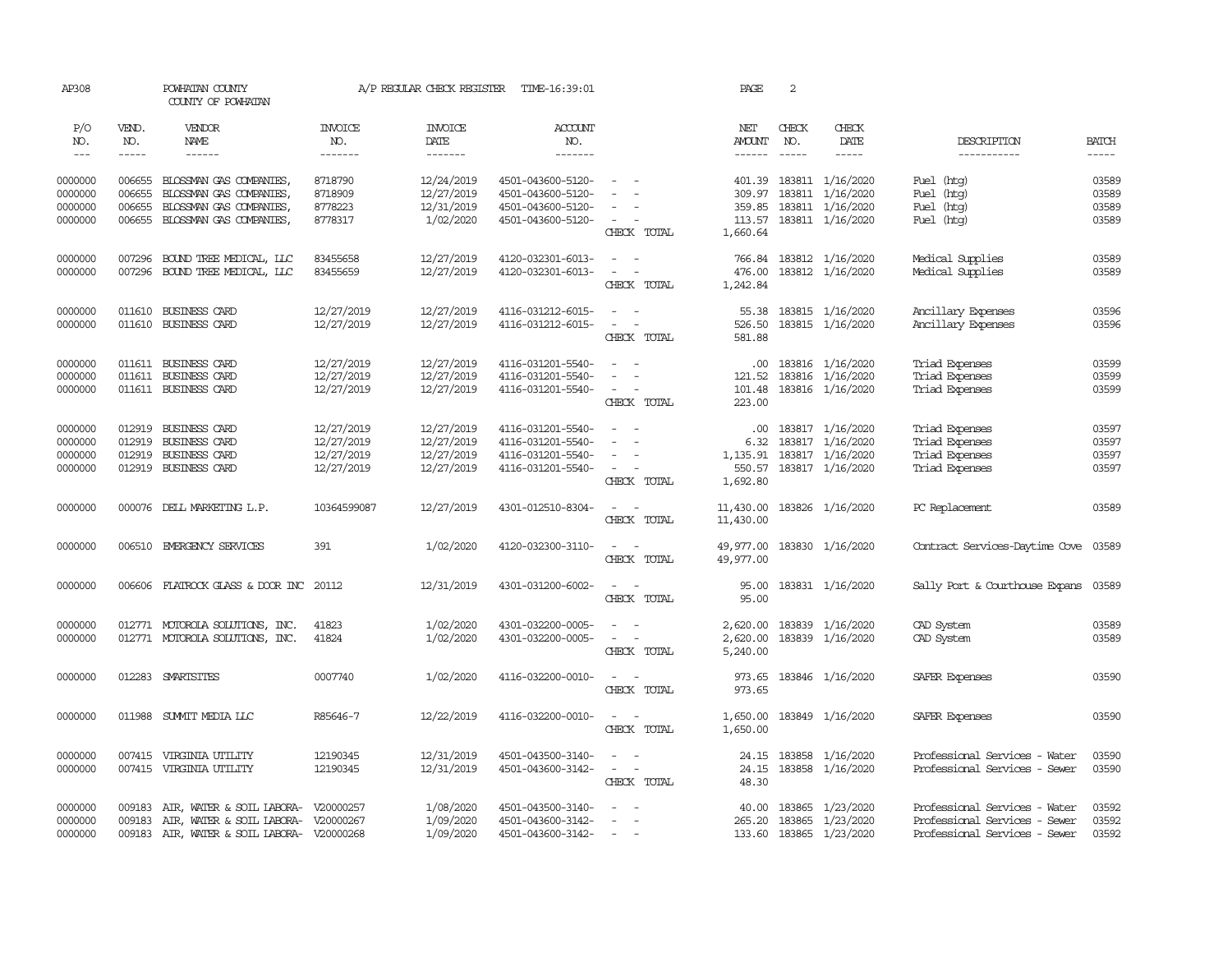AP308 POWHATAN COUNTY A/P REGULAR CHECK REGISTER TIME-16:39:01 PAGE 2

COUNTY OF POWHATAN

| P/O NO. | VEND. NO. | VENDOR NAME | INVOICE NO. | INVOICE DATE | ACCOUNT NO. | | NET AMOUNT | CHECK NO. | CHECK DATE | DESCRIPTION | BATCH |
|---|---|---|---|---|---|---|---|---|---|---|---|
| --- | ----- | ------ | ------- | ------- | ------- | | ------ | ----- | ----- | ----------- | ----- |
| 0000000 | 006655 | BLOSSMAN GAS COMPANIES, | 8718790 | 12/24/2019 | 4501-043600-5120- | - - | 401.39 | 183811 | 1/16/2020 | Fuel (htg) | 03589 |
| 0000000 | 006655 | BLOSSMAN GAS COMPANIES, | 8718909 | 12/27/2019 | 4501-043600-5120- | - - | 309.97 | 183811 | 1/16/2020 | Fuel (htg) | 03589 |
| 0000000 | 006655 | BLOSSMAN GAS COMPANIES, | 8778223 | 12/31/2019 | 4501-043600-5120- | - - | 359.85 | 183811 | 1/16/2020 | Fuel (htg) | 03589 |
| 0000000 | 006655 | BLOSSMAN GAS COMPANIES, | 8778317 | 1/02/2020 | 4501-043600-5120- | - - | 113.57 | 183811 | 1/16/2020 | Fuel (htg) | 03589 |
| | | | | | | CHECK TOTAL | 1,660.64 | | | | |
| 0000000 | 007296 | BOUND TREE MEDICAL, LLC | 83455658 | 12/27/2019 | 4120-032301-6013- | - - | 766.84 | 183812 | 1/16/2020 | Medical Supplies | 03589 |
| 0000000 | 007296 | BOUND TREE MEDICAL, LLC | 83455659 | 12/27/2019 | 4120-032301-6013- | - - | 476.00 | 183812 | 1/16/2020 | Medical Supplies | 03589 |
| | | | | | | CHECK TOTAL | 1,242.84 | | | | |
| 0000000 | 011610 | BUSINESS CARD | 12/27/2019 | 12/27/2019 | 4116-031212-6015- | - - | 55.38 | 183815 | 1/16/2020 | Ancillary Expenses | 03596 |
| 0000000 | 011610 | BUSINESS CARD | 12/27/2019 | 12/27/2019 | 4116-031212-6015- | - - | 526.50 | 183815 | 1/16/2020 | Ancillary Expenses | 03596 |
| | | | | | | CHECK TOTAL | 581.88 | | | | |
| 0000000 | 011611 | BUSINESS CARD | 12/27/2019 | 12/27/2019 | 4116-031201-5540- | - - | .00 | 183816 | 1/16/2020 | Triad Expenses | 03599 |
| 0000000 | 011611 | BUSINESS CARD | 12/27/2019 | 12/27/2019 | 4116-031201-5540- | - - | 121.52 | 183816 | 1/16/2020 | Triad Expenses | 03599 |
| 0000000 | 011611 | BUSINESS CARD | 12/27/2019 | 12/27/2019 | 4116-031201-5540- | - - | 101.48 | 183816 | 1/16/2020 | Triad Expenses | 03599 |
| | | | | | | CHECK TOTAL | 223.00 | | | | |
| 0000000 | 012919 | BUSINESS CARD | 12/27/2019 | 12/27/2019 | 4116-031201-5540- | - - | .00 | 183817 | 1/16/2020 | Triad Expenses | 03597 |
| 0000000 | 012919 | BUSINESS CARD | 12/27/2019 | 12/27/2019 | 4116-031201-5540- | - - | 6.32 | 183817 | 1/16/2020 | Triad Expenses | 03597 |
| 0000000 | 012919 | BUSINESS CARD | 12/27/2019 | 12/27/2019 | 4116-031201-5540- | - - | 1,135.91 | 183817 | 1/16/2020 | Triad Expenses | 03597 |
| 0000000 | 012919 | BUSINESS CARD | 12/27/2019 | 12/27/2019 | 4116-031201-5540- | - - | 550.57 | 183817 | 1/16/2020 | Triad Expenses | 03597 |
| | | | | | | CHECK TOTAL | 1,692.80 | | | | |
| 0000000 | 000076 | DELL MARKETING L.P. | 10364599087 | 12/27/2019 | 4301-012510-8304- | - - | 11,430.00 | 183826 | 1/16/2020 | PC Replacement | 03589 |
| | | | | | | CHECK TOTAL | 11,430.00 | | | | |
| 0000000 | 006510 | EMERGENCY SERVICES | 391 | 1/02/2020 | 4120-032300-3110- | - - | 49,977.00 | 183830 | 1/16/2020 | Contract Services-Daytime Cove | 03589 |
| | | | | | | CHECK TOTAL | 49,977.00 | | | | |
| 0000000 | 006606 | FLATROCK GLASS & DOOR INC | 20112 | 12/31/2019 | 4301-031200-6002- | - - | 95.00 | 183831 | 1/16/2020 | Sally Port & Courthouse Expans | 03589 |
| | | | | | | CHECK TOTAL | 95.00 | | | | |
| 0000000 | 012771 | MOTOROLA SOLUTIONS, INC. | 41823 | 1/02/2020 | 4301-032200-0005- | - - | 2,620.00 | 183839 | 1/16/2020 | CAD System | 03589 |
| 0000000 | 012771 | MOTOROLA SOLUTIONS, INC. | 41824 | 1/02/2020 | 4301-032200-0005- | - - | 2,620.00 | 183839 | 1/16/2020 | CAD System | 03589 |
| | | | | | | CHECK TOTAL | 5,240.00 | | | | |
| 0000000 | 012283 | SMARTSITES | 0007740 | 1/02/2020 | 4116-032200-0010- | - - | 973.65 | 183846 | 1/16/2020 | SAFER Expenses | 03590 |
| | | | | | | CHECK TOTAL | 973.65 | | | | |
| 0000000 | 011988 | SUMMIT MEDIA LLC | R85646-7 | 12/22/2019 | 4116-032200-0010- | - - | 1,650.00 | 183849 | 1/16/2020 | SAFER Expenses | 03590 |
| | | | | | | CHECK TOTAL | 1,650.00 | | | | |
| 0000000 | 007415 | VIRGINIA UTILITY | 12190345 | 12/31/2019 | 4501-043500-3140- | - - | 24.15 | 183858 | 1/16/2020 | Professional Services - Water | 03590 |
| 0000000 | 007415 | VIRGINIA UTILITY | 12190345 | 12/31/2019 | 4501-043600-3142- | - - | 24.15 | 183858 | 1/16/2020 | Professional Services - Sewer | 03590 |
| | | | | | | CHECK TOTAL | 48.30 | | | | |
| 0000000 | 009183 | AIR, WATER & SOIL LABORA- | V20000257 | 1/08/2020 | 4501-043500-3140- | - - | 40.00 | 183865 | 1/23/2020 | Professional Services - Water | 03592 |
| 0000000 | 009183 | AIR, WATER & SOIL LABORA- | V20000267 | 1/09/2020 | 4501-043600-3142- | - - | 265.20 | 183865 | 1/23/2020 | Professional Services - Sewer | 03592 |
| 0000000 | 009183 | AIR, WATER & SOIL LABORA- | V20000268 | 1/09/2020 | 4501-043600-3142- | - - | 133.60 | 183865 | 1/23/2020 | Professional Services - Sewer | 03592 |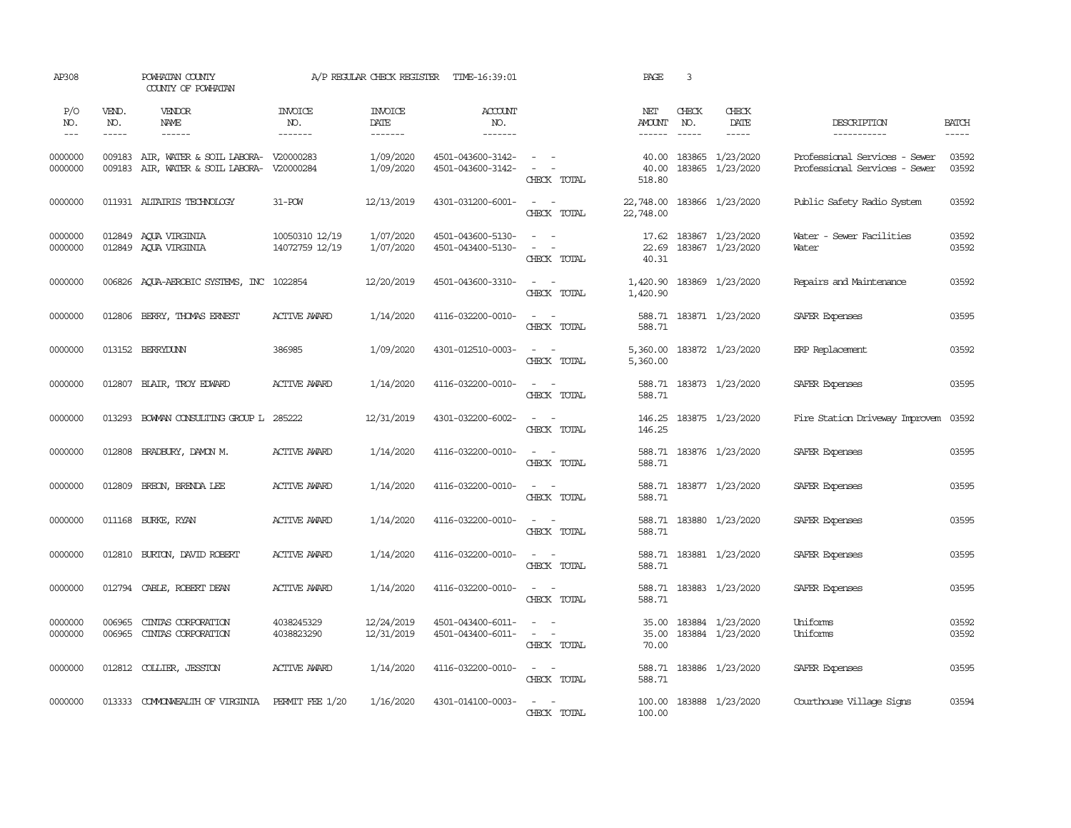AP308 POWHATAN COUNTY A/P REGULAR CHECK REGISTER TIME-16:39:01 PAGE 3

COUNTY OF POWHATAN

| P/O NO. | VEND. NO. | VENDOR NAME | INVOICE NO. | INVOICE DATE | ACCOUNT NO. | | NET AMOUNT | CHECK NO. | CHECK DATE | DESCRIPTION | BATCH |
|---|---|---|---|---|---|---|---|---|---|---|---|
| --- | ----- | ------ | ------- | ------- | ------- | | ------ | ----- | ----- | ----------- | ----- |
| 0000000 | 009183 | AIR, WATER & SOIL LABORA- | V20000283 | 1/09/2020 | 4501-043600-3142- | - - | 40.00 | 183865 | 1/23/2020 | Professional Services - Sewer | 03592 |
| 0000000 | 009183 | AIR, WATER & SOIL LABORA- | V20000284 | 1/09/2020 | 4501-043600-3142- | - - | 40.00 | 183865 | 1/23/2020 | Professional Services - Sewer | 03592 |
| | | | | | | CHECK TOTAL | 518.80 | | | | |
| 0000000 | 011931 | ALTAIRIS TECHNOLOGY | 31-POW | 12/13/2019 | 4301-031200-6001- | - - | 22,748.00 | 183866 | 1/23/2020 | Public Safety Radio System | 03592 |
| | | | | | | CHECK TOTAL | 22,748.00 | | | | |
| 0000000 | 012849 | AQUA VIRGINIA | 10050310 12/19 | 1/07/2020 | 4501-043600-5130- | - - | 17.62 | 183867 | 1/23/2020 | Water - Sewer Facilities | 03592 |
| 0000000 | 012849 | AQUA VIRGINIA | 14072759 12/19 | 1/07/2020 | 4501-043400-5130- | - - | 22.69 | 183867 | 1/23/2020 | Water | 03592 |
| | | | | | | CHECK TOTAL | 40.31 | | | | |
| 0000000 | 006826 | AQUA-AEROBIC SYSTEMS, INC | 1022854 | 12/20/2019 | 4501-043600-3310- | - - | 1,420.90 | 183869 | 1/23/2020 | Repairs and Maintenance | 03592 |
| | | | | | | CHECK TOTAL | 1,420.90 | | | | |
| 0000000 | 012806 | BERRY, THOMAS ERNEST | ACTIVE AWARD | 1/14/2020 | 4116-032200-0010- | - - | 588.71 | 183871 | 1/23/2020 | SAFER Expenses | 03595 |
| | | | | | | CHECK TOTAL | 588.71 | | | | |
| 0000000 | 013152 | BERRYDUNN | 386985 | 1/09/2020 | 4301-012510-0003- | - - | 5,360.00 | 183872 | 1/23/2020 | ERP Replacement | 03592 |
| | | | | | | CHECK TOTAL | 5,360.00 | | | | |
| 0000000 | 012807 | BLAIR, TROY EDWARD | ACTIVE AWARD | 1/14/2020 | 4116-032200-0010- | - - | 588.71 | 183873 | 1/23/2020 | SAFER Expenses | 03595 |
| | | | | | | CHECK TOTAL | 588.71 | | | | |
| 0000000 | 013293 | BOWMAN CONSULTING GROUP L | 285222 | 12/31/2019 | 4301-032200-6002- | - - | 146.25 | 183875 | 1/23/2020 | Fire Station Driveway Improvem | 03592 |
| | | | | | | CHECK TOTAL | 146.25 | | | | |
| 0000000 | 012808 | BRADBURY, DAMON M. | ACTIVE AWARD | 1/14/2020 | 4116-032200-0010- | - - | 588.71 | 183876 | 1/23/2020 | SAFER Expenses | 03595 |
| | | | | | | CHECK TOTAL | 588.71 | | | | |
| 0000000 | 012809 | BREON, BRENDA LEE | ACTIVE AWARD | 1/14/2020 | 4116-032200-0010- | - - | 588.71 | 183877 | 1/23/2020 | SAFER Expenses | 03595 |
| | | | | | | CHECK TOTAL | 588.71 | | | | |
| 0000000 | 011168 | BURKE, RYAN | ACTIVE AWARD | 1/14/2020 | 4116-032200-0010- | - - | 588.71 | 183880 | 1/23/2020 | SAFER Expenses | 03595 |
| | | | | | | CHECK TOTAL | 588.71 | | | | |
| 0000000 | 012810 | BURTON, DAVID ROBERT | ACTIVE AWARD | 1/14/2020 | 4116-032200-0010- | - - | 588.71 | 183881 | 1/23/2020 | SAFER Expenses | 03595 |
| | | | | | | CHECK TOTAL | 588.71 | | | | |
| 0000000 | 012794 | CABLE, ROBERT DEAN | ACTIVE AWARD | 1/14/2020 | 4116-032200-0010- | - - | 588.71 | 183883 | 1/23/2020 | SAFER Expenses | 03595 |
| | | | | | | CHECK TOTAL | 588.71 | | | | |
| 0000000 | 006965 | CINTAS CORPORATION | 4038245329 | 12/24/2019 | 4501-043400-6011- | - - | 35.00 | 183884 | 1/23/2020 | Uniforms | 03592 |
| 0000000 | 006965 | CINTAS CORPORATION | 4038823290 | 12/31/2019 | 4501-043400-6011- | - - | 35.00 | 183884 | 1/23/2020 | Uniforms | 03592 |
| | | | | | | CHECK TOTAL | 70.00 | | | | |
| 0000000 | 012812 | COLLIER, JESSTON | ACTIVE AWARD | 1/14/2020 | 4116-032200-0010- | - - | 588.71 | 183886 | 1/23/2020 | SAFER Expenses | 03595 |
| | | | | | | CHECK TOTAL | 588.71 | | | | |
| 0000000 | 013333 | COMMONWEALTH OF VIRGINIA | PERMIT FEE 1/20 | 1/16/2020 | 4301-014100-0003- | - - | 100.00 | 183888 | 1/23/2020 | Courthouse Village Signs | 03594 |
| | | | | | | CHECK TOTAL | 100.00 | | | | |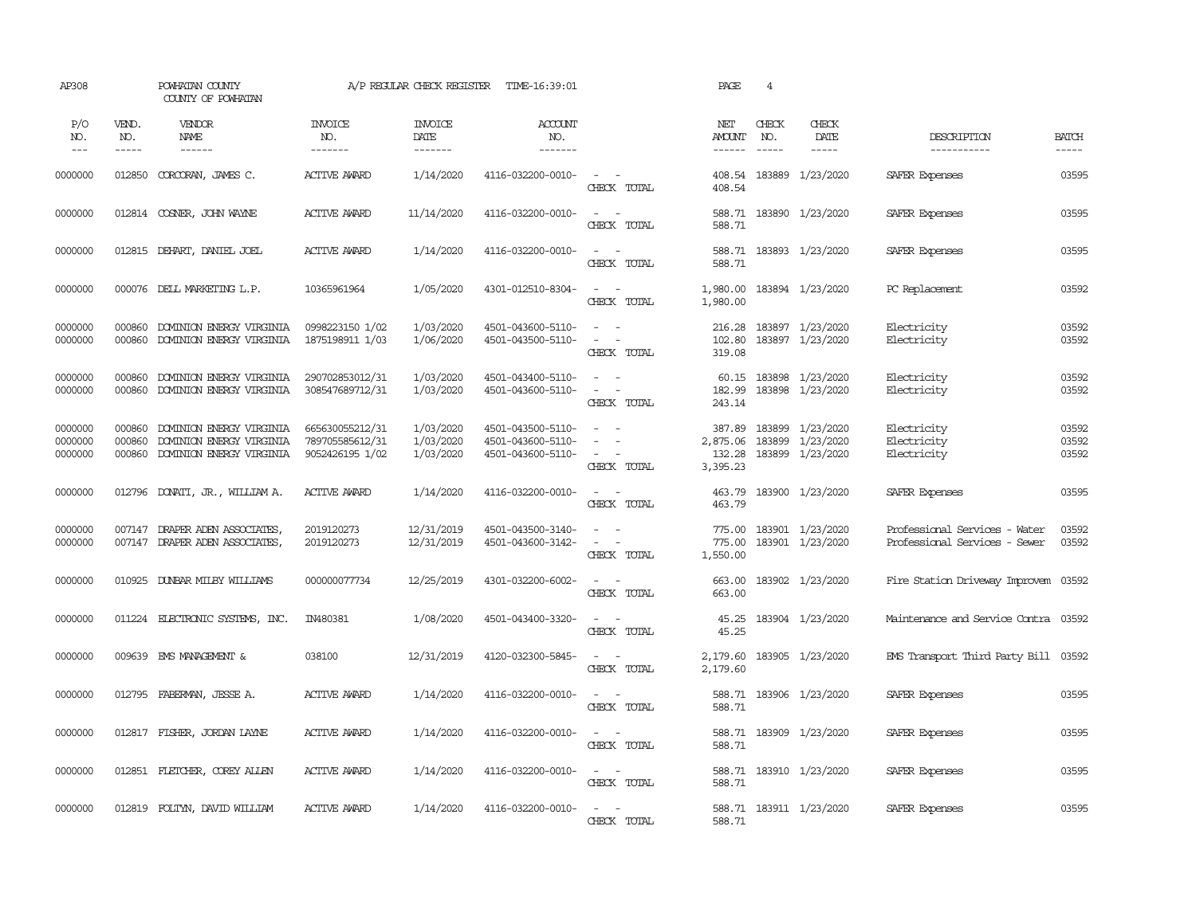AP308 POWHATAN COUNTY A/P REGULAR CHECK REGISTER TIME-16:39:01 PAGE 4

COUNTY OF POWHATAN

| P/O NO. | VEND. NO. | VENDOR NAME | INVOICE NO. | INVOICE DATE | ACCOUNT NO. | | NET AMOUNT | CHECK NO. | CHECK DATE | DESCRIPTION | BATCH |
|---|---|---|---|---|---|---|---|---|---|---|---|
| --- | ----- | ------ | ------- | ------- | ------- | | ------ | ----- | ----- | ----------- | ----- |
| 0000000 | 012850 | CORCORAN, JAMES C. | ACTIVE AWARD | 1/14/2020 | 4116-032200-0010- | - - | 408.54 | 183889 | 1/23/2020 | SAFER Expenses | 03595 |
| | | | | | | CHECK TOTAL | 408.54 | | | | |
| 0000000 | 012814 | COSNER, JOHN WAYNE | ACTIVE AWARD | 11/14/2020 | 4116-032200-0010- | - - | 588.71 | 183890 | 1/23/2020 | SAFER Expenses | 03595 |
| | | | | | | CHECK TOTAL | 588.71 | | | | |
| 0000000 | 012815 | DEHART, DANIEL JOEL | ACTIVE AWARD | 1/14/2020 | 4116-032200-0010- | - - | 588.71 | 183893 | 1/23/2020 | SAFER Expenses | 03595 |
| | | | | | | CHECK TOTAL | 588.71 | | | | |
| 0000000 | 000076 | DELL MARKETING L.P. | 10365961964 | 1/05/2020 | 4301-012510-8304- | - - | 1,980.00 | 183894 | 1/23/2020 | PC Replacement | 03592 |
| | | | | | | CHECK TOTAL | 1,980.00 | | | | |
| 0000000 | 000860 | DOMINION ENERGY VIRGINIA | 0998223150 1/02 | 1/03/2020 | 4501-043600-5110- | - - | 216.28 | 183897 | 1/23/2020 | Electricity | 03592 |
| 0000000 | 000860 | DOMINION ENERGY VIRGINIA | 1875198911 1/03 | 1/06/2020 | 4501-043500-5110- | - - | 102.80 | 183897 | 1/23/2020 | Electricity | 03592 |
| | | | | | | CHECK TOTAL | 319.08 | | | | |
| 0000000 | 000860 | DOMINION ENERGY VIRGINIA | 290702853012/31 | 1/03/2020 | 4501-043400-5110- | - - | 60.15 | 183898 | 1/23/2020 | Electricity | 03592 |
| 0000000 | 000860 | DOMINION ENERGY VIRGINIA | 308547689712/31 | 1/03/2020 | 4501-043600-5110- | - - | 182.99 | 183898 | 1/23/2020 | Electricity | 03592 |
| | | | | | | CHECK TOTAL | 243.14 | | | | |
| 0000000 | 000860 | DOMINION ENERGY VIRGINIA | 665630055212/31 | 1/03/2020 | 4501-043500-5110- | - - | 387.89 | 183899 | 1/23/2020 | Electricity | 03592 |
| 0000000 | 000860 | DOMINION ENERGY VIRGINIA | 789705585612/31 | 1/03/2020 | 4501-043600-5110- | - - | 2,875.06 | 183899 | 1/23/2020 | Electricity | 03592 |
| 0000000 | 000860 | DOMINION ENERGY VIRGINIA | 9052426195 1/02 | 1/03/2020 | 4501-043600-5110- | - - | 132.28 | 183899 | 1/23/2020 | Electricity | 03592 |
| | | | | | | CHECK TOTAL | 3,395.23 | | | | |
| 0000000 | 012796 | DONATI, JR., WILLIAM A. | ACTIVE AWARD | 1/14/2020 | 4116-032200-0010- | - - | 463.79 | 183900 | 1/23/2020 | SAFER Expenses | 03595 |
| | | | | | | CHECK TOTAL | 463.79 | | | | |
| 0000000 | 007147 | DRAPER ADEN ASSOCIATES, | 2019120273 | 12/31/2019 | 4501-043500-3140- | - - | 775.00 | 183901 | 1/23/2020 | Professional Services - Water | 03592 |
| 0000000 | 007147 | DRAPER ADEN ASSOCIATES, | 2019120273 | 12/31/2019 | 4501-043600-3142- | - - | 775.00 | 183901 | 1/23/2020 | Professional Services - Sewer | 03592 |
| | | | | | | CHECK TOTAL | 1,550.00 | | | | |
| 0000000 | 010925 | DUNBAR MILBY WILLIAMS | 000000077734 | 12/25/2019 | 4301-032200-6002- | - - | 663.00 | 183902 | 1/23/2020 | Fire Station Driveway Improvem | 03592 |
| | | | | | | CHECK TOTAL | 663.00 | | | | |
| 0000000 | 011224 | ELECTRONIC SYSTEMS, INC. | IN480381 | 1/08/2020 | 4501-043400-3320- | - - | 45.25 | 183904 | 1/23/2020 | Maintenance and Service Contra | 03592 |
| | | | | | | CHECK TOTAL | 45.25 | | | | |
| 0000000 | 009639 | EMS MANAGEMENT & | 038100 | 12/31/2019 | 4120-032300-5845- | - - | 2,179.60 | 183905 | 1/23/2020 | EMS Transport Third Party Bill | 03592 |
| | | | | | | CHECK TOTAL | 2,179.60 | | | | |
| 0000000 | 012795 | FABERMAN, JESSE A. | ACTIVE AWARD | 1/14/2020 | 4116-032200-0010- | - - | 588.71 | 183906 | 1/23/2020 | SAFER Expenses | 03595 |
| | | | | | | CHECK TOTAL | 588.71 | | | | |
| 0000000 | 012817 | FISHER, JORDAN LAYNE | ACTIVE AWARD | 1/14/2020 | 4116-032200-0010- | - - | 588.71 | 183909 | 1/23/2020 | SAFER Expenses | 03595 |
| | | | | | | CHECK TOTAL | 588.71 | | | | |
| 0000000 | 012851 | FLETCHER, COREY ALLEN | ACTIVE AWARD | 1/14/2020 | 4116-032200-0010- | - - | 588.71 | 183910 | 1/23/2020 | SAFER Expenses | 03595 |
| | | | | | | CHECK TOTAL | 588.71 | | | | |
| 0000000 | 012819 | FOLTYN, DAVID WILLIAM | ACTIVE AWARD | 1/14/2020 | 4116-032200-0010- | - - | 588.71 | 183911 | 1/23/2020 | SAFER Expenses | 03595 |
| | | | | | | CHECK TOTAL | 588.71 | | | | |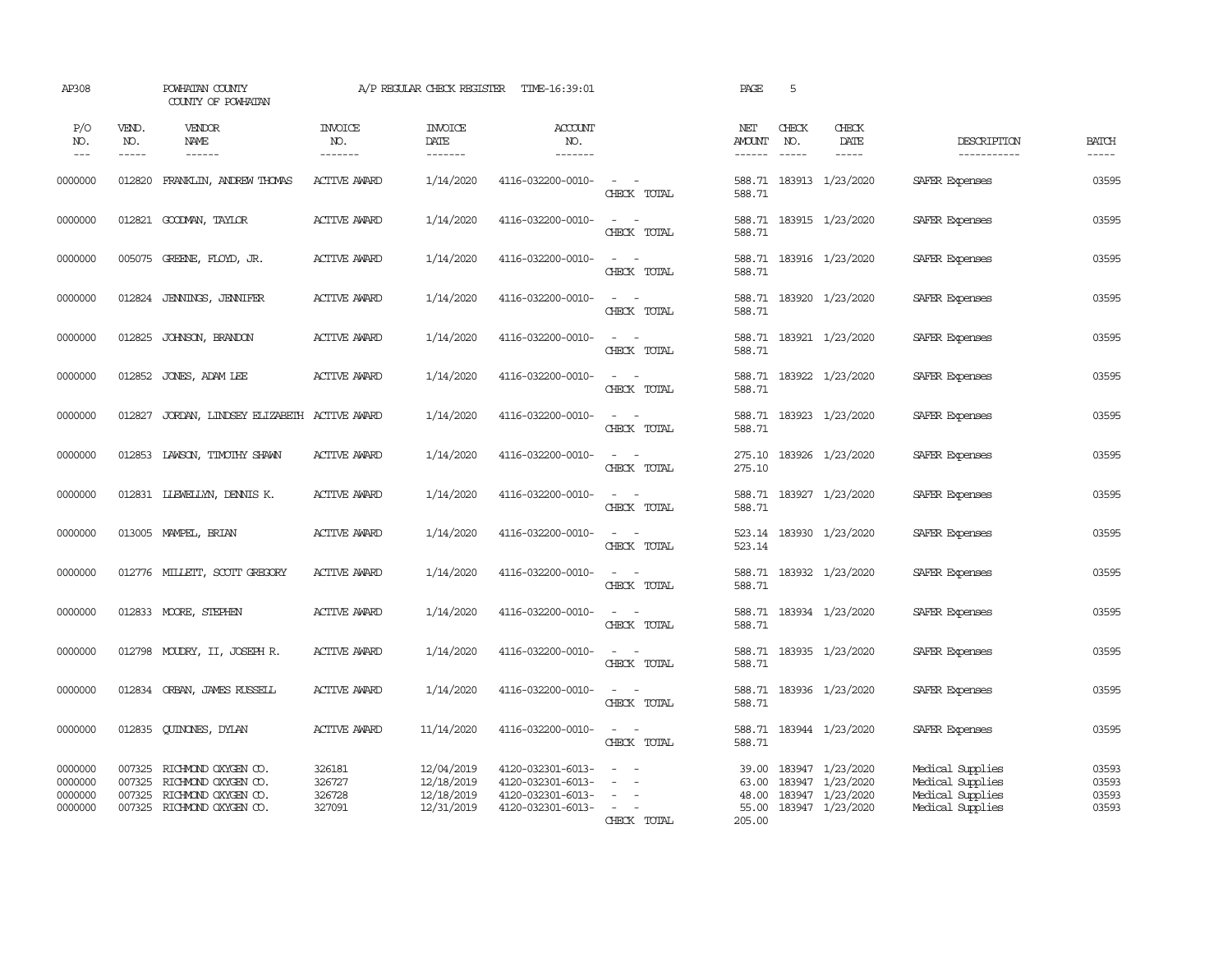AP308 POWHATAN COUNTY COUNTY OF POWHATAN A/P REGULAR CHECK REGISTER TIME-16:39:01 PAGE 5

| P/O NO. | VEND. NO. | VENDOR NAME | INVOICE NO. | INVOICE DATE | ACCOUNT NO. | | NET AMOUNT | CHECK NO. | CHECK DATE | DESCRIPTION | BATCH |
|---|---|---|---|---|---|---|---|---|---|---|---|
| 0000000 | 012820 | FRANKLIN, ANDREW THOMAS | ACTIVE AWARD | 1/14/2020 | 4116-032200-0010- | - - | 588.71 | 183913 | 1/23/2020 | SAFER Expenses | 03595 |
| | | | | | | CHECK TOTAL | 588.71 | | | | |
| 0000000 | 012821 | GOODMAN, TAYLOR | ACTIVE AWARD | 1/14/2020 | 4116-032200-0010- | - - | 588.71 | 183915 | 1/23/2020 | SAFER Expenses | 03595 |
| | | | | | | CHECK TOTAL | 588.71 | | | | |
| 0000000 | 005075 | GREENE, FLOYD, JR. | ACTIVE AWARD | 1/14/2020 | 4116-032200-0010- | - - | 588.71 | 183916 | 1/23/2020 | SAFER Expenses | 03595 |
| | | | | | | CHECK TOTAL | 588.71 | | | | |
| 0000000 | 012824 | JENNINGS, JENNIFER | ACTIVE AWARD | 1/14/2020 | 4116-032200-0010- | - - | 588.71 | 183920 | 1/23/2020 | SAFER Expenses | 03595 |
| | | | | | | CHECK TOTAL | 588.71 | | | | |
| 0000000 | 012825 | JOHNSON, BRANDON | ACTIVE AWARD | 1/14/2020 | 4116-032200-0010- | - - | 588.71 | 183921 | 1/23/2020 | SAFER Expenses | 03595 |
| | | | | | | CHECK TOTAL | 588.71 | | | | |
| 0000000 | 012852 | JONES, ADAM LEE | ACTIVE AWARD | 1/14/2020 | 4116-032200-0010- | - - | 588.71 | 183922 | 1/23/2020 | SAFER Expenses | 03595 |
| | | | | | | CHECK TOTAL | 588.71 | | | | |
| 0000000 | 012827 | JORDAN, LINDSEY ELIZABETH | ACTIVE AWARD | 1/14/2020 | 4116-032200-0010- | - - | 588.71 | 183923 | 1/23/2020 | SAFER Expenses | 03595 |
| | | | | | | CHECK TOTAL | 588.71 | | | | |
| 0000000 | 012853 | LAWSON, TIMOTHY SHAWN | ACTIVE AWARD | 1/14/2020 | 4116-032200-0010- | - - | 275.10 | 183926 | 1/23/2020 | SAFER Expenses | 03595 |
| | | | | | | CHECK TOTAL | 275.10 | | | | |
| 0000000 | 012831 | LLEWELLYN, DENNIS K. | ACTIVE AWARD | 1/14/2020 | 4116-032200-0010- | - - | 588.71 | 183927 | 1/23/2020 | SAFER Expenses | 03595 |
| | | | | | | CHECK TOTAL | 588.71 | | | | |
| 0000000 | 013005 | MAMPEL, BRIAN | ACTIVE AWARD | 1/14/2020 | 4116-032200-0010- | - - | 523.14 | 183930 | 1/23/2020 | SAFER Expenses | 03595 |
| | | | | | | CHECK TOTAL | 523.14 | | | | |
| 0000000 | 012776 | MILLETT, SCOTT GREGORY | ACTIVE AWARD | 1/14/2020 | 4116-032200-0010- | - - | 588.71 | 183932 | 1/23/2020 | SAFER Expenses | 03595 |
| | | | | | | CHECK TOTAL | 588.71 | | | | |
| 0000000 | 012833 | MOORE, STEPHEN | ACTIVE AWARD | 1/14/2020 | 4116-032200-0010- | - - | 588.71 | 183934 | 1/23/2020 | SAFER Expenses | 03595 |
| | | | | | | CHECK TOTAL | 588.71 | | | | |
| 0000000 | 012798 | MOUDRY, II, JOSEPH R. | ACTIVE AWARD | 1/14/2020 | 4116-032200-0010- | - - | 588.71 | 183935 | 1/23/2020 | SAFER Expenses | 03595 |
| | | | | | | CHECK TOTAL | 588.71 | | | | |
| 0000000 | 012834 | ORBAN, JAMES RUSSELL | ACTIVE AWARD | 1/14/2020 | 4116-032200-0010- | - - | 588.71 | 183936 | 1/23/2020 | SAFER Expenses | 03595 |
| | | | | | | CHECK TOTAL | 588.71 | | | | |
| 0000000 | 012835 | QUINONES, DYLAN | ACTIVE AWARD | 11/14/2020 | 4116-032200-0010- | - - | 588.71 | 183944 | 1/23/2020 | SAFER Expenses | 03595 |
| | | | | | | CHECK TOTAL | 588.71 | | | | |
| 0000000 | 007325 | RICHMOND OXYGEN CO. | 326181 | 12/04/2019 | 4120-032301-6013- | - - | 39.00 | 183947 | 1/23/2020 | Medical Supplies | 03593 |
| 0000000 | 007325 | RICHMOND OXYGEN CO. | 326727 | 12/18/2019 | 4120-032301-6013- | - - | 63.00 | 183947 | 1/23/2020 | Medical Supplies | 03593 |
| 0000000 | 007325 | RICHMOND OXYGEN CO. | 326728 | 12/18/2019 | 4120-032301-6013- | - - | 48.00 | 183947 | 1/23/2020 | Medical Supplies | 03593 |
| 0000000 | 007325 | RICHMOND OXYGEN CO. | 327091 | 12/31/2019 | 4120-032301-6013- | - - | 55.00 | 183947 | 1/23/2020 | Medical Supplies | 03593 |
| | | | | | | CHECK TOTAL | 205.00 | | | | |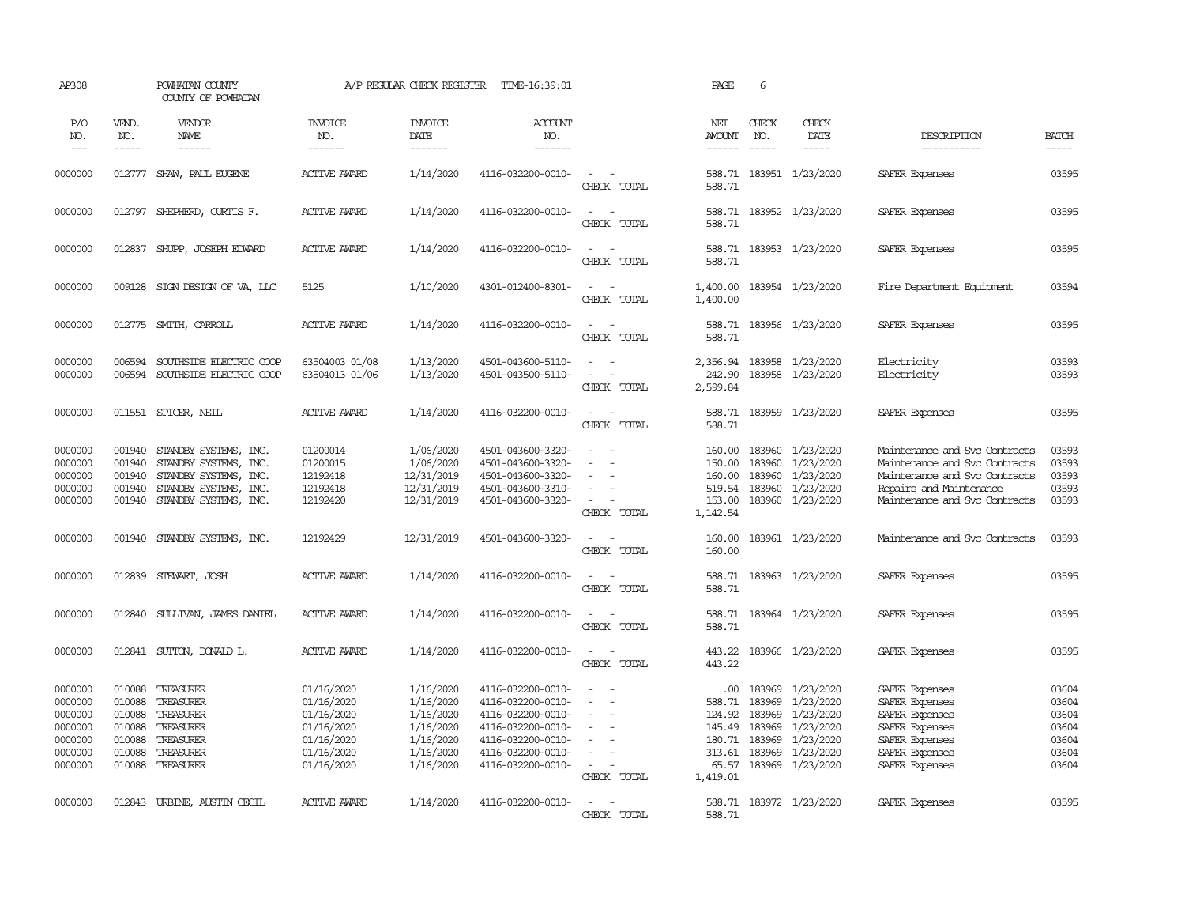AP308 POWHATAN COUNTY A/P REGULAR CHECK REGISTER TIME-16:39:01 PAGE 6

COUNTY OF POWHATAN

| P/O NO. | VEND. NO. | VENDOR NAME | INVOICE NO. | INVOICE DATE | ACCOUNT NO. | | NET AMOUNT | CHECK NO. | CHECK DATE | DESCRIPTION | BATCH |
|---|---|---|---|---|---|---|---|---|---|---|---|
| 0000000 | 012777 | SHAW, PAUL EUGENE | ACTIVE AWARD | 1/14/2020 | 4116-032200-0010- | - - | 588.71 | 183951 | 1/23/2020 | SAFER Expenses | 03595 |
| | | | | | | CHECK TOTAL | 588.71 | | | | |
| 0000000 | 012797 | SHEPHERD, CURTIS F. | ACTIVE AWARD | 1/14/2020 | 4116-032200-0010- | - - | 588.71 | 183952 | 1/23/2020 | SAFER Expenses | 03595 |
| | | | | | | CHECK TOTAL | 588.71 | | | | |
| 0000000 | 012837 | SHUPP, JOSEPH EDWARD | ACTIVE AWARD | 1/14/2020 | 4116-032200-0010- | - - | 588.71 | 183953 | 1/23/2020 | SAFER Expenses | 03595 |
| | | | | | | CHECK TOTAL | 588.71 | | | | |
| 0000000 | 009128 | SIGN DESIGN OF VA, LLC | 5125 | 1/10/2020 | 4301-012400-8301- | - - | 1,400.00 | 183954 | 1/23/2020 | Fire Department Equipment | 03594 |
| | | | | | | CHECK TOTAL | 1,400.00 | | | | |
| 0000000 | 012775 | SMITH, CARROLL | ACTIVE AWARD | 1/14/2020 | 4116-032200-0010- | - - | 588.71 | 183956 | 1/23/2020 | SAFER Expenses | 03595 |
| | | | | | | CHECK TOTAL | 588.71 | | | | |
| 0000000 | 006594 | SOUTHSIDE ELECTRIC COOP | 63504003 01/08 | 1/13/2020 | 4501-043600-5110- | - - | 2,356.94 | 183958 | 1/23/2020 | Electricity | 03593 |
| 0000000 | 006594 | SOUTHSIDE ELECTRIC COOP | 63504013 01/06 | 1/13/2020 | 4501-043500-5110- | - - | 242.90 | 183958 | 1/23/2020 | Electricity | 03593 |
| | | | | | | CHECK TOTAL | 2,599.84 | | | | |
| 0000000 | 011551 | SPICER, NEIL | ACTIVE AWARD | 1/14/2020 | 4116-032200-0010- | - - | 588.71 | 183959 | 1/23/2020 | SAFER Expenses | 03595 |
| | | | | | | CHECK TOTAL | 588.71 | | | | |
| 0000000 | 001940 | STANDBY SYSTEMS, INC. | 01200014 | 1/06/2020 | 4501-043600-3320- | - - | 160.00 | 183960 | 1/23/2020 | Maintenance and Svc Contracts | 03593 |
| 0000000 | 001940 | STANDBY SYSTEMS, INC. | 01200015 | 1/06/2020 | 4501-043600-3320- | - - | 150.00 | 183960 | 1/23/2020 | Maintenance and Svc Contracts | 03593 |
| 0000000 | 001940 | STANDBY SYSTEMS, INC. | 12192418 | 12/31/2019 | 4501-043600-3320- | - - | 160.00 | 183960 | 1/23/2020 | Maintenance and Svc Contracts | 03593 |
| 0000000 | 001940 | STANDBY SYSTEMS, INC. | 12192418 | 12/31/2019 | 4501-043600-3310- | - - | 519.54 | 183960 | 1/23/2020 | Repairs and Maintenance | 03593 |
| 0000000 | 001940 | STANDBY SYSTEMS, INC. | 12192420 | 12/31/2019 | 4501-043600-3320- | - - | 153.00 | 183960 | 1/23/2020 | Maintenance and Svc Contracts | 03593 |
| | | | | | | CHECK TOTAL | 1,142.54 | | | | |
| 0000000 | 001940 | STANDBY SYSTEMS, INC. | 12192429 | 12/31/2019 | 4501-043600-3320- | - - | 160.00 | 183961 | 1/23/2020 | Maintenance and Svc Contracts | 03593 |
| | | | | | | CHECK TOTAL | 160.00 | | | | |
| 0000000 | 012839 | STEWART, JOSH | ACTIVE AWARD | 1/14/2020 | 4116-032200-0010- | - - | 588.71 | 183963 | 1/23/2020 | SAFER Expenses | 03595 |
| | | | | | | CHECK TOTAL | 588.71 | | | | |
| 0000000 | 012840 | SULLIVAN, JAMES DANIEL | ACTIVE AWARD | 1/14/2020 | 4116-032200-0010- | - - | 588.71 | 183964 | 1/23/2020 | SAFER Expenses | 03595 |
| | | | | | | CHECK TOTAL | 588.71 | | | | |
| 0000000 | 012841 | SUTTON, DONALD L. | ACTIVE AWARD | 1/14/2020 | 4116-032200-0010- | - - | 443.22 | 183966 | 1/23/2020 | SAFER Expenses | 03595 |
| | | | | | | CHECK TOTAL | 443.22 | | | | |
| 0000000 | 010088 | TREASURER | 01/16/2020 | 1/16/2020 | 4116-032200-0010- | - - | .00 | 183969 | 1/23/2020 | SAFER Expenses | 03604 |
| 0000000 | 010088 | TREASURER | 01/16/2020 | 1/16/2020 | 4116-032200-0010- | - - | 588.71 | 183969 | 1/23/2020 | SAFER Expenses | 03604 |
| 0000000 | 010088 | TREASURER | 01/16/2020 | 1/16/2020 | 4116-032200-0010- | - - | 124.92 | 183969 | 1/23/2020 | SAFER Expenses | 03604 |
| 0000000 | 010088 | TREASURER | 01/16/2020 | 1/16/2020 | 4116-032200-0010- | - - | 145.49 | 183969 | 1/23/2020 | SAFER Expenses | 03604 |
| 0000000 | 010088 | TREASURER | 01/16/2020 | 1/16/2020 | 4116-032200-0010- | - - | 180.71 | 183969 | 1/23/2020 | SAFER Expenses | 03604 |
| 0000000 | 010088 | TREASURER | 01/16/2020 | 1/16/2020 | 4116-032200-0010- | - - | 313.61 | 183969 | 1/23/2020 | SAFER Expenses | 03604 |
| 0000000 | 010088 | TREASURER | 01/16/2020 | 1/16/2020 | 4116-032200-0010- | - - | 65.57 | 183969 | 1/23/2020 | SAFER Expenses | 03604 |
| | | | | | | CHECK TOTAL | 1,419.01 | | | | |
| 0000000 | 012843 | URBINE, AUSTIN CECIL | ACTIVE AWARD | 1/14/2020 | 4116-032200-0010- | - - | 588.71 | 183972 | 1/23/2020 | SAFER Expenses | 03595 |
| | | | | | | CHECK TOTAL | 588.71 | | | | |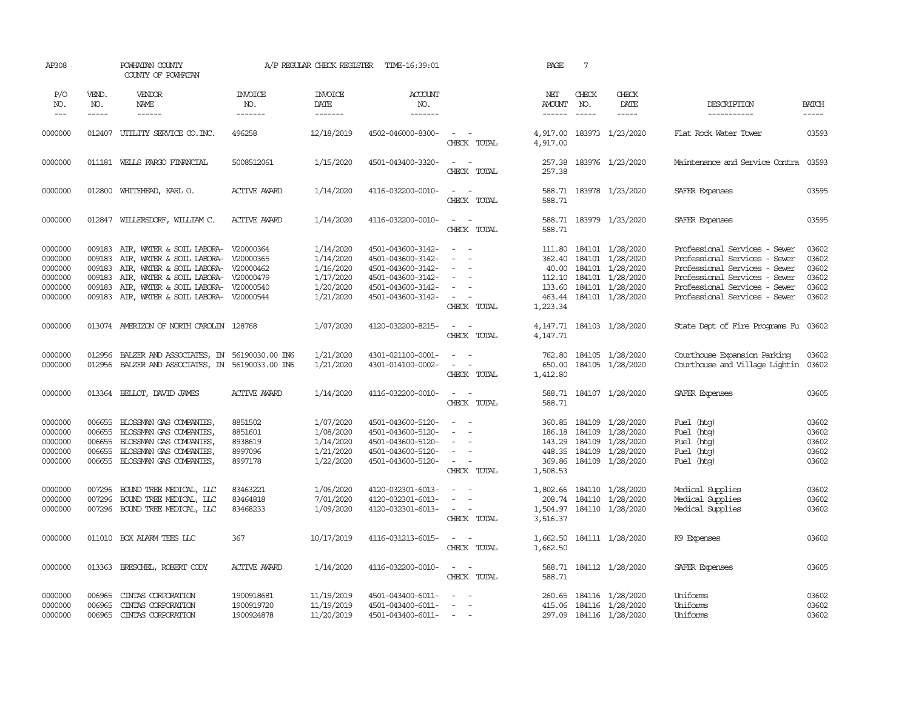AP308 POWHATAN COUNTY A/P REGULAR CHECK REGISTER TIME-16:39:01 PAGE 7

COUNTY OF POWHATAN

| P/O NO. | VEND. NO. | VENDOR NAME | INVOICE NO. | INVOICE DATE | ACCOUNT NO. | | NET AMOUNT | CHECK NO. | CHECK DATE | DESCRIPTION | BATCH |
|---|---|---|---|---|---|---|---|---|---|---|---|
| --- | ----- | ------ | ------- | ------- | ------- | | ------ | ----- | ----- | ----------- | ----- |
| 0000000 | 012407 | UTILITY SERVICE CO.INC. | 496258 | 12/18/2019 | 4502-046000-8300- | - - | 4,917.00 | 183973 | 1/23/2020 | Flat Rock Water Tower | 03593 |
| | | | | | | CHECK TOTAL | 4,917.00 | | | | |
| 0000000 | 011181 | WELLS FARGO FINANCIAL | 5008512061 | 1/15/2020 | 4501-043400-3320- | - - | 257.38 | 183976 | 1/23/2020 | Maintenance and Service Contra | 03593 |
| | | | | | | CHECK TOTAL | 257.38 | | | | |
| 0000000 | 012800 | WHITEHEAD, KARL O. | ACTIVE AWARD | 1/14/2020 | 4116-032200-0010- | - - | 588.71 | 183978 | 1/23/2020 | SAFER Expenses | 03595 |
| | | | | | | CHECK TOTAL | 588.71 | | | | |
| 0000000 | 012847 | WILLERSDORF, WILLIAM C. | ACTIVE AWARD | 1/14/2020 | 4116-032200-0010- | - - | 588.71 | 183979 | 1/23/2020 | SAFER Expenses | 03595 |
| | | | | | | CHECK TOTAL | 588.71 | | | | |
| 0000000 | 009183 | AIR, WATER & SOIL LABORA- | V20000364 | 1/14/2020 | 4501-043600-3142- | - - | 111.80 | 184101 | 1/28/2020 | Professional Services - Sewer | 03602 |
| 0000000 | 009183 | AIR, WATER & SOIL LABORA- | V20000365 | 1/14/2020 | 4501-043600-3142- | - - | 362.40 | 184101 | 1/28/2020 | Professional Services - Sewer | 03602 |
| 0000000 | 009183 | AIR, WATER & SOIL LABORA- | V20000462 | 1/16/2020 | 4501-043600-3142- | - - | 40.00 | 184101 | 1/28/2020 | Professional Services - Sewer | 03602 |
| 0000000 | 009183 | AIR, WATER & SOIL LABORA- | V20000479 | 1/17/2020 | 4501-043600-3142- | - - | 112.10 | 184101 | 1/28/2020 | Professional Services - Sewer | 03602 |
| 0000000 | 009183 | AIR, WATER & SOIL LABORA- | V20000540 | 1/20/2020 | 4501-043600-3142- | - - | 133.60 | 184101 | 1/28/2020 | Professional Services - Sewer | 03602 |
| 0000000 | 009183 | AIR, WATER & SOIL LABORA- | V20000544 | 1/21/2020 | 4501-043600-3142- | - - | 463.44 | 184101 | 1/28/2020 | Professional Services - Sewer | 03602 |
| | | | | | | CHECK TOTAL | 1,223.34 | | | | |
| 0000000 | 013074 | AMERIZON OF NORTH CAROLIN | 128768 | 1/07/2020 | 4120-032200-8215- | - - | 4,147.71 | 184103 | 1/28/2020 | State Dept of Fire Programs Fu | 03602 |
| | | | | | | CHECK TOTAL | 4,147.71 | | | | |
| 0000000 | 012956 | BALZER AND ASSOCIATES, IN | 56190030.00 IN6 | 1/21/2020 | 4301-021100-0001- | - - | 762.80 | 184105 | 1/28/2020 | Courthouse Expansion Parking | 03602 |
| 0000000 | 012956 | BALZER AND ASSOCIATES, IN | 56190033.00 IN6 | 1/21/2020 | 4301-014100-0002- | - - | 650.00 | 184105 | 1/28/2020 | Courthouse and Village Lightin | 03602 |
| | | | | | | CHECK TOTAL | 1,412.80 | | | | |
| 0000000 | 013364 | BELLOT, DAVID JAMES | ACTIVE AWARD | 1/14/2020 | 4116-032200-0010- | - - | 588.71 | 184107 | 1/28/2020 | SAFER Expenses | 03605 |
| | | | | | | CHECK TOTAL | 588.71 | | | | |
| 0000000 | 006655 | BLOSSMAN GAS COMPANIES, | 8851502 | 1/07/2020 | 4501-043600-5120- | - - | 360.85 | 184109 | 1/28/2020 | Fuel (htg) | 03602 |
| 0000000 | 006655 | BLOSSMAN GAS COMPANIES, | 8851601 | 1/08/2020 | 4501-043600-5120- | - - | 186.18 | 184109 | 1/28/2020 | Fuel (htg) | 03602 |
| 0000000 | 006655 | BLOSSMAN GAS COMPANIES, | 8938619 | 1/14/2020 | 4501-043600-5120- | - - | 143.29 | 184109 | 1/28/2020 | Fuel (htg) | 03602 |
| 0000000 | 006655 | BLOSSMAN GAS COMPANIES, | 8997096 | 1/21/2020 | 4501-043600-5120- | - - | 448.35 | 184109 | 1/28/2020 | Fuel (htg) | 03602 |
| 0000000 | 006655 | BLOSSMAN GAS COMPANIES, | 8997178 | 1/22/2020 | 4501-043600-5120- | - - | 369.86 | 184109 | 1/28/2020 | Fuel (htg) | 03602 |
| | | | | | | CHECK TOTAL | 1,508.53 | | | | |
| 0000000 | 007296 | BOUND TREE MEDICAL, LLC | 83463221 | 1/06/2020 | 4120-032301-6013- | - - | 1,802.66 | 184110 | 1/28/2020 | Medical Supplies | 03602 |
| 0000000 | 007296 | BOUND TREE MEDICAL, LLC | 83464818 | 7/01/2020 | 4120-032301-6013- | - - | 208.74 | 184110 | 1/28/2020 | Medical Supplies | 03602 |
| 0000000 | 007296 | BOUND TREE MEDICAL, LLC | 83468233 | 1/09/2020 | 4120-032301-6013- | - - | 1,504.97 | 184110 | 1/28/2020 | Medical Supplies | 03602 |
| | | | | | | CHECK TOTAL | 3,516.37 | | | | |
| 0000000 | 011010 | BOX ALARM TEES LLC | 367 | 10/17/2019 | 4116-031213-6015- | - - | 1,662.50 | 184111 | 1/28/2020 | K9 Expenses | 03602 |
| | | | | | | CHECK TOTAL | 1,662.50 | | | | |
| 0000000 | 013363 | BRESCHEL, ROBERT CODY | ACTIVE AWARD | 1/14/2020 | 4116-032200-0010- | - - | 588.71 | 184112 | 1/28/2020 | SAFER Expenses | 03605 |
| | | | | | | CHECK TOTAL | 588.71 | | | | |
| 0000000 | 006965 | CINTAS CORPORATION | 1900918681 | 11/19/2019 | 4501-043400-6011- | - - | 260.65 | 184116 | 1/28/2020 | Uniforms | 03602 |
| 0000000 | 006965 | CINTAS CORPORATION | 1900919720 | 11/19/2019 | 4501-043400-6011- | - - | 415.06 | 184116 | 1/28/2020 | Uniforms | 03602 |
| 0000000 | 006965 | CINTAS CORPORATION | 1900924878 | 11/20/2019 | 4501-043400-6011- | - - | 297.09 | 184116 | 1/28/2020 | Uniforms | 03602 |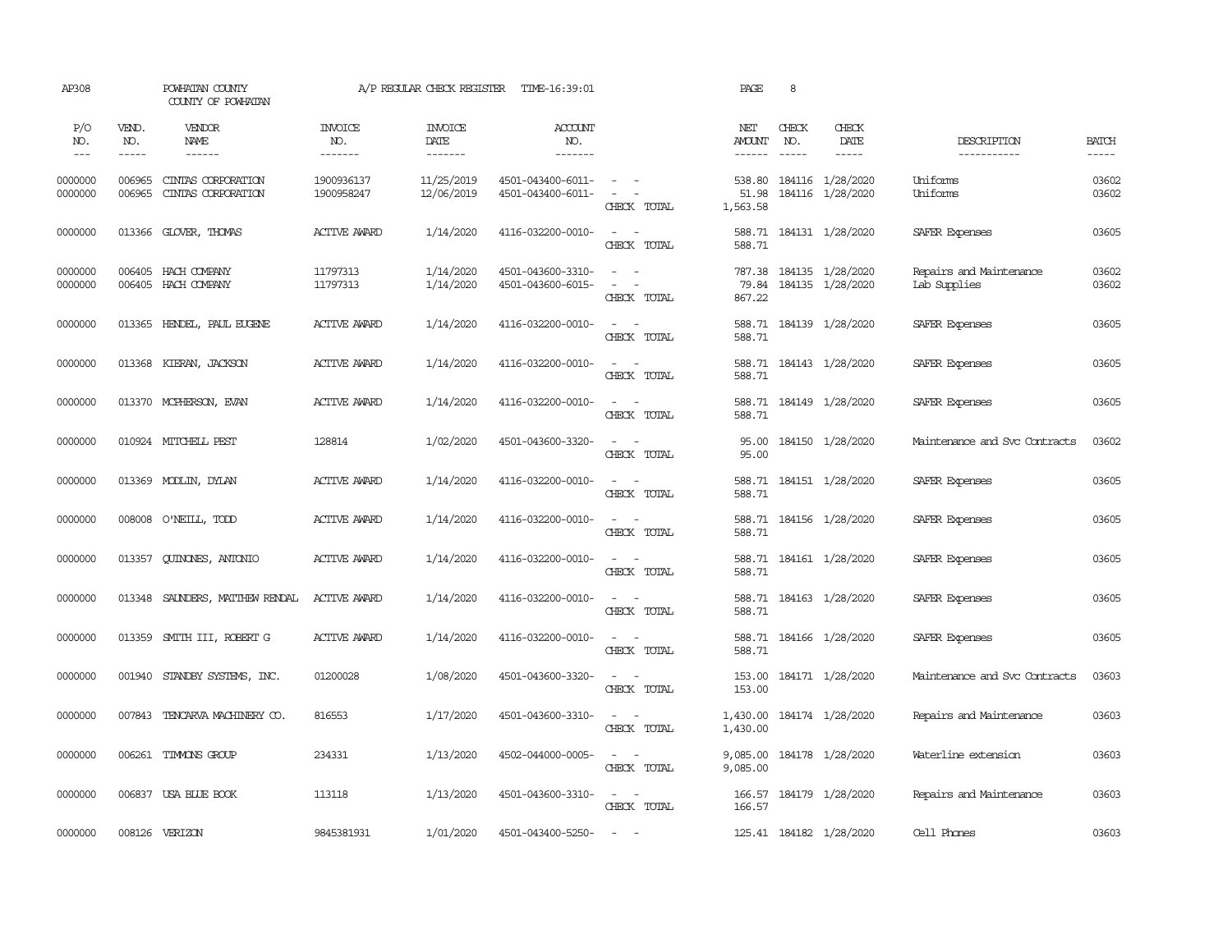AP308 POWHATAN COUNTY A/P REGULAR CHECK REGISTER TIME-16:39:01 PAGE 8
COUNTY OF POWHATAN

| P/O NO. | VEND. NO. | VENDOR NAME | INVOICE NO. | INVOICE DATE | ACCOUNT NO. | | NET AMOUNT | CHECK NO. | CHECK DATE | DESCRIPTION | BATCH |
|---|---|---|---|---|---|---|---|---|---|---|---|
| 0000000 | 006965 | CINTAS CORPORATION | 1900936137 | 11/25/2019 | 4501-043400-6011- | - - | 538.80 | 184116 | 1/28/2020 | Uniforms | 03602 |
| 0000000 | 006965 | CINTAS CORPORATION | 1900958247 | 12/06/2019 | 4501-043400-6011- | - - | 51.98 | 184116 | 1/28/2020 | Uniforms | 03602 |
| | | | | | | CHECK TOTAL | 1,563.58 | | | | |
| 0000000 | 013366 | GLOVER, THOMAS | ACTIVE AWARD | 1/14/2020 | 4116-032200-0010- | - - | 588.71 | 184131 | 1/28/2020 | SAFER Expenses | 03605 |
| | | | | | | CHECK TOTAL | 588.71 | | | | |
| 0000000 | 006405 | HACH COMPANY | 11797313 | 1/14/2020 | 4501-043600-3310- | - - | 787.38 | 184135 | 1/28/2020 | Repairs and Maintenance | 03602 |
| 0000000 | 006405 | HACH COMPANY | 11797313 | 1/14/2020 | 4501-043600-6015- | - - | 79.84 | 184135 | 1/28/2020 | Lab Supplies | 03602 |
| | | | | | | CHECK TOTAL | 867.22 | | | | |
| 0000000 | 013365 | HENDEL, PAUL EUGENE | ACTIVE AWARD | 1/14/2020 | 4116-032200-0010- | - - | 588.71 | 184139 | 1/28/2020 | SAFER Expenses | 03605 |
| | | | | | | CHECK TOTAL | 588.71 | | | | |
| 0000000 | 013368 | KIERAN, JACKSON | ACTIVE AWARD | 1/14/2020 | 4116-032200-0010- | - - | 588.71 | 184143 | 1/28/2020 | SAFER Expenses | 03605 |
| | | | | | | CHECK TOTAL | 588.71 | | | | |
| 0000000 | 013370 | MCPHERSON, EVAN | ACTIVE AWARD | 1/14/2020 | 4116-032200-0010- | - - | 588.71 | 184149 | 1/28/2020 | SAFER Expenses | 03605 |
| | | | | | | CHECK TOTAL | 588.71 | | | | |
| 0000000 | 010924 | MITCHELL PEST | 128814 | 1/02/2020 | 4501-043600-3320- | - - | 95.00 | 184150 | 1/28/2020 | Maintenance and Svc Contracts | 03602 |
| | | | | | | CHECK TOTAL | 95.00 | | | | |
| 0000000 | 013369 | MODLIN, DYLAN | ACTIVE AWARD | 1/14/2020 | 4116-032200-0010- | - - | 588.71 | 184151 | 1/28/2020 | SAFER Expenses | 03605 |
| | | | | | | CHECK TOTAL | 588.71 | | | | |
| 0000000 | 008008 | O'NEILL, TODD | ACTIVE AWARD | 1/14/2020 | 4116-032200-0010- | - - | 588.71 | 184156 | 1/28/2020 | SAFER Expenses | 03605 |
| | | | | | | CHECK TOTAL | 588.71 | | | | |
| 0000000 | 013357 | QUINONES, ANTONIO | ACTIVE AWARD | 1/14/2020 | 4116-032200-0010- | - - | 588.71 | 184161 | 1/28/2020 | SAFER Expenses | 03605 |
| | | | | | | CHECK TOTAL | 588.71 | | | | |
| 0000000 | 013348 | SAUNDERS, MATTHEW RENDAL | ACTIVE AWARD | 1/14/2020 | 4116-032200-0010- | - - | 588.71 | 184163 | 1/28/2020 | SAFER Expenses | 03605 |
| | | | | | | CHECK TOTAL | 588.71 | | | | |
| 0000000 | 013359 | SMITH III, ROBERT G | ACTIVE AWARD | 1/14/2020 | 4116-032200-0010- | - - | 588.71 | 184166 | 1/28/2020 | SAFER Expenses | 03605 |
| | | | | | | CHECK TOTAL | 588.71 | | | | |
| 0000000 | 001940 | STANDBY SYSTEMS, INC. | 01200028 | 1/08/2020 | 4501-043600-3320- | - - | 153.00 | 184171 | 1/28/2020 | Maintenance and Svc Contracts | 03603 |
| | | | | | | CHECK TOTAL | 153.00 | | | | |
| 0000000 | 007843 | TENCARVA MACHINERY CO. | 816553 | 1/17/2020 | 4501-043600-3310- | - - | 1,430.00 | 184174 | 1/28/2020 | Repairs and Maintenance | 03603 |
| | | | | | | CHECK TOTAL | 1,430.00 | | | | |
| 0000000 | 006261 | TIMMONS GROUP | 234331 | 1/13/2020 | 4502-044000-0005- | - - | 9,085.00 | 184178 | 1/28/2020 | Waterline extension | 03603 |
| | | | | | | CHECK TOTAL | 9,085.00 | | | | |
| 0000000 | 006837 | USA BLUE BOOK | 113118 | 1/13/2020 | 4501-043600-3310- | - - | 166.57 | 184179 | 1/28/2020 | Repairs and Maintenance | 03603 |
| | | | | | | CHECK TOTAL | 166.57 | | | | |
| 0000000 | 008126 | VERIZON | 9845381931 | 1/01/2020 | 4501-043400-5250- | - - | 125.41 | 184182 | 1/28/2020 | Cell Phones | 03603 |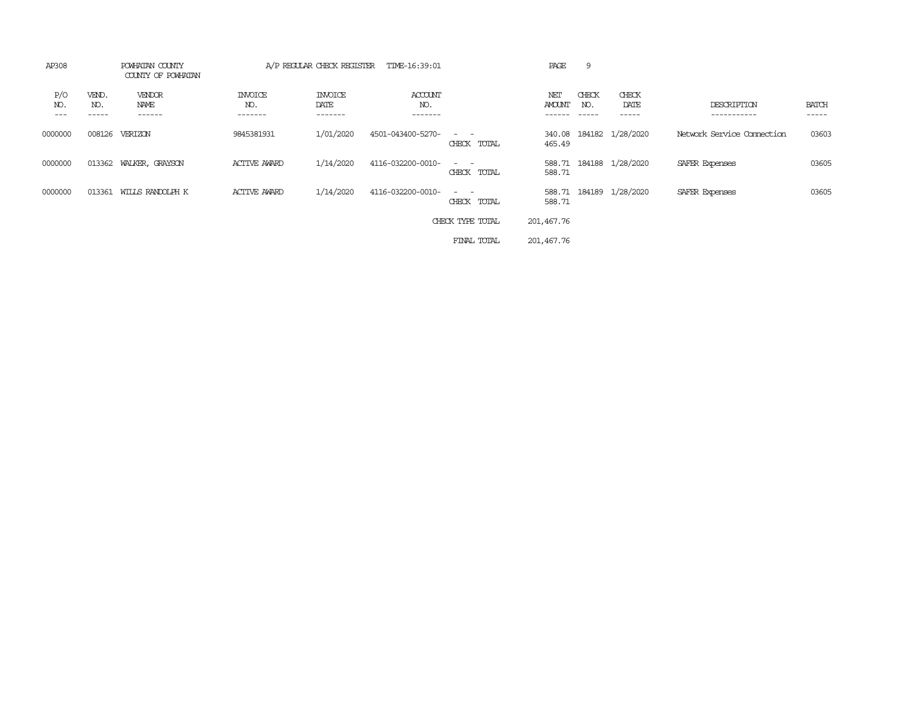AP308 POWHATAN COUNTY A/P REGULAR CHECK REGISTER TIME-16:39:01

COUNTY OF POWHATAN

| P/O NO. | VEND. NO. | VENDOR NAME | INVOICE NO. | INVOICE DATE | ACCOUNT NO. | | NET AMOUNT | CHECK NO. | CHECK DATE | DESCRIPTION | BATCH |
|---|---|---|---|---|---|---|---|---|---|---|---|
| 0000000 | 008126 | VERIZON | 9845381931 | 1/01/2020 | 4501-043400-5270- | - - | 340.08 | 184182 | 1/28/2020 | Network Service Connection | 03603 |
| | | | | | | CHECK TOTAL | 465.49 | | | | |
| 0000000 | 013362 | WALKER, GRAYSON | ACTIVE AWARD | 1/14/2020 | 4116-032200-0010- | - - | 588.71 | 184188 | 1/28/2020 | SAFER Expenses | 03605 |
| | | | | | | CHECK TOTAL | 588.71 | | | | |
| 0000000 | 013361 | WILLS RANDOLPH K | ACTIVE AWARD | 1/14/2020 | 4116-032200-0010- | - - | 588.71 | 184189 | 1/28/2020 | SAFER Expenses | 03605 |
| | | | | | | CHECK TOTAL | 588.71 | | | | |
| | | | | | | CHECK TYPE TOTAL | 201,467.76 | | | | |
| | | | | | | FINAL TOTAL | 201,467.76 | | | | |